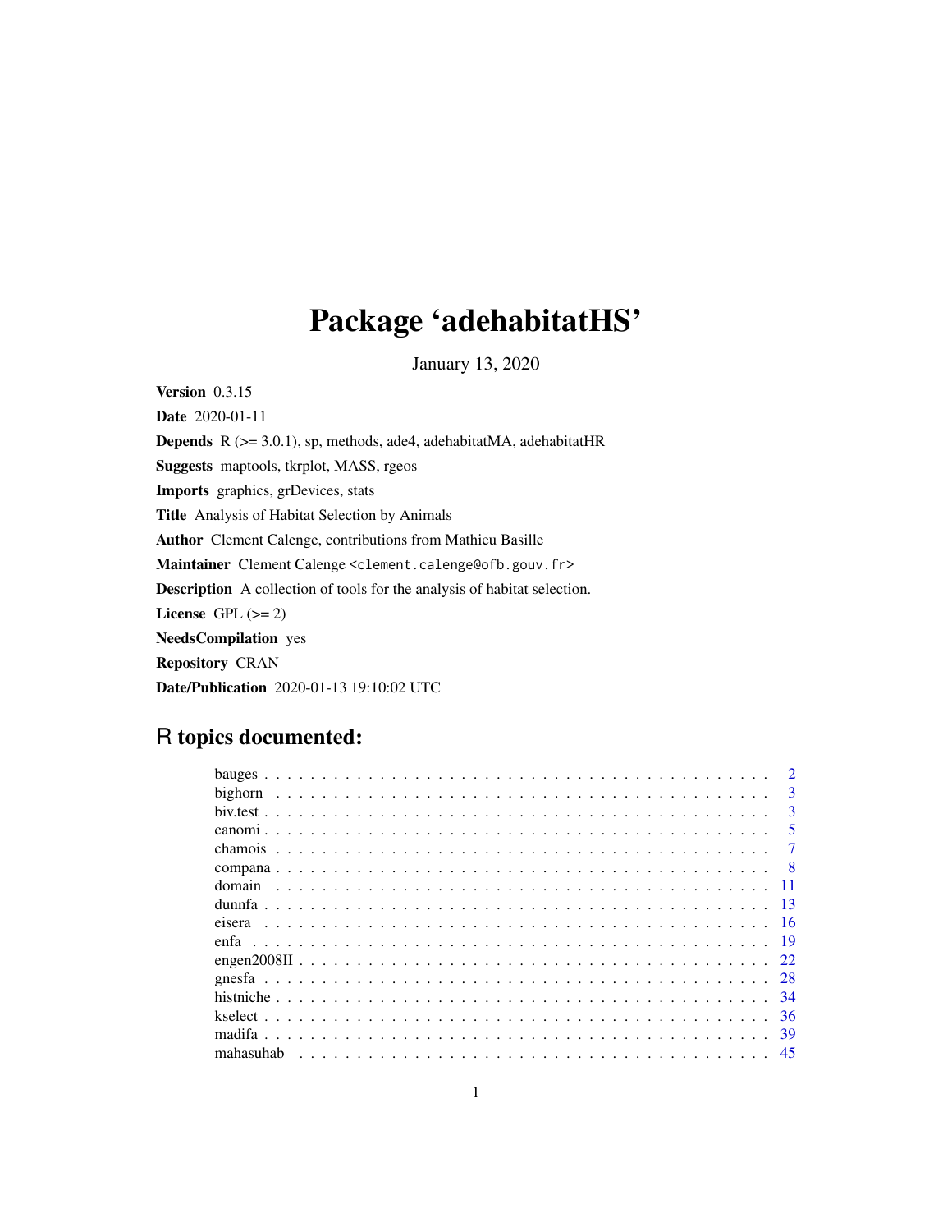# Package 'adehabitatHS'

January 13, 2020

**Version** 0.3.15

**Date** 2020-01-11

**Depends** R (>= 3.0.1), sp, methods, ade4, adehabitatMA, adehabitatHR

**Suggests** maptools, tkrplot, MASS, rgeos

**Imports** graphics, grDevices, stats

**Title** Analysis of Habitat Selection by Animals

**Author** Clement Calenge, contributions from Mathieu Basille

**Maintainer** Clement Calenge <clement.calenge@ofb.gouv.fr>

**Description** A collection of tools for the analysis of habitat selection.

**License** GPL (>= 2)

**NeedsCompilation** yes

**Repository** CRAN

**Date/Publication** 2020-01-13 19:10:02 UTC

## R topics documented:

| | |
|---|---|
| bauges | 2 |
| bighorn | 3 |
| biv.test | 3 |
| canomi | 5 |
| chamois | 7 |
| compana | 8 |
| domain | 11 |
| dunnfa | 13 |
| eisera | 16 |
| enfa | 19 |
| engen2008II | 22 |
| gnesfa | 28 |
| histniche | 34 |
| kselect | 36 |
| madifa | 39 |
| mahasuhab | 45 |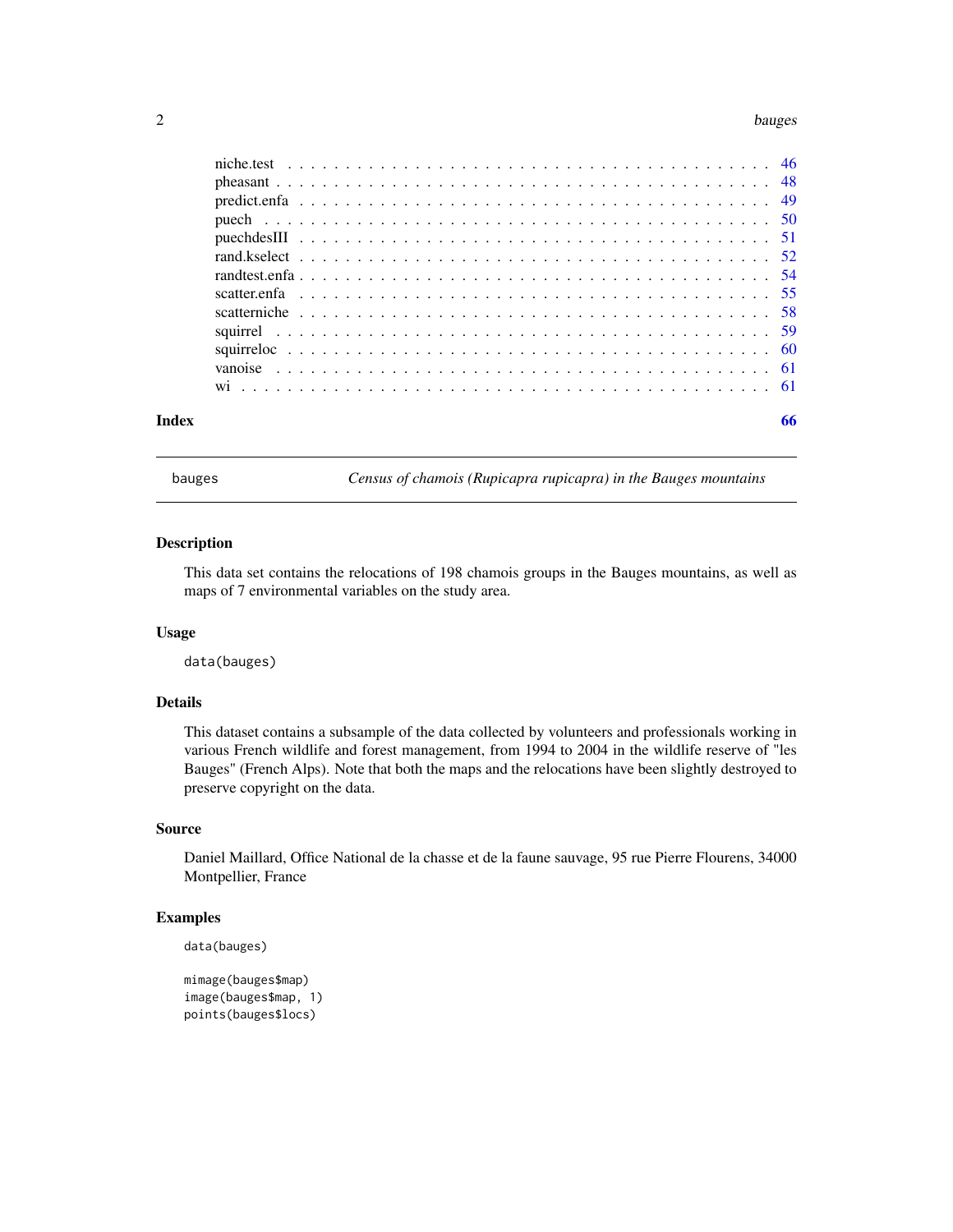| | |
|---|---|
| niche.test | 46 |
| pheasant | 48 |
| predict.enfa | 49 |
| puech | 50 |
| puechdesIII | 51 |
| rand.kselect | 52 |
| randtest.enfa | 54 |
| scatter.enfa | 55 |
| scatterniche | 58 |
| squirrel | 59 |
| squirreloc | 60 |
| vanoise | 61 |
| wi | 61 |

**Index** **66**

---

`bauges` *Census of chamois (Rupicapra rupicapra) in the Bauges mountains*

---

## Description

This data set contains the relocations of 198 chamois groups in the Bauges mountains, as well as maps of 7 environmental variables on the study area.

## Usage

```
data(bauges)
```

## Details

This dataset contains a subsample of the data collected by volunteers and professionals working in various French wildlife and forest management, from 1994 to 2004 in the wildlife reserve of "les Bauges" (French Alps). Note that both the maps and the relocations have been slightly destroyed to preserve copyright on the data.

## Source

Daniel Maillard, Office National de la chasse et de la faune sauvage, 95 rue Pierre Flourens, 34000 Montpellier, France

## Examples

```
data(bauges)

mimage(bauges$map)
image(bauges$map, 1)
points(bauges$locs)
```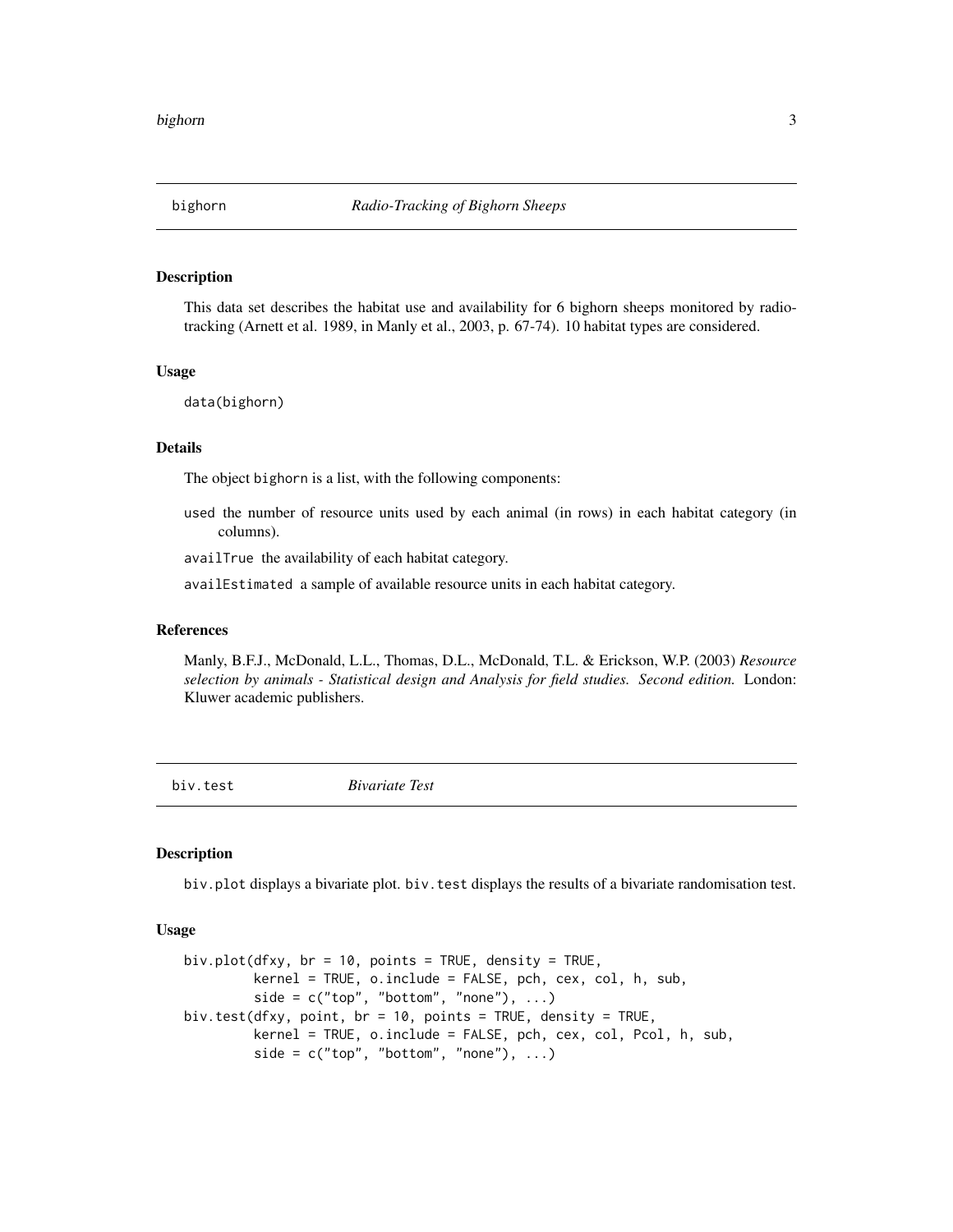## bighorn *Radio-Tracking of Bighorn Sheeps*

### Description

This data set describes the habitat use and availability for 6 bighorn sheeps monitored by radio-tracking (Arnett et al. 1989, in Manly et al., 2003, p. 67-74). 10 habitat types are considered.

### Usage

```
data(bighorn)
```

### Details

The object bighorn is a list, with the following components:

- `used` the number of resource units used by each animal (in rows) in each habitat category (in columns).
- `availTrue` the availability of each habitat category.
- `availEstimated` a sample of available resource units in each habitat category.

### References

Manly, B.F.J., McDonald, L.L., Thomas, D.L., McDonald, T.L. & Erickson, W.P. (2003) *Resource selection by animals - Statistical design and Analysis for field studies. Second edition.* London: Kluwer academic publishers.

## biv.test *Bivariate Test*

### Description

biv.plot displays a bivariate plot. biv.test displays the results of a bivariate randomisation test.

### Usage

```
biv.plot(dfxy, br = 10, points = TRUE, density = TRUE,
         kernel = TRUE, o.include = FALSE, pch, cex, col, h, sub,
         side = c("top", "bottom", "none"), ...)
biv.test(dfxy, point, br = 10, points = TRUE, density = TRUE,
         kernel = TRUE, o.include = FALSE, pch, cex, col, Pcol, h, sub,
         side = c("top", "bottom", "none"), ...)
```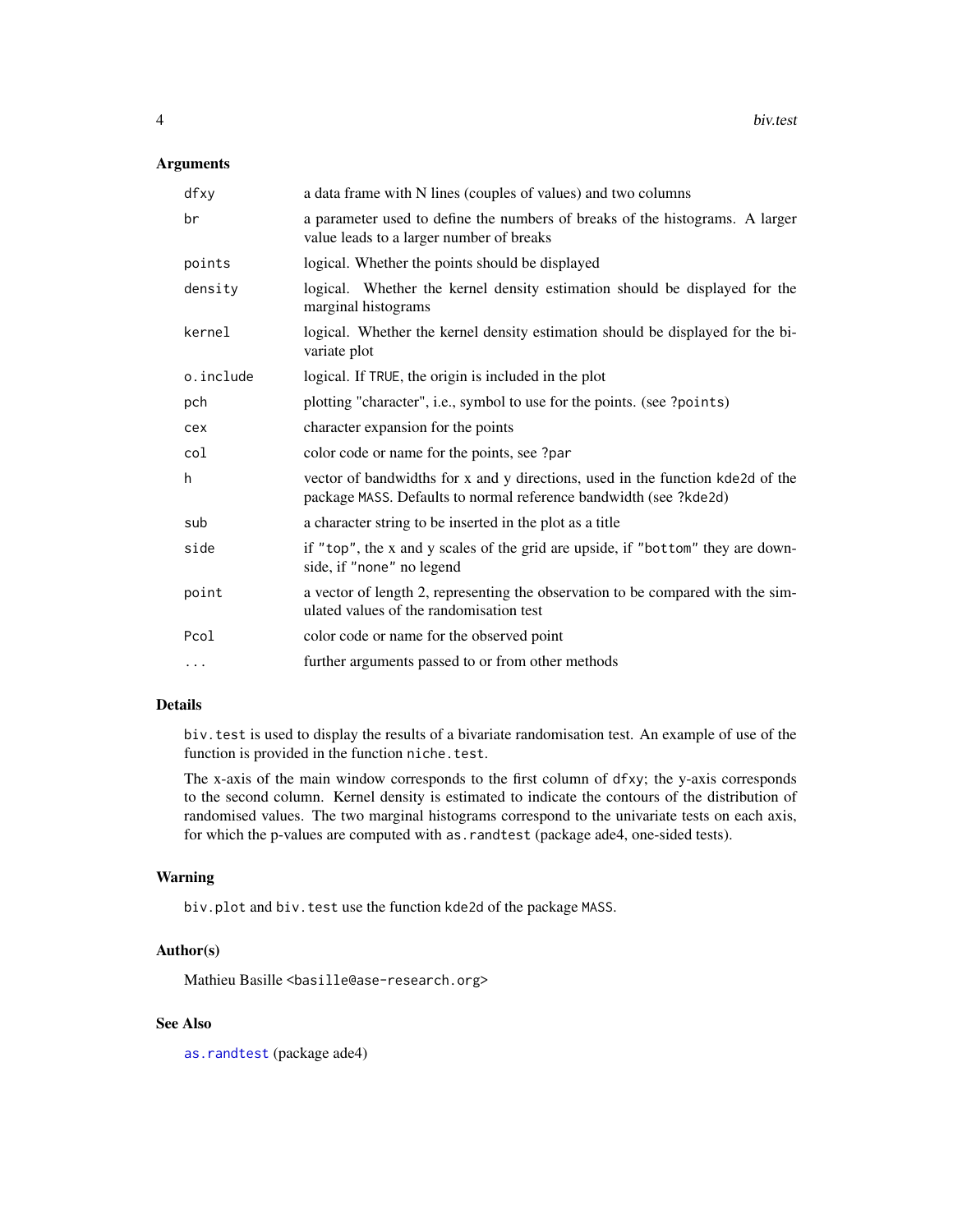## Arguments

| | |
|---|---|
| `dfxy` | a data frame with N lines (couples of values) and two columns |
| `br` | a parameter used to define the numbers of breaks of the histograms. A larger value leads to a larger number of breaks |
| `points` | logical. Whether the points should be displayed |
| `density` | logical. Whether the kernel density estimation should be displayed for the marginal histograms |
| `kernel` | logical. Whether the kernel density estimation should be displayed for the bivariate plot |
| `o.include` | logical. If `TRUE`, the origin is included in the plot |
| `pch` | plotting "character", i.e., symbol to use for the points. (see `?points`) |
| `cex` | character expansion for the points |
| `col` | color code or name for the points, see `?par` |
| `h` | vector of bandwidths for x and y directions, used in the function `kde2d` of the package `MASS`. Defaults to normal reference bandwidth (see `?kde2d`) |
| `sub` | a character string to be inserted in the plot as a title |
| `side` | if `"top"`, the x and y scales of the grid are upside, if `"bottom"` they are downside, if `"none"` no legend |
| `point` | a vector of length 2, representing the observation to be compared with the simulated values of the randomisation test |
| `Pcol` | color code or name for the observed point |
| `...` | further arguments passed to or from other methods |

## Details

`biv.test` is used to display the results of a bivariate randomisation test. An example of use of the function is provided in the function `niche.test`.

The x-axis of the main window corresponds to the first column of `dfxy`; the y-axis corresponds to the second column. Kernel density is estimated to indicate the contours of the distribution of randomised values. The two marginal histograms correspond to the univariate tests on each axis, for which the p-values are computed with `as.randtest` (package ade4, one-sided tests).

## Warning

`biv.plot` and `biv.test` use the function `kde2d` of the package `MASS`.

## Author(s)

Mathieu Basille <basille@ase-research.org>

## See Also

`as.randtest` (package ade4)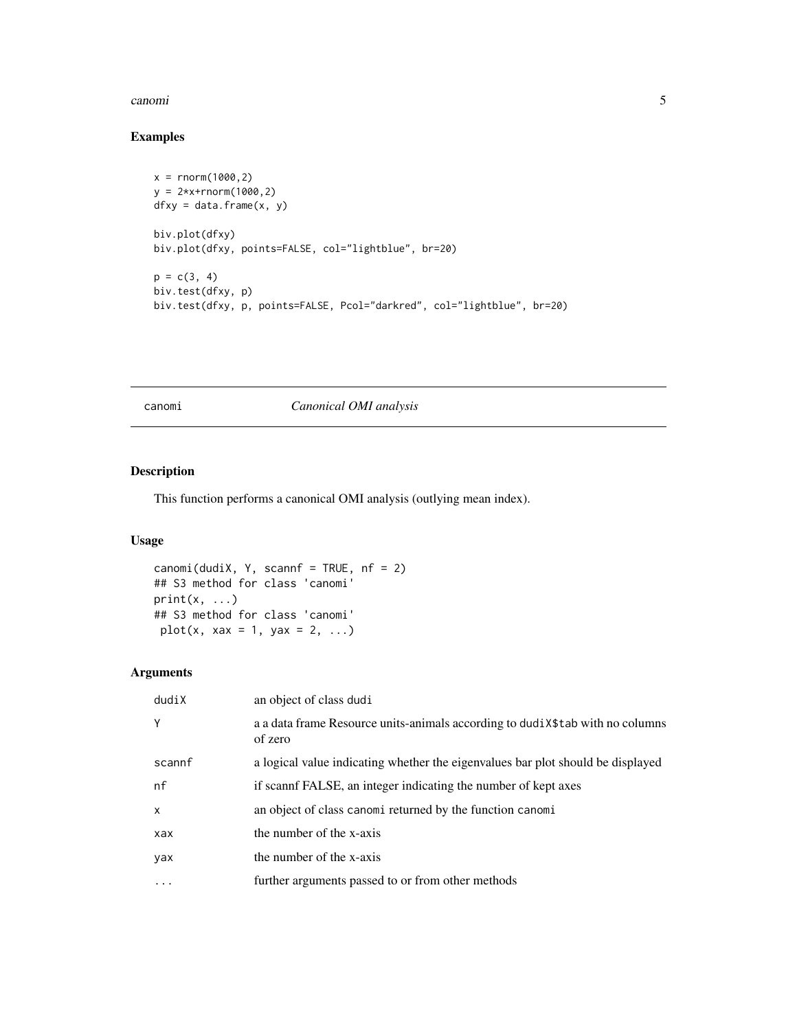## Examples

```
x = rnorm(1000,2)
y = 2*x+rnorm(1000,2)
dfxy = data.frame(x, y)

biv.plot(dfxy)
biv.plot(dfxy, points=FALSE, col="lightblue", br=20)

p = c(3, 4)
biv.test(dfxy, p)
biv.test(dfxy, p, points=FALSE, Pcol="darkred", col="lightblue", br=20)
```

---

# canomi *Canonical OMI analysis*

---

## Description

This function performs a canonical OMI analysis (outlying mean index).

## Usage

```
canomi(dudiX, Y, scannf = TRUE, nf = 2)
## S3 method for class 'canomi'
print(x, ...)
## S3 method for class 'canomi'
 plot(x, xax = 1, yax = 2, ...)
```

## Arguments

| | |
|---|---|
| dudiX | an object of class dudi |
| Y | a a data frame Resource units-animals according to dudiX$tab with no columns of zero |
| scannf | a logical value indicating whether the eigenvalues bar plot should be displayed |
| nf | if scannf FALSE, an integer indicating the number of kept axes |
| x | an object of class canomi returned by the function canomi |
| xax | the number of the x-axis |
| yax | the number of the x-axis |
| ... | further arguments passed to or from other methods |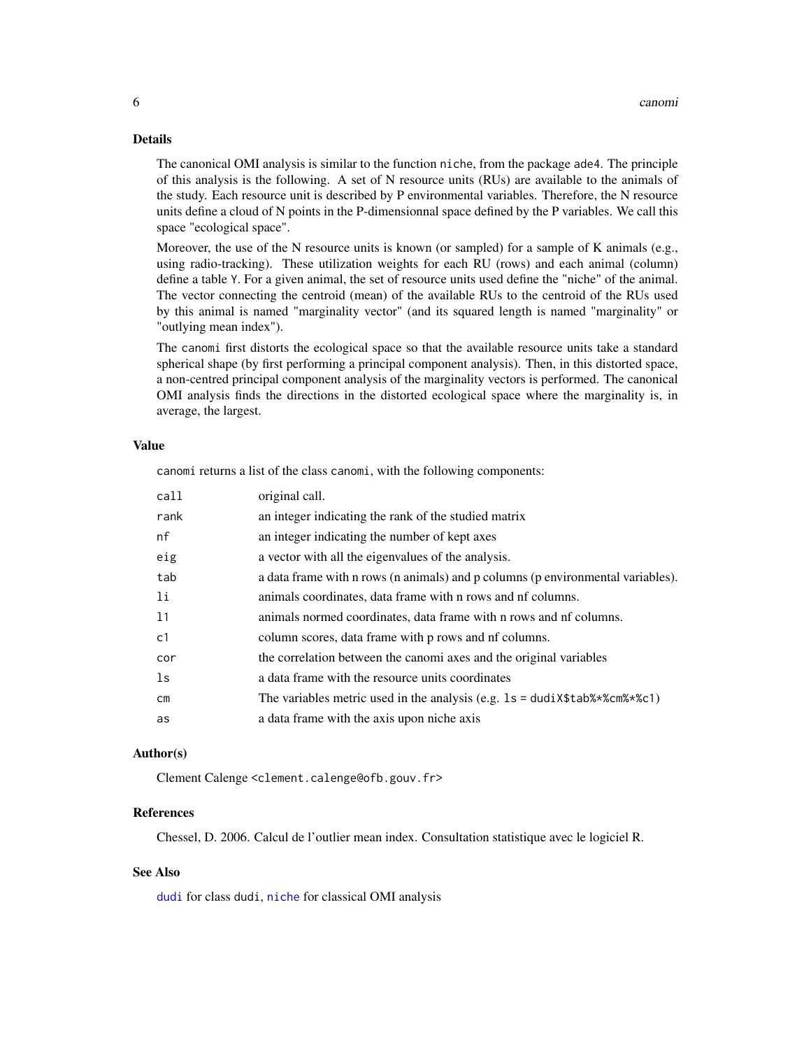## Details

The canonical OMI analysis is similar to the function `niche`, from the package `ade4`. The principle of this analysis is the following. A set of N resource units (RUs) are available to the animals of the study. Each resource unit is described by P environmental variables. Therefore, the N resource units define a cloud of N points in the P-dimensionnal space defined by the P variables. We call this space "ecological space".

Moreover, the use of the N resource units is known (or sampled) for a sample of K animals (e.g., using radio-tracking). These utilization weights for each RU (rows) and each animal (column) define a table `Y`. For a given animal, the set of resource units used define the "niche" of the animal. The vector connecting the centroid (mean) of the available RUs to the centroid of the RUs used by this animal is named "marginality vector" (and its squared length is named "marginality" or "outlying mean index").

The `canomi` first distorts the ecological space so that the available resource units take a standard spherical shape (by first performing a principal component analysis). Then, in this distorted space, a non-centred principal component analysis of the marginality vectors is performed. The canonical OMI analysis finds the directions in the distorted ecological space where the marginality is, in average, the largest.

## Value

`canomi` returns a list of the class `canomi`, with the following components:

| | |
|---|---|
| `call` | original call. |
| `rank` | an integer indicating the rank of the studied matrix |
| `nf` | an integer indicating the number of kept axes |
| `eig` | a vector with all the eigenvalues of the analysis. |
| `tab` | a data frame with n rows (n animals) and p columns (p environmental variables). |
| `li` | animals coordinates, data frame with n rows and nf columns. |
| `l1` | animals normed coordinates, data frame with n rows and nf columns. |
| `c1` | column scores, data frame with p rows and nf columns. |
| `cor` | the correlation between the canomi axes and the original variables |
| `ls` | a data frame with the resource units coordinates |
| `cm` | The variables metric used in the analysis (e.g. `ls = dudiX$tab%*%cm%*%c1`) |
| `as` | a data frame with the axis upon niche axis |

## Author(s)

Clement Calenge <clement.calenge@ofb.gouv.fr>

## References

Chessel, D. 2006. Calcul de l'outlier mean index. Consultation statistique avec le logiciel R.

## See Also

`dudi` for class `dudi`, `niche` for classical OMI analysis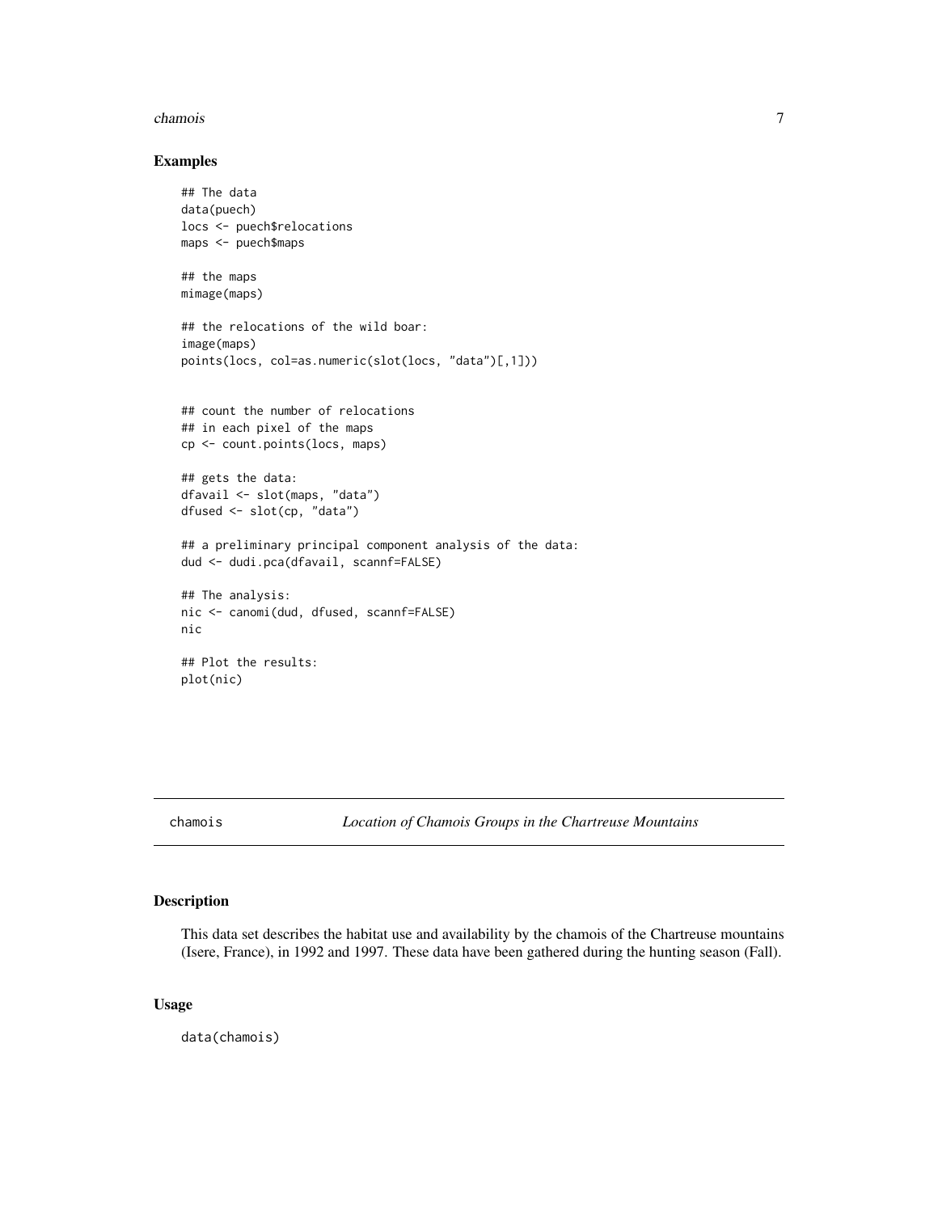## Examples

```
## The data
data(puech)
locs <- puech$relocations
maps <- puech$maps

## the maps
mimage(maps)

## the relocations of the wild boar:
image(maps)
points(locs, col=as.numeric(slot(locs, "data")[,1]))


## count the number of relocations
## in each pixel of the maps
cp <- count.points(locs, maps)

## gets the data:
dfavail <- slot(maps, "data")
dfused <- slot(cp, "data")

## a preliminary principal component analysis of the data:
dud <- dudi.pca(dfavail, scannf=FALSE)

## The analysis:
nic <- canomi(dud, dfused, scannf=FALSE)
nic

## Plot the results:
plot(nic)
```

---

chamois *Location of Chamois Groups in the Chartreuse Mountains*

---

## Description

This data set describes the habitat use and availability by the chamois of the Chartreuse mountains (Isere, France), in 1992 and 1997. These data have been gathered during the hunting season (Fall).

## Usage

```
data(chamois)
```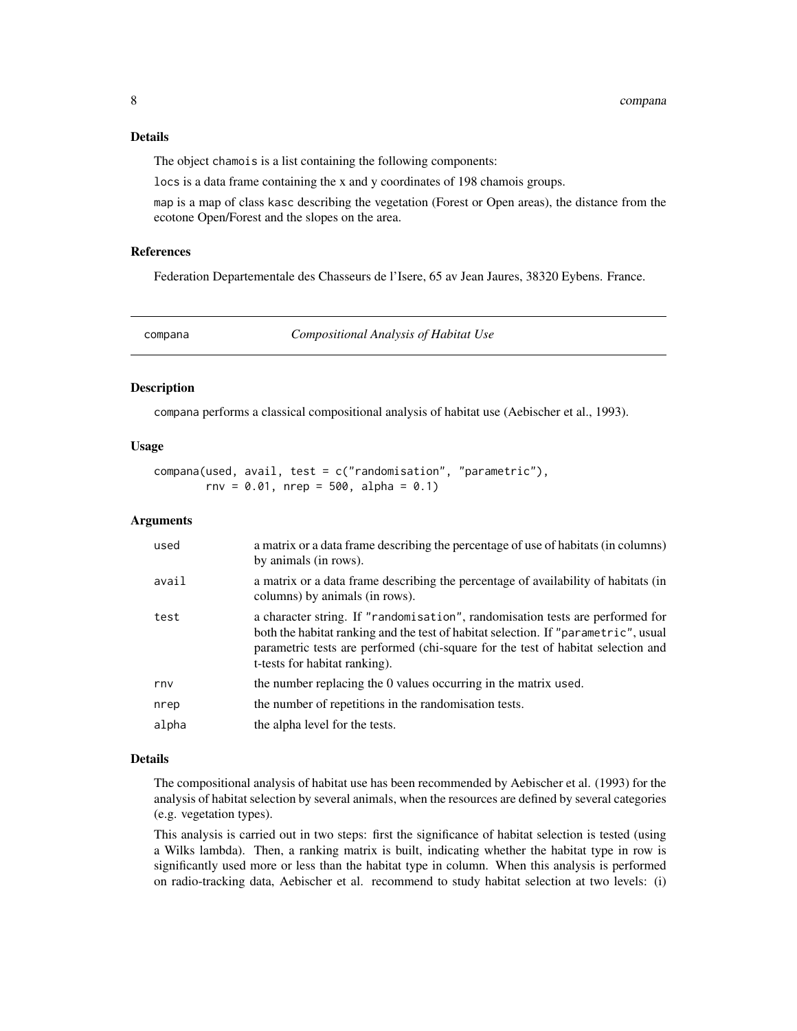## Details

The object `chamois` is a list containing the following components:

`locs` is a data frame containing the x and y coordinates of 198 chamois groups.

`map` is a map of class `kasc` describing the vegetation (Forest or Open areas), the distance from the ecotone Open/Forest and the slopes on the area.

## References

Federation Departementale des Chasseurs de l'Isere, 65 av Jean Jaures, 38320 Eybens. France.

---

# compana — *Compositional Analysis of Habitat Use*

## Description

`compana` performs a classical compositional analysis of habitat use (Aebischer et al., 1993).

## Usage

```
compana(used, avail, test = c("randomisation", "parametric"),
        rnv = 0.01, nrep = 500, alpha = 0.1)
```

## Arguments

| | |
|---|---|
| `used` | a matrix or a data frame describing the percentage of use of habitats (in columns) by animals (in rows). |
| `avail` | a matrix or a data frame describing the percentage of availability of habitats (in columns) by animals (in rows). |
| `test` | a character string. If `"randomisation"`, randomisation tests are performed for both the habitat ranking and the test of habitat selection. If `"parametric"`, usual parametric tests are performed (chi-square for the test of habitat selection and t-tests for habitat ranking). |
| `rnv` | the number replacing the 0 values occurring in the matrix `used`. |
| `nrep` | the number of repetitions in the randomisation tests. |
| `alpha` | the alpha level for the tests. |

## Details

The compositional analysis of habitat use has been recommended by Aebischer et al. (1993) for the analysis of habitat selection by several animals, when the resources are defined by several categories (e.g. vegetation types).

This analysis is carried out in two steps: first the significance of habitat selection is tested (using a Wilks lambda). Then, a ranking matrix is built, indicating whether the habitat type in row is significantly used more or less than the habitat type in column. When this analysis is performed on radio-tracking data, Aebischer et al. recommend to study habitat selection at two levels: (i)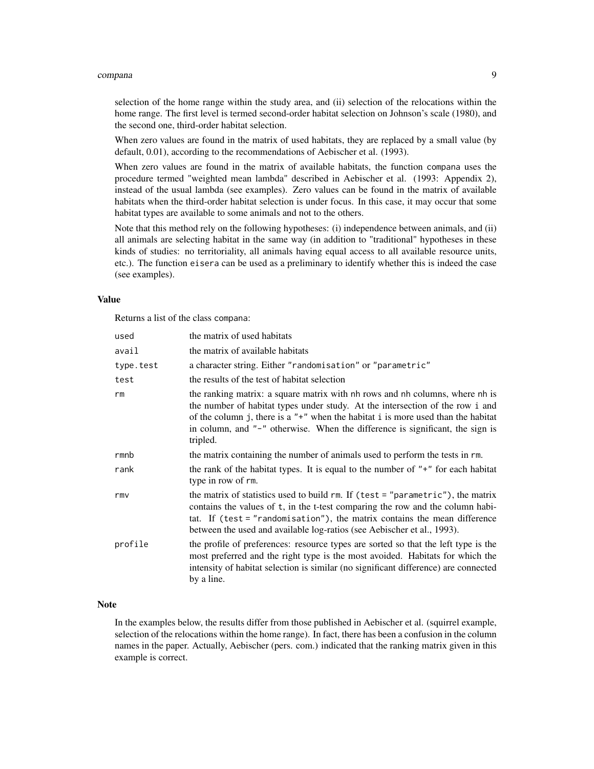selection of the home range within the study area, and (ii) selection of the relocations within the home range. The first level is termed second-order habitat selection on Johnson's scale (1980), and the second one, third-order habitat selection.

When zero values are found in the matrix of used habitats, they are replaced by a small value (by default, 0.01), according to the recommendations of Aebischer et al. (1993).

When zero values are found in the matrix of available habitats, the function `compana` uses the procedure termed "weighted mean lambda" described in Aebischer et al. (1993: Appendix 2), instead of the usual lambda (see examples). Zero values can be found in the matrix of available habitats when the third-order habitat selection is under focus. In this case, it may occur that some habitat types are available to some animals and not to the others.

Note that this method rely on the following hypotheses: (i) independence between animals, and (ii) all animals are selecting habitat in the same way (in addition to "traditional" hypotheses in these kinds of studies: no territoriality, all animals having equal access to all available resource units, etc.). The function `eisera` can be used as a preliminary to identify whether this is indeed the case (see examples).

### Value

Returns a list of the class `compana`:

| | |
|---|---|
| `used` | the matrix of used habitats |
| `avail` | the matrix of available habitats |
| `type.test` | a character string. Either `"randomisation"` or `"parametric"` |
| `test` | the results of the test of habitat selection |
| `rm` | the ranking matrix: a square matrix with `nh` rows and `nh` columns, where `nh` is the number of habitat types under study. At the intersection of the row `i` and of the column `j`, there is a `"+"` when the habitat `i` is more used than the habitat in column, and `"-"` otherwise. When the difference is significant, the sign is tripled. |
| `rmnb` | the matrix containing the number of animals used to perform the tests in `rm`. |
| `rank` | the rank of the habitat types. It is equal to the number of `"+"` for each habitat type in row of `rm`. |
| `rmv` | the matrix of statistics used to build `rm`. If (`test = "parametric"`), the matrix contains the values of `t`, in the t-test comparing the row and the column habitat. If (`test = "randomisation"`), the matrix contains the mean difference between the used and available log-ratios (see Aebischer et al., 1993). |
| `profile` | the profile of preferences: resource types are sorted so that the left type is the most preferred and the right type is the most avoided. Habitats for which the intensity of habitat selection is similar (no significant difference) are connected by a line. |

### Note

In the examples below, the results differ from those published in Aebischer et al. (squirrel example, selection of the relocations within the home range). In fact, there has been a confusion in the column names in the paper. Actually, Aebischer (pers. com.) indicated that the ranking matrix given in this example is correct.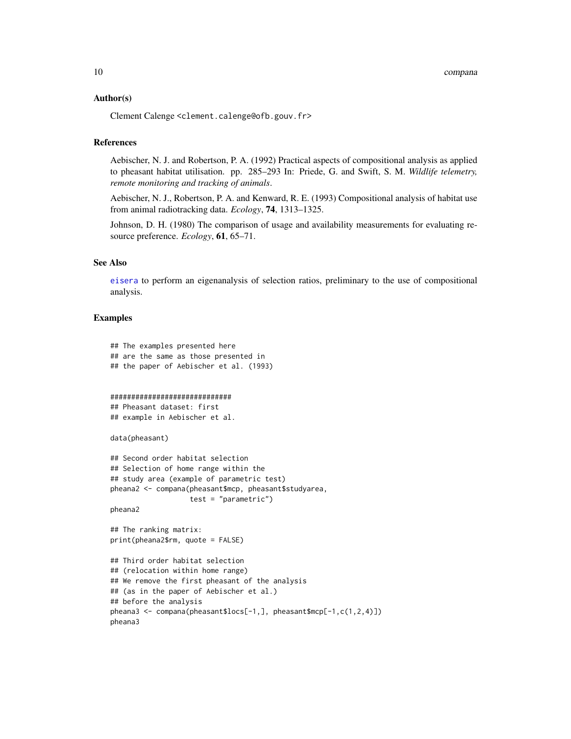### Author(s)

Clement Calenge <clement.calenge@ofb.gouv.fr>

### References

Aebischer, N. J. and Robertson, P. A. (1992) Practical aspects of compositional analysis as applied to pheasant habitat utilisation. pp. 285–293 In: Priede, G. and Swift, S. M. *Wildlife telemetry, remote monitoring and tracking of animals*.

Aebischer, N. J., Robertson, P. A. and Kenward, R. E. (1993) Compositional analysis of habitat use from animal radiotracking data. *Ecology*, **74**, 1313–1325.

Johnson, D. H. (1980) The comparison of usage and availability measurements for evaluating resource preference. *Ecology*, **61**, 65–71.

### See Also

eisera to perform an eigenanalysis of selection ratios, preliminary to the use of compositional analysis.

### Examples

```
## The examples presented here
## are the same as those presented in
## the paper of Aebischer et al. (1993)


#############################
## Pheasant dataset: first
## example in Aebischer et al.

data(pheasant)

## Second order habitat selection
## Selection of home range within the
## study area (example of parametric test)
pheana2 <- compana(pheasant$mcp, pheasant$studyarea,
                   test = "parametric")
pheana2

## The ranking matrix:
print(pheana2$rm, quote = FALSE)

## Third order habitat selection
## (relocation within home range)
## We remove the first pheasant of the analysis
## (as in the paper of Aebischer et al.)
## before the analysis
pheana3 <- compana(pheasant$locs[-1,], pheasant$mcp[-1,c(1,2,4)])
pheana3
```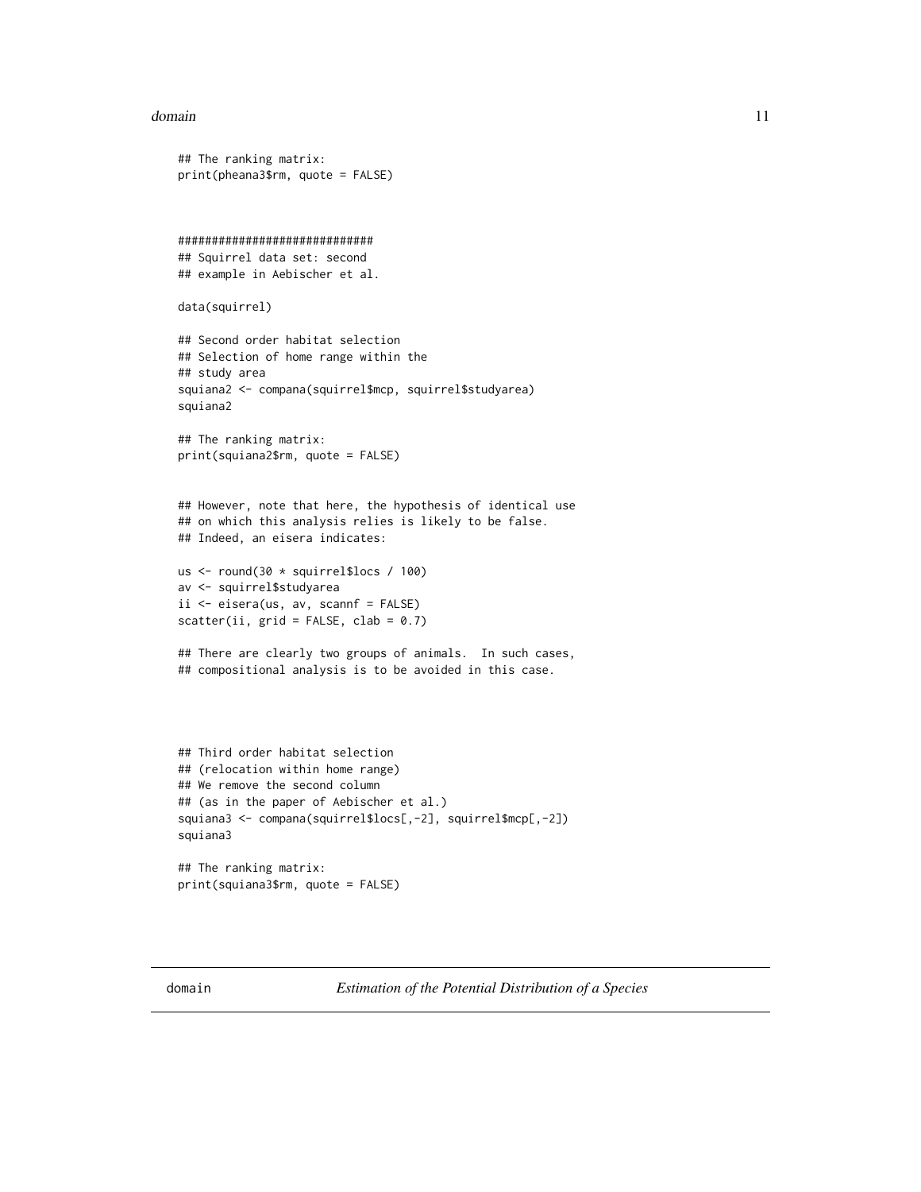```
## The ranking matrix:
print(pheana3$rm, quote = FALSE)



############################
## Squirrel data set: second
## example in Aebischer et al.

data(squirrel)

## Second order habitat selection
## Selection of home range within the
## study area
squiana2 <- compana(squirrel$mcp, squirrel$studyarea)
squiana2

## The ranking matrix:
print(squiana2$rm, quote = FALSE)


## However, note that here, the hypothesis of identical use
## on which this analysis relies is likely to be false.
## Indeed, an eisera indicates:

us <- round(30 * squirrel$locs / 100)
av <- squirrel$studyarea
ii <- eisera(us, av, scannf = FALSE)
scatter(ii, grid = FALSE, clab = 0.7)

## There are clearly two groups of animals.  In such cases,
## compositional analysis is to be avoided in this case.




## Third order habitat selection
## (relocation within home range)
## We remove the second column
## (as in the paper of Aebischer et al.)
squiana3 <- compana(squirrel$locs[,-2], squirrel$mcp[,-2])
squiana3

## The ranking matrix:
print(squiana3$rm, quote = FALSE)
```

---

domain *Estimation of the Potential Distribution of a Species*

---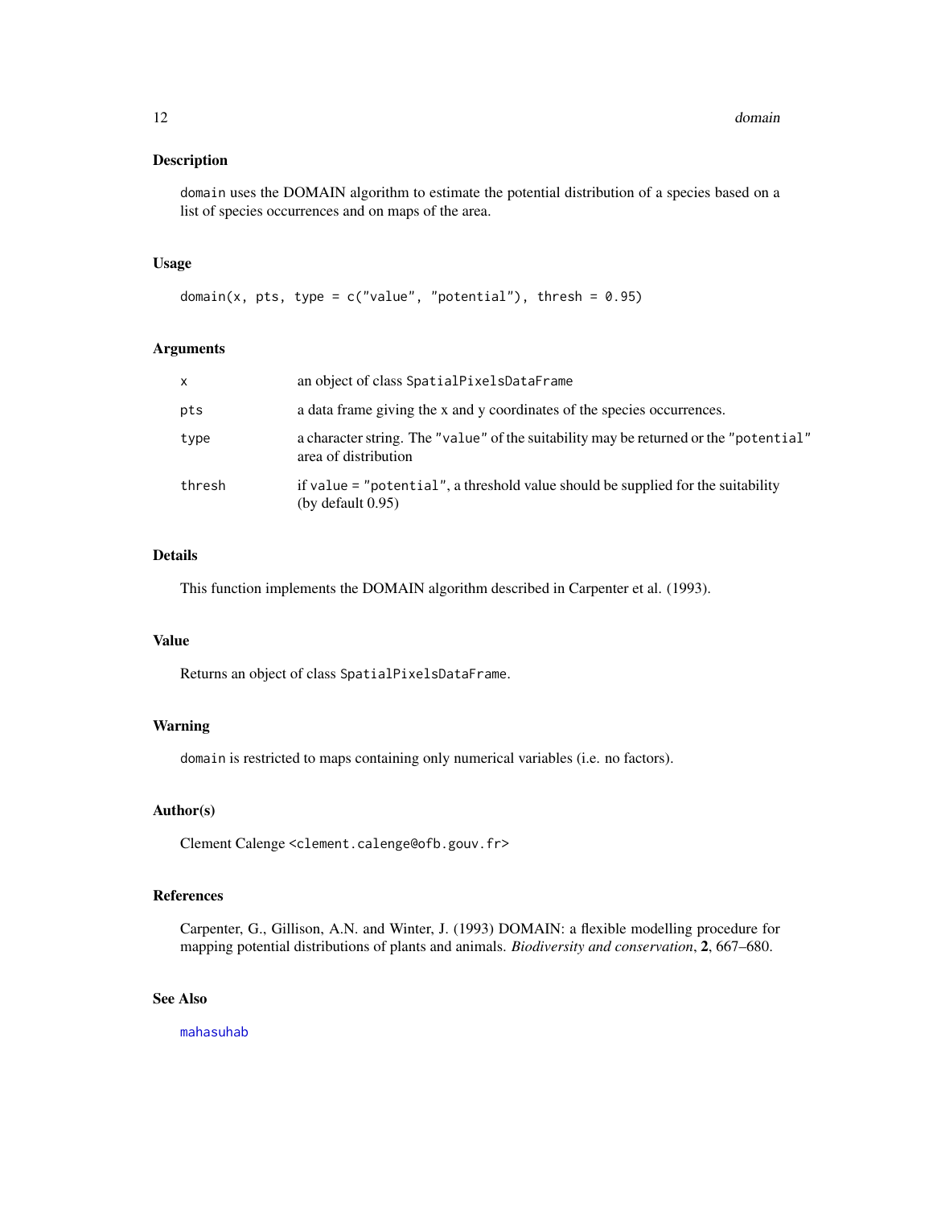## Description

`domain` uses the DOMAIN algorithm to estimate the potential distribution of a species based on a list of species occurrences and on maps of the area.

## Usage

```
domain(x, pts, type = c("value", "potential"), thresh = 0.95)
```

## Arguments

| | |
|---|---|
| `x` | an object of class `SpatialPixelsDataFrame` |
| `pts` | a data frame giving the x and y coordinates of the species occurrences. |
| `type` | a character string. The `"value"` of the suitability may be returned or the `"potential"` area of distribution |
| `thresh` | if `value = "potential"`, a threshold value should be supplied for the suitability (by default 0.95) |

## Details

This function implements the DOMAIN algorithm described in Carpenter et al. (1993).

## Value

Returns an object of class `SpatialPixelsDataFrame`.

## Warning

`domain` is restricted to maps containing only numerical variables (i.e. no factors).

## Author(s)

Clement Calenge <clement.calenge@ofb.gouv.fr>

## References

Carpenter, G., Gillison, A.N. and Winter, J. (1993) DOMAIN: a flexible modelling procedure for mapping potential distributions of plants and animals. *Biodiversity and conservation*, **2**, 667–680.

## See Also

`mahasuhab`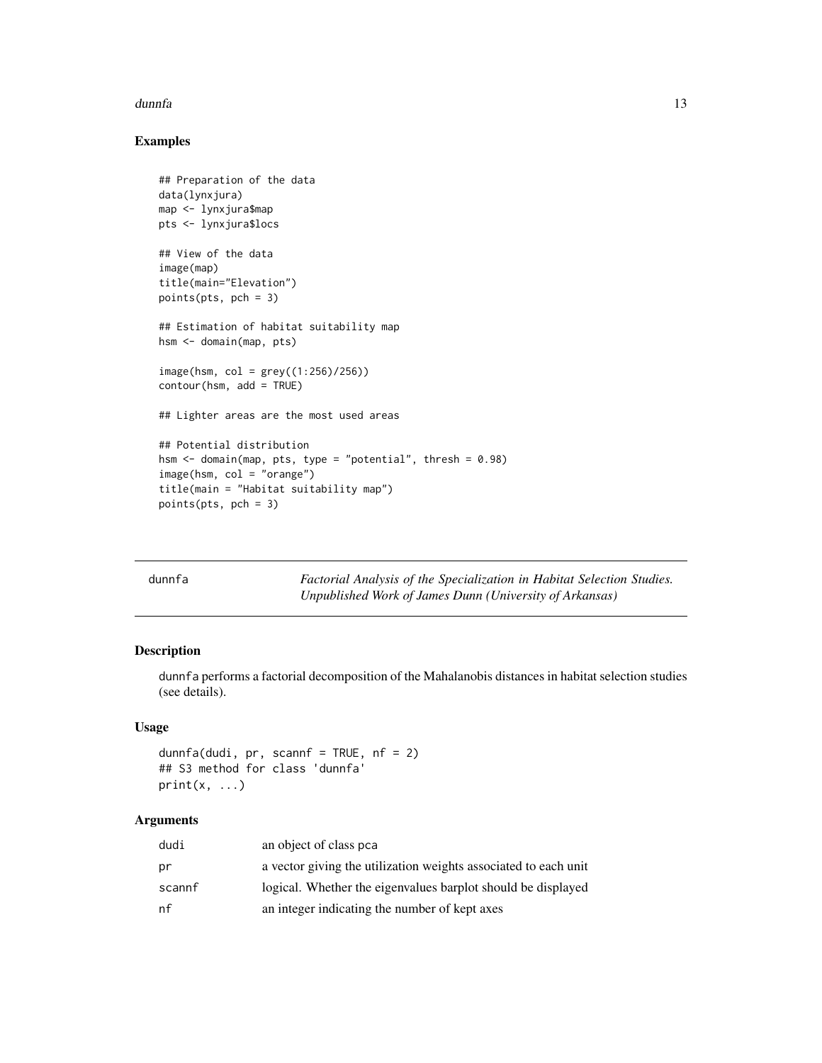### Examples

```
## Preparation of the data
data(lynxjura)
map <- lynxjura$map
pts <- lynxjura$locs

## View of the data
image(map)
title(main="Elevation")
points(pts, pch = 3)

## Estimation of habitat suitability map
hsm <- domain(map, pts)

image(hsm, col = grey((1:256)/256))
contour(hsm, add = TRUE)

## Lighter areas are the most used areas

## Potential distribution
hsm <- domain(map, pts, type = "potential", thresh = 0.98)
image(hsm, col = "orange")
title(main = "Habitat suitability map")
points(pts, pch = 3)
```

---

## dunnfa — *Factorial Analysis of the Specialization in Habitat Selection Studies. Unpublished Work of James Dunn (University of Arkansas)*

---

### Description

dunnfa performs a factorial decomposition of the Mahalanobis distances in habitat selection studies (see details).

### Usage

```
dunnfa(dudi, pr, scannf = TRUE, nf = 2)
## S3 method for class 'dunnfa'
print(x, ...)
```

### Arguments

| | |
|---|---|
| dudi | an object of class pca |
| pr | a vector giving the utilization weights associated to each unit |
| scannf | logical. Whether the eigenvalues barplot should be displayed |
| nf | an integer indicating the number of kept axes |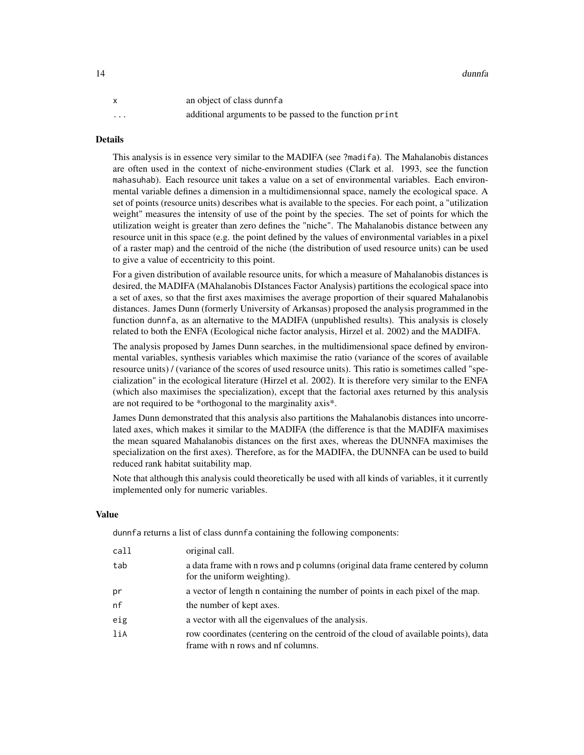| | |
|---|---|
| x | an object of class dunnfa |
| ... | additional arguments to be passed to the function print |

## Details

This analysis is in essence very similar to the MADIFA (see ?madifa). The Mahalanobis distances are often used in the context of niche-environment studies (Clark et al. 1993, see the function mahasuhab). Each resource unit takes a value on a set of environmental variables. Each environmental variable defines a dimension in a multidimensionnal space, namely the ecological space. A set of points (resource units) describes what is available to the species. For each point, a "utilization weight" measures the intensity of use of the point by the species. The set of points for which the utilization weight is greater than zero defines the "niche". The Mahalanobis distance between any resource unit in this space (e.g. the point defined by the values of environmental variables in a pixel of a raster map) and the centroid of the niche (the distribution of used resource units) can be used to give a value of eccentricity to this point.

For a given distribution of available resource units, for which a measure of Mahalanobis distances is desired, the MADIFA (MAhalanobis DIstances Factor Analysis) partitions the ecological space into a set of axes, so that the first axes maximises the average proportion of their squared Mahalanobis distances. James Dunn (formerly University of Arkansas) proposed the analysis programmed in the function dunnfa, as an alternative to the MADIFA (unpublished results). This analysis is closely related to both the ENFA (Ecological niche factor analysis, Hirzel et al. 2002) and the MADIFA.

The analysis proposed by James Dunn searches, in the multidimensional space defined by environmental variables, synthesis variables which maximise the ratio (variance of the scores of available resource units) / (variance of the scores of used resource units). This ratio is sometimes called "specialization" in the ecological literature (Hirzel et al. 2002). It is therefore very similar to the ENFA (which also maximises the specialization), except that the factorial axes returned by this analysis are not required to be *orthogonal to the marginality axis*.

James Dunn demonstrated that this analysis also partitions the Mahalanobis distances into uncorrelated axes, which makes it similar to the MADIFA (the difference is that the MADIFA maximises the mean squared Mahalanobis distances on the first axes, whereas the DUNNFA maximises the specialization on the first axes). Therefore, as for the MADIFA, the DUNNFA can be used to build reduced rank habitat suitability map.

Note that although this analysis could theoretically be used with all kinds of variables, it it currently implemented only for numeric variables.

## Value

dunnfa returns a list of class dunnfa containing the following components:

| | |
|---|---|
| call | original call. |
| tab | a data frame with n rows and p columns (original data frame centered by column for the uniform weighting). |
| pr | a vector of length n containing the number of points in each pixel of the map. |
| nf | the number of kept axes. |
| eig | a vector with all the eigenvalues of the analysis. |
| liA | row coordinates (centering on the centroid of the cloud of available points), data frame with n rows and nf columns. |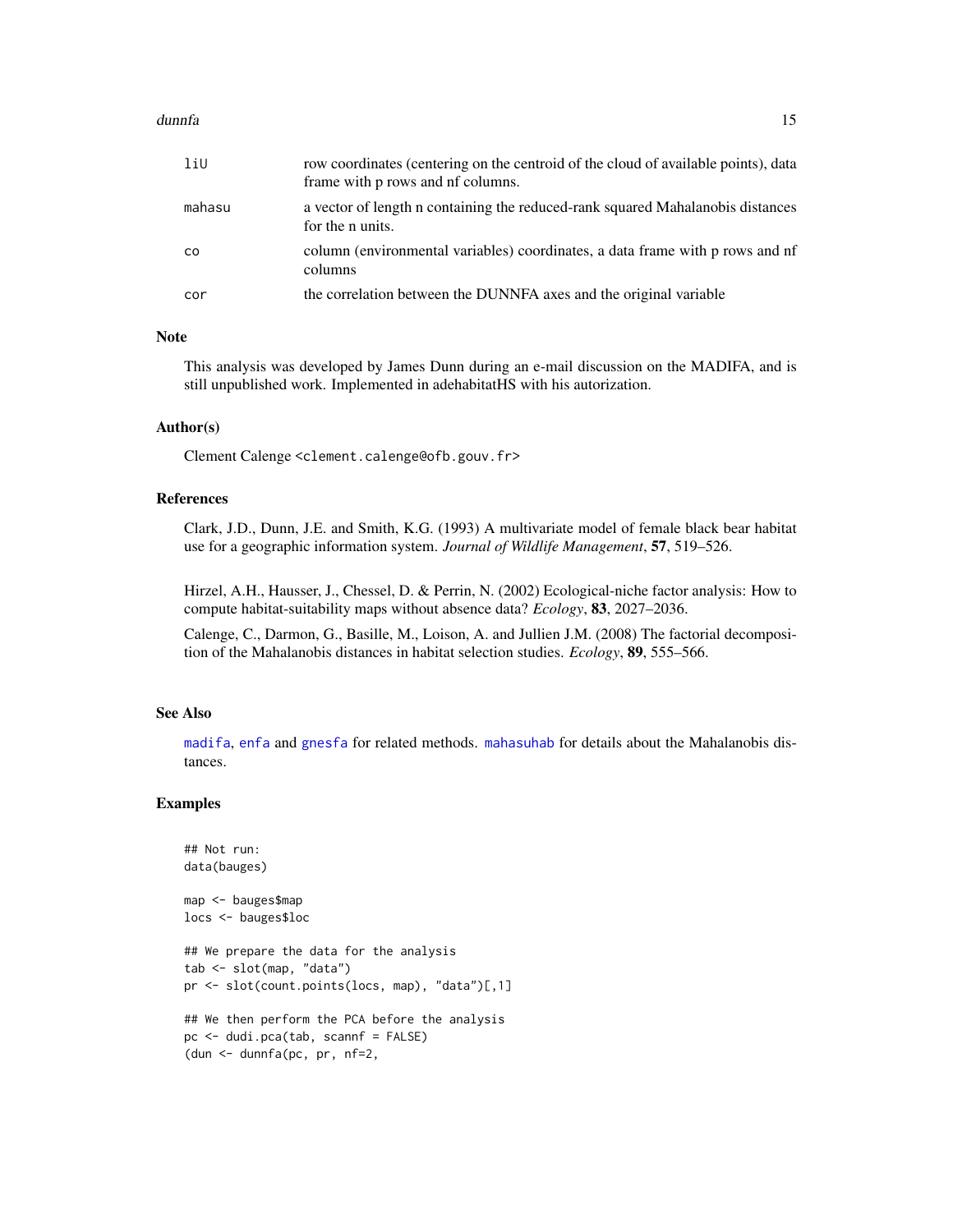| | |
|---|---|
| liU | row coordinates (centering on the centroid of the cloud of available points), data frame with p rows and nf columns. |
| mahasu | a vector of length n containing the reduced-rank squared Mahalanobis distances for the n units. |
| co | column (environmental variables) coordinates, a data frame with p rows and nf columns |
| cor | the correlation between the DUNNFA axes and the original variable |

## Note

This analysis was developed by James Dunn during an e-mail discussion on the MADIFA, and is still unpublished work. Implemented in adehabitatHS with his autorization.

## Author(s)

Clement Calenge <clement.calenge@ofb.gouv.fr>

## References

Clark, J.D., Dunn, J.E. and Smith, K.G. (1993) A multivariate model of female black bear habitat use for a geographic information system. *Journal of Wildlife Management*, **57**, 519–526.

Hirzel, A.H., Hausser, J., Chessel, D. & Perrin, N. (2002) Ecological-niche factor analysis: How to compute habitat-suitability maps without absence data? *Ecology*, **83**, 2027–2036.

Calenge, C., Darmon, G., Basille, M., Loison, A. and Jullien J.M. (2008) The factorial decomposition of the Mahalanobis distances in habitat selection studies. *Ecology*, **89**, 555–566.

## See Also

madifa, enfa and gnesfa for related methods. mahasuhab for details about the Mahalanobis distances.

## Examples

```
## Not run:
data(bauges)

map <- bauges$map
locs <- bauges$loc

## We prepare the data for the analysis
tab <- slot(map, "data")
pr <- slot(count.points(locs, map), "data")[,1]

## We then perform the PCA before the analysis
pc <- dudi.pca(tab, scannf = FALSE)
(dun <- dunnfa(pc, pr, nf=2,
```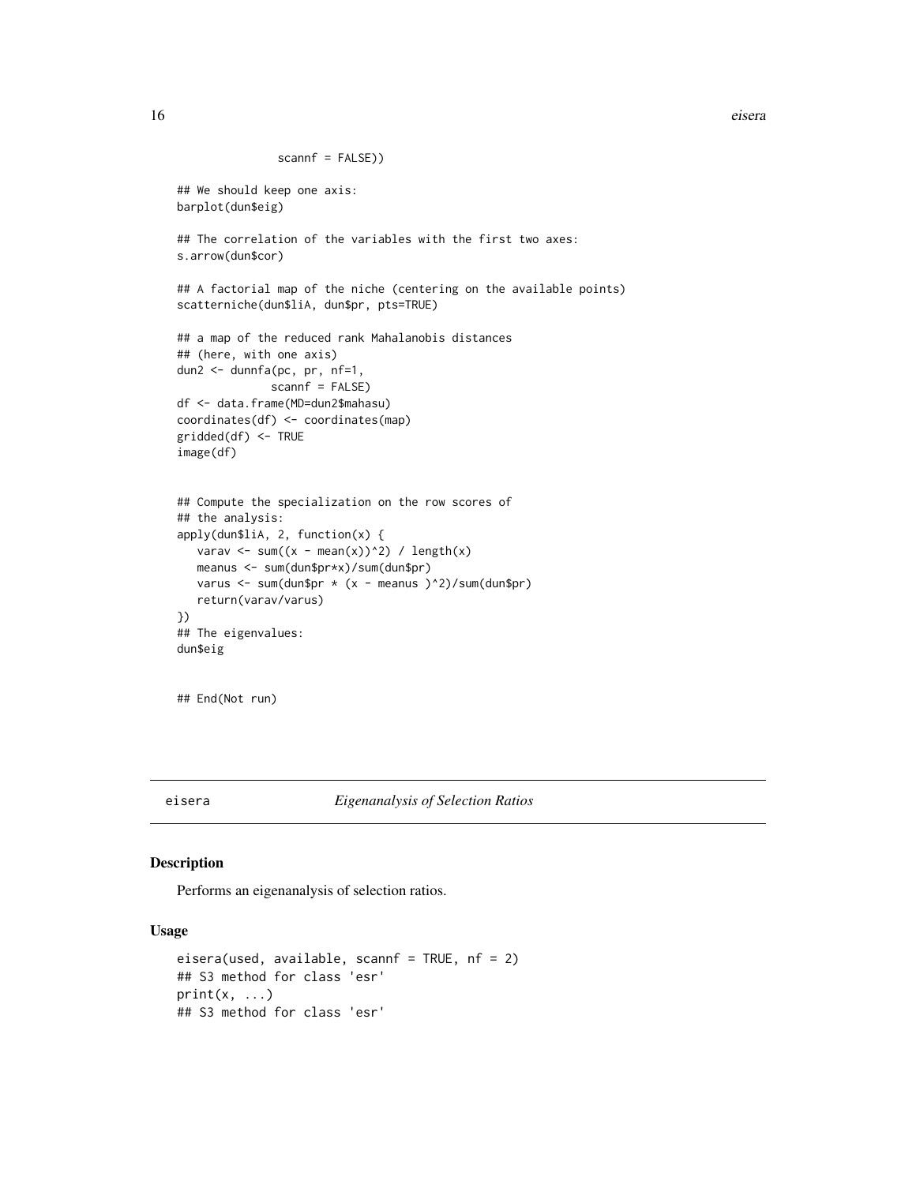```
              scannf = FALSE))

## We should keep one axis:
barplot(dun$eig)

## The correlation of the variables with the first two axes:
s.arrow(dun$cor)

## A factorial map of the niche (centering on the available points)
scatterniche(dun$liA, dun$pr, pts=TRUE)

## a map of the reduced rank Mahalanobis distances
## (here, with one axis)
dun2 <- dunnfa(pc, pr, nf=1,
             scannf = FALSE)
df <- data.frame(MD=dun2$mahasu)
coordinates(df) <- coordinates(map)
gridded(df) <- TRUE
image(df)


## Compute the specialization on the row scores of
## the analysis:
apply(dun$liA, 2, function(x) {
   varav <- sum((x - mean(x))^2) / length(x)
   meanus <- sum(dun$pr*x)/sum(dun$pr)
   varus <- sum(dun$pr * (x - meanus )^2)/sum(dun$pr)
   return(varav/varus)
})
## The eigenvalues:
dun$eig


## End(Not run)
```

---

# eisera — *Eigenanalysis of Selection Ratios*

## Description

Performs an eigenanalysis of selection ratios.

## Usage

```
eisera(used, available, scannf = TRUE, nf = 2)
## S3 method for class 'esr'
print(x, ...)
## S3 method for class 'esr'
```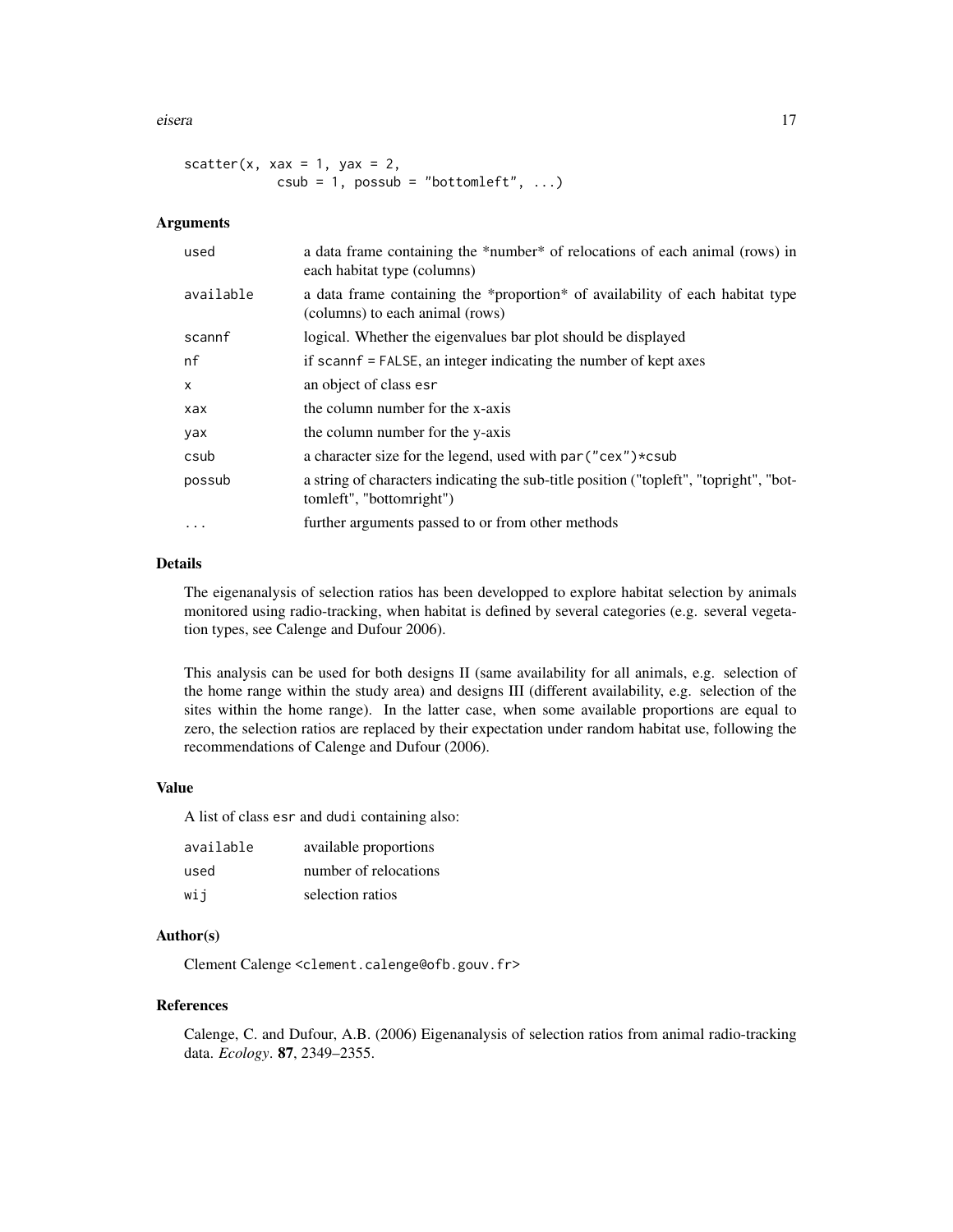```
scatter(x, xax = 1, yax = 2,
            csub = 1, possub = "bottomleft", ...)
```

## Arguments

| | |
|---|---|
| used | a data frame containing the *number* of relocations of each animal (rows) in each habitat type (columns) |
| available | a data frame containing the *proportion* of availability of each habitat type (columns) to each animal (rows) |
| scannf | logical. Whether the eigenvalues bar plot should be displayed |
| nf | if scannf = FALSE, an integer indicating the number of kept axes |
| x | an object of class esr |
| xax | the column number for the x-axis |
| yax | the column number for the y-axis |
| csub | a character size for the legend, used with par("cex")*csub |
| possub | a string of characters indicating the sub-title position ("topleft", "topright", "bottomleft", "bottomright") |
| ... | further arguments passed to or from other methods |

## Details

The eigenanalysis of selection ratios has been developped to explore habitat selection by animals monitored using radio-tracking, when habitat is defined by several categories (e.g. several vegetation types, see Calenge and Dufour 2006).

This analysis can be used for both designs II (same availability for all animals, e.g. selection of the home range within the study area) and designs III (different availability, e.g. selection of the sites within the home range). In the latter case, when some available proportions are equal to zero, the selection ratios are replaced by their expectation under random habitat use, following the recommendations of Calenge and Dufour (2006).

## Value

A list of class esr and dudi containing also:

| | |
|---|---|
| available | available proportions |
| used | number of relocations |
| wij | selection ratios |

## Author(s)

Clement Calenge <clement.calenge@ofb.gouv.fr>

## References

Calenge, C. and Dufour, A.B. (2006) Eigenanalysis of selection ratios from animal radio-tracking data. *Ecology*. **87**, 2349–2355.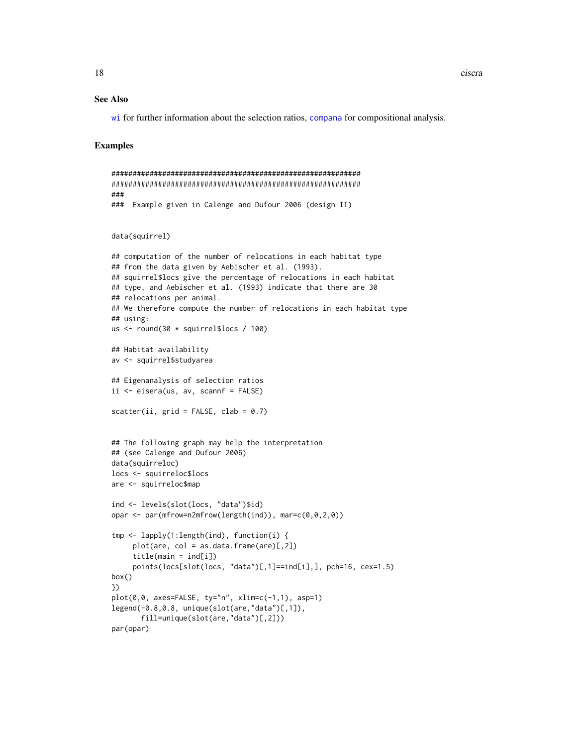## See Also

wi for further information about the selection ratios, compana for compositional analysis.

## Examples

```
############################################################
############################################################
###
###  Example given in Calenge and Dufour 2006 (design II)


data(squirrel)

## computation of the number of relocations in each habitat type
## from the data given by Aebischer et al. (1993).
## squirrel$locs give the percentage of relocations in each habitat
## type, and Aebischer et al. (1993) indicate that there are 30
## relocations per animal.
## We therefore compute the number of relocations in each habitat type
## using:
us <- round(30 * squirrel$locs / 100)

## Habitat availability
av <- squirrel$studyarea

## Eigenanalysis of selection ratios
ii <- eisera(us, av, scannf = FALSE)

scatter(ii, grid = FALSE, clab = 0.7)


## The following graph may help the interpretation
## (see Calenge and Dufour 2006)
data(squirreloc)
locs <- squirreloc$locs
are <- squirreloc$map

ind <- levels(slot(locs, "data")$id)
opar <- par(mfrow=n2mfrow(length(ind)), mar=c(0,0,2,0))

tmp <- lapply(1:length(ind), function(i) {
     plot(are, col = as.data.frame(are)[,2])
     title(main = ind[i])
     points(locs[slot(locs, "data")[,1]==ind[i],], pch=16, cex=1.5)
box()
})
plot(0,0, axes=FALSE, ty="n", xlim=c(-1,1), asp=1)
legend(-0.8,0.8, unique(slot(are,"data")[,1]),
       fill=unique(slot(are,"data")[,2]))
par(opar)
```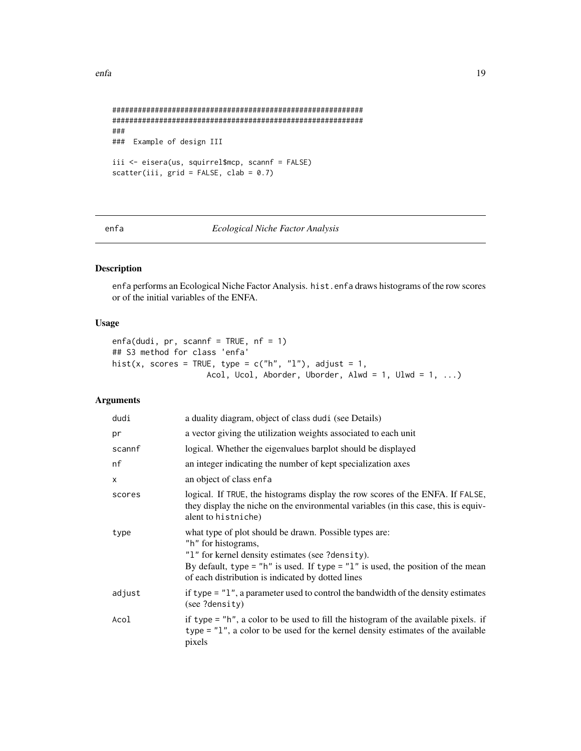```
############################################################
############################################################
###
###  Example of design III

iii <- eisera(us, squirrel$mcp, scannf = FALSE)
scatter(iii, grid = FALSE, clab = 0.7)
```

## enfa — *Ecological Niche Factor Analysis*

### Description

enfa performs an Ecological Niche Factor Analysis. hist.enfa draws histograms of the row scores or of the initial variables of the ENFA.

### Usage

```
enfa(dudi, pr, scannf = TRUE, nf = 1)
## S3 method for class 'enfa'
hist(x, scores = TRUE, type = c("h", "l"), adjust = 1,
                    Acol, Ucol, Aborder, Uborder, Alwd = 1, Ulwd = 1, ...)
```

### Arguments

| | |
|---|---|
| dudi | a duality diagram, object of class dudi (see Details) |
| pr | a vector giving the utilization weights associated to each unit |
| scannf | logical. Whether the eigenvalues barplot should be displayed |
| nf | an integer indicating the number of kept specialization axes |
| x | an object of class enfa |
| scores | logical. If TRUE, the histograms display the row scores of the ENFA. If FALSE, they display the niche on the environmental variables (in this case, this is equivalent to histniche) |
| type | what type of plot should be drawn. Possible types are:<br>"h" for histograms,<br>"l" for kernel density estimates (see ?density).<br>By default, type = "h" is used. If type = "l" is used, the position of the mean of each distribution is indicated by dotted lines |
| adjust | if type = "l", a parameter used to control the bandwidth of the density estimates (see ?density) |
| Acol | if type = "h", a color to be used to fill the histogram of the available pixels. if type = "l", a color to be used for the kernel density estimates of the available pixels |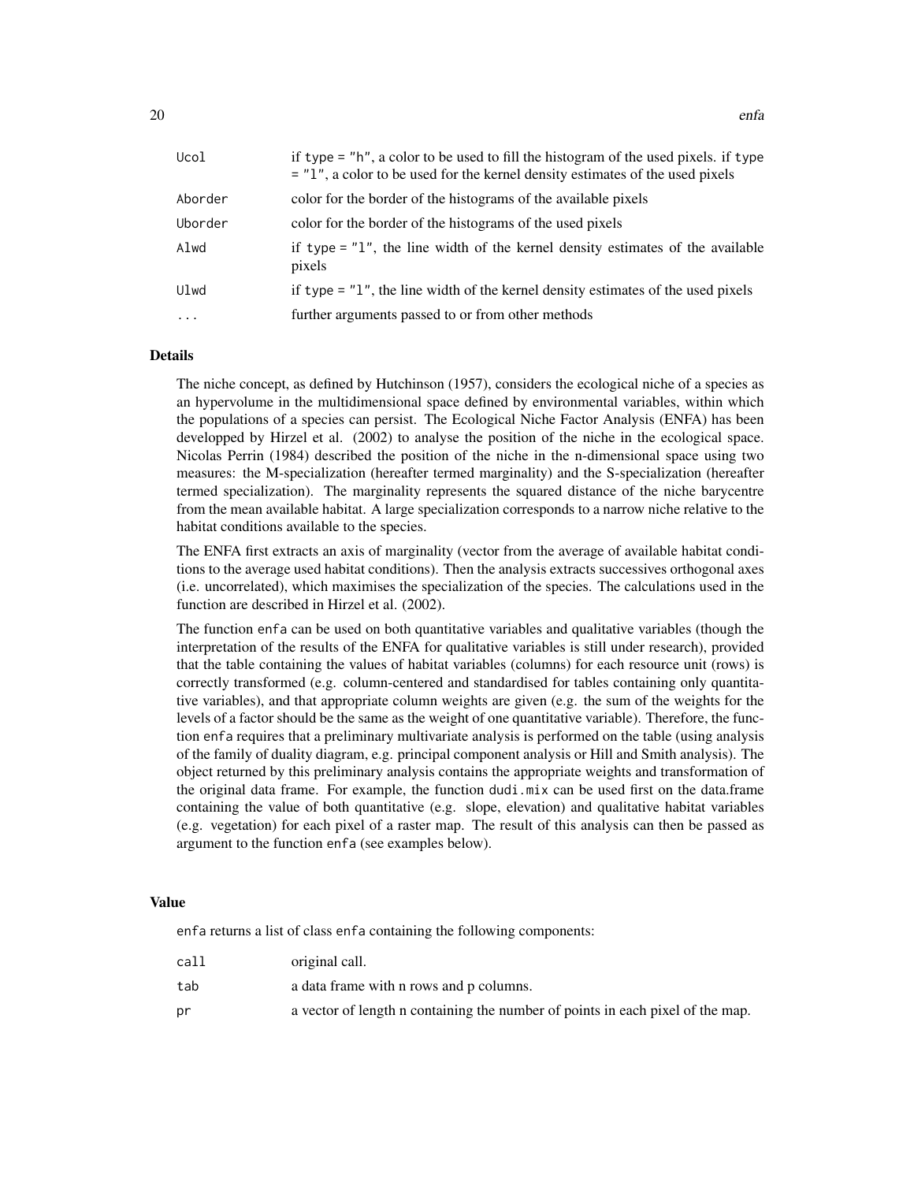| | |
|---|---|
| Ucol | if type = "h", a color to be used to fill the histogram of the used pixels. if type = "l", a color to be used for the kernel density estimates of the used pixels |
| Aborder | color for the border of the histograms of the available pixels |
| Uborder | color for the border of the histograms of the used pixels |
| Alwd | if type = "l", the line width of the kernel density estimates of the available pixels |
| Ulwd | if type = "l", the line width of the kernel density estimates of the used pixels |
| ... | further arguments passed to or from other methods |

## Details

The niche concept, as defined by Hutchinson (1957), considers the ecological niche of a species as an hypervolume in the multidimensional space defined by environmental variables, within which the populations of a species can persist. The Ecological Niche Factor Analysis (ENFA) has been developped by Hirzel et al. (2002) to analyse the position of the niche in the ecological space. Nicolas Perrin (1984) described the position of the niche in the n-dimensional space using two measures: the M-specialization (hereafter termed marginality) and the S-specialization (hereafter termed specialization). The marginality represents the squared distance of the niche barycentre from the mean available habitat. A large specialization corresponds to a narrow niche relative to the habitat conditions available to the species.

The ENFA first extracts an axis of marginality (vector from the average of available habitat conditions to the average used habitat conditions). Then the analysis extracts successives orthogonal axes (i.e. uncorrelated), which maximises the specialization of the species. The calculations used in the function are described in Hirzel et al. (2002).

The function enfa can be used on both quantitative variables and qualitative variables (though the interpretation of the results of the ENFA for qualitative variables is still under research), provided that the table containing the values of habitat variables (columns) for each resource unit (rows) is correctly transformed (e.g. column-centered and standardised for tables containing only quantitative variables), and that appropriate column weights are given (e.g. the sum of the weights for the levels of a factor should be the same as the weight of one quantitative variable). Therefore, the function enfa requires that a preliminary multivariate analysis is performed on the table (using analysis of the family of duality diagram, e.g. principal component analysis or Hill and Smith analysis). The object returned by this preliminary analysis contains the appropriate weights and transformation of the original data frame. For example, the function dudi.mix can be used first on the data.frame containing the value of both quantitative (e.g. slope, elevation) and qualitative habitat variables (e.g. vegetation) for each pixel of a raster map. The result of this analysis can then be passed as argument to the function enfa (see examples below).

## Value

enfa returns a list of class enfa containing the following components:

| | |
|---|---|
| call | original call. |
| tab | a data frame with n rows and p columns. |
| pr | a vector of length n containing the number of points in each pixel of the map. |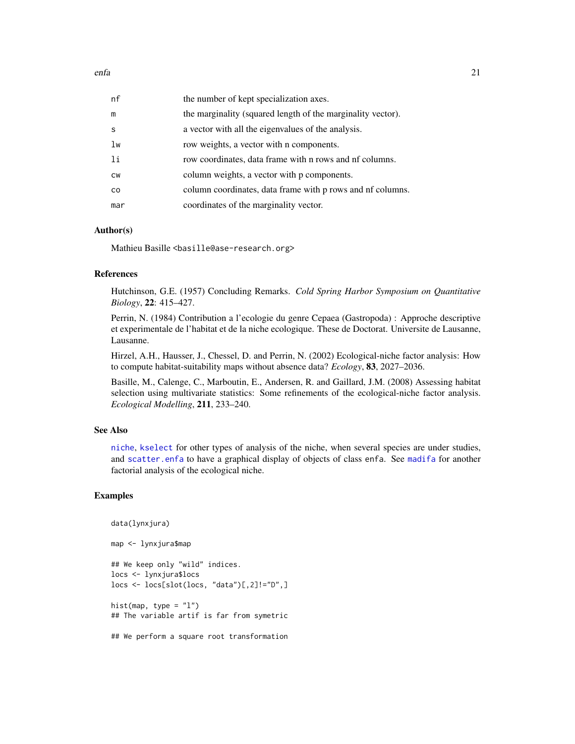| | |
|---|---|
| nf | the number of kept specialization axes. |
| m | the marginality (squared length of the marginality vector). |
| s | a vector with all the eigenvalues of the analysis. |
| lw | row weights, a vector with n components. |
| li | row coordinates, data frame with n rows and nf columns. |
| cw | column weights, a vector with p components. |
| co | column coordinates, data frame with p rows and nf columns. |
| mar | coordinates of the marginality vector. |

### Author(s)

Mathieu Basille <basille@ase-research.org>

### References

Hutchinson, G.E. (1957) Concluding Remarks. *Cold Spring Harbor Symposium on Quantitative Biology*, **22**: 415–427.

Perrin, N. (1984) Contribution a l'ecologie du genre Cepaea (Gastropoda) : Approche descriptive et experimentale de l'habitat et de la niche ecologique. These de Doctorat. Universite de Lausanne, Lausanne.

Hirzel, A.H., Hausser, J., Chessel, D. and Perrin, N. (2002) Ecological-niche factor analysis: How to compute habitat-suitability maps without absence data? *Ecology*, **83**, 2027–2036.

Basille, M., Calenge, C., Marboutin, E., Andersen, R. and Gaillard, J.M. (2008) Assessing habitat selection using multivariate statistics: Some refinements of the ecological-niche factor analysis. *Ecological Modelling*, **211**, 233–240.

### See Also

niche, kselect for other types of analysis of the niche, when several species are under studies, and scatter.enfa to have a graphical display of objects of class enfa. See madifa for another factorial analysis of the ecological niche.

### Examples

```
data(lynxjura)

map <- lynxjura$map

## We keep only "wild" indices.
locs <- lynxjura$locs
locs <- locs[slot(locs, "data")[,2]!="D",]

hist(map, type = "l")
## The variable artif is far from symetric

## We perform a square root transformation
```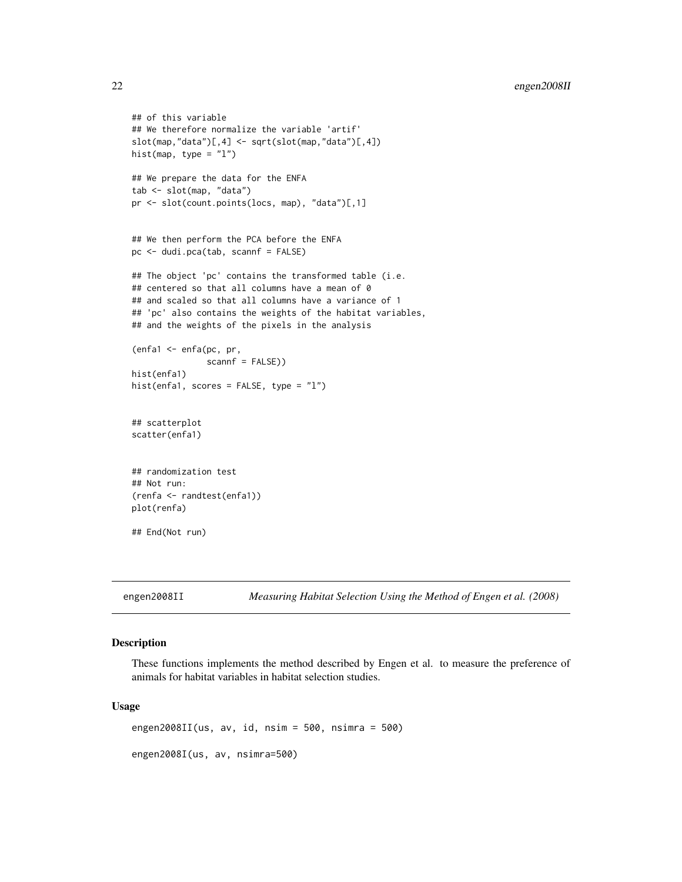```
## of this variable
## We therefore normalize the variable 'artif'
slot(map,"data")[,4] <- sqrt(slot(map,"data")[,4])
hist(map, type = "l")

## We prepare the data for the ENFA
tab <- slot(map, "data")
pr <- slot(count.points(locs, map), "data")[,1]


## We then perform the PCA before the ENFA
pc <- dudi.pca(tab, scannf = FALSE)

## The object 'pc' contains the transformed table (i.e.
## centered so that all columns have a mean of 0
## and scaled so that all columns have a variance of 1
## 'pc' also contains the weights of the habitat variables,
## and the weights of the pixels in the analysis

(enfa1 <- enfa(pc, pr,
               scannf = FALSE))
hist(enfa1)
hist(enfa1, scores = FALSE, type = "l")


## scatterplot
scatter(enfa1)


## randomization test
## Not run:
(renfa <- randtest(enfa1))
plot(renfa)

## End(Not run)
```

---

engen2008II *Measuring Habitat Selection Using the Method of Engen et al. (2008)*

---

### Description

These functions implements the method described by Engen et al. to measure the preference of animals for habitat variables in habitat selection studies.

### Usage

```
engen2008II(us, av, id, nsim = 500, nsimra = 500)

engen2008I(us, av, nsimra=500)
```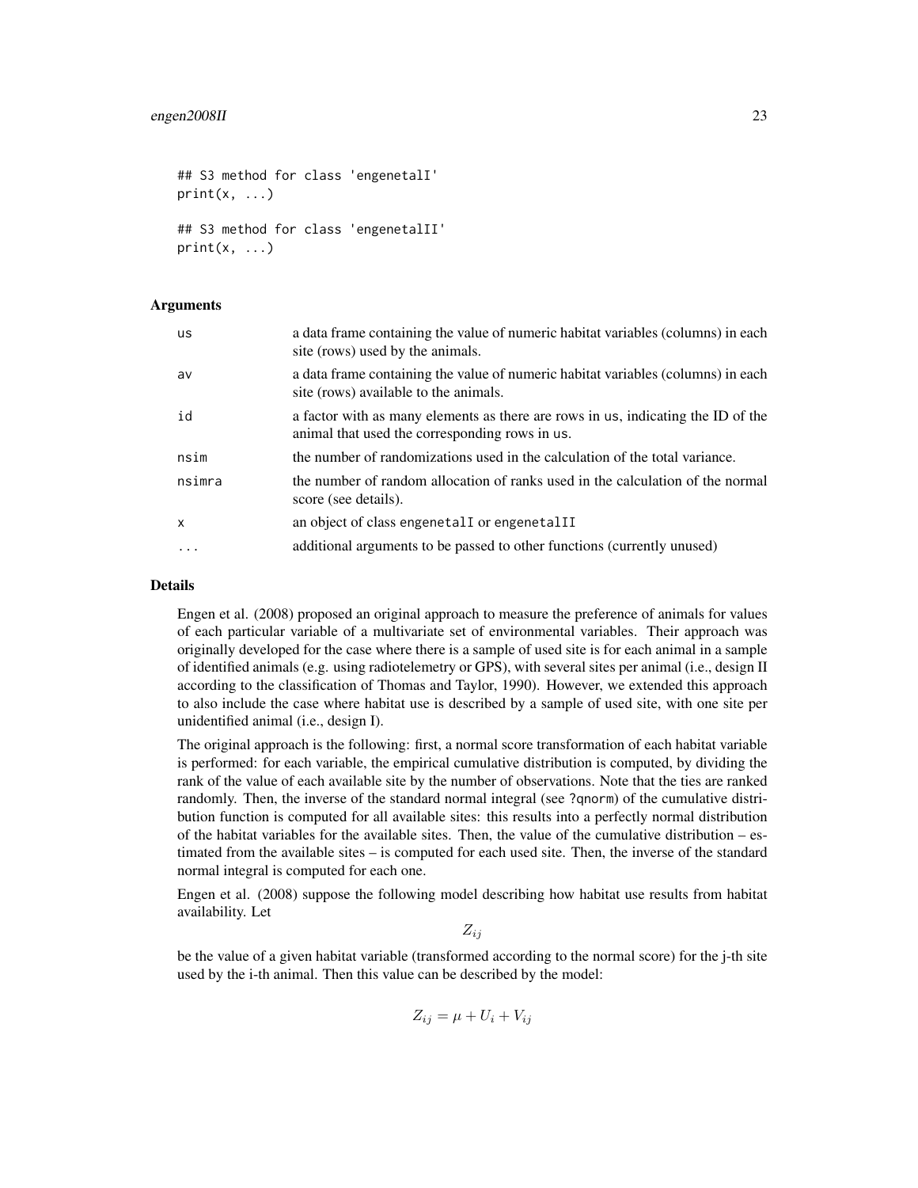```
## S3 method for class 'engenetalI'
print(x, ...)

## S3 method for class 'engenetalII'
print(x, ...)
```

### Arguments

| | |
|---|---|
| us | a data frame containing the value of numeric habitat variables (columns) in each site (rows) used by the animals. |
| av | a data frame containing the value of numeric habitat variables (columns) in each site (rows) available to the animals. |
| id | a factor with as many elements as there are rows in us, indicating the ID of the animal that used the corresponding rows in us. |
| nsim | the number of randomizations used in the calculation of the total variance. |
| nsimra | the number of random allocation of ranks used in the calculation of the normal score (see details). |
| x | an object of class engenetalI or engenetalII |
| ... | additional arguments to be passed to other functions (currently unused) |

### Details

Engen et al. (2008) proposed an original approach to measure the preference of animals for values of each particular variable of a multivariate set of environmental variables. Their approach was originally developed for the case where there is a sample of used site is for each animal in a sample of identified animals (e.g. using radiotelemetry or GPS), with several sites per animal (i.e., design II according to the classification of Thomas and Taylor, 1990). However, we extended this approach to also include the case where habitat use is described by a sample of used site, with one site per unidentified animal (i.e., design I).

The original approach is the following: first, a normal score transformation of each habitat variable is performed: for each variable, the empirical cumulative distribution is computed, by dividing the rank of the value of each available site by the number of observations. Note that the ties are ranked randomly. Then, the inverse of the standard normal integral (see ?qnorm) of the cumulative distribution function is computed for all available sites: this results into a perfectly normal distribution of the habitat variables for the available sites. Then, the value of the cumulative distribution – estimated from the available sites – is computed for each used site. Then, the inverse of the standard normal integral is computed for each one.

Engen et al. (2008) suppose the following model describing how habitat use results from habitat availability. Let

$$Z_{ij}$$

be the value of a given habitat variable (transformed according to the normal score) for the j-th site used by the i-th animal. Then this value can be described by the model:

$$Z_{ij} = \mu + U_i + V_{ij}$$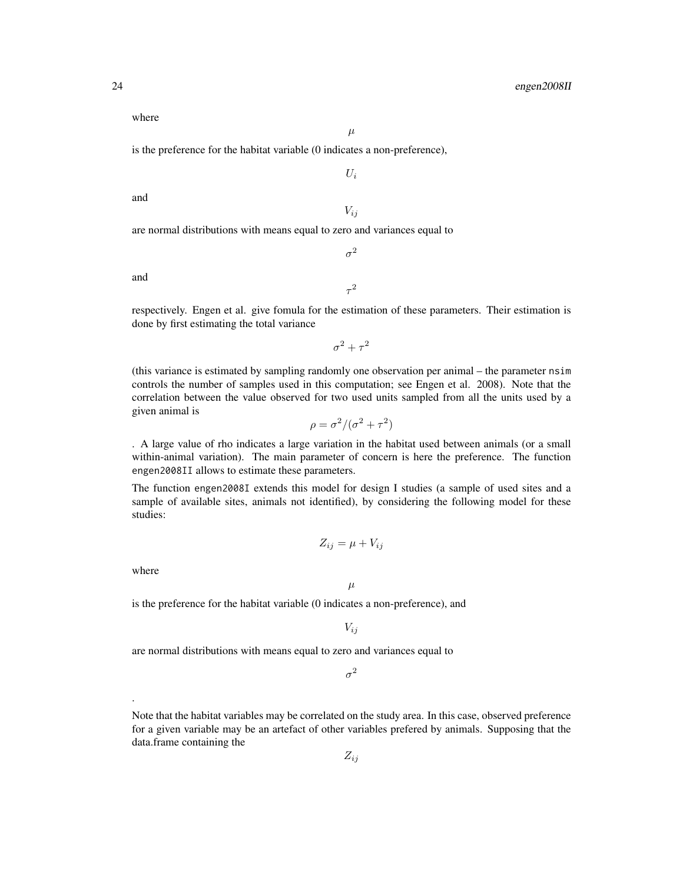where

$$\mu$$

is the preference for the habitat variable (0 indicates a non-preference),

$$U_i$$

and

$$V_{ij}$$

are normal distributions with means equal to zero and variances equal to

$$\sigma^2$$

and

$$\tau^2$$

respectively. Engen et al. give fomula for the estimation of these parameters. Their estimation is done by first estimating the total variance

$$\sigma^2 + \tau^2$$

(this variance is estimated by sampling randomly one observation per animal – the parameter `nsim` controls the number of samples used in this computation; see Engen et al. 2008). Note that the correlation between the value observed for two used units sampled from all the units used by a given animal is

$$\rho = \sigma^2/(\sigma^2 + \tau^2)$$

. A large value of rho indicates a large variation in the habitat used between animals (or a small within-animal variation). The main parameter of concern is here the preference. The function `engen2008II` allows to estimate these parameters.

The function `engen2008I` extends this model for design I studies (a sample of used sites and a sample of available sites, animals not identified), by considering the following model for these studies:

$$Z_{ij} = \mu + V_{ij}$$

where

$$\mu$$

is the preference for the habitat variable (0 indicates a non-preference), and

$$V_{ij}$$

are normal distributions with means equal to zero and variances equal to

$$\sigma^2$$

.

Note that the habitat variables may be correlated on the study area. In this case, observed preference for a given variable may be an artefact of other variables prefered by animals. Supposing that the data.frame containing the

$$Z_{ij}$$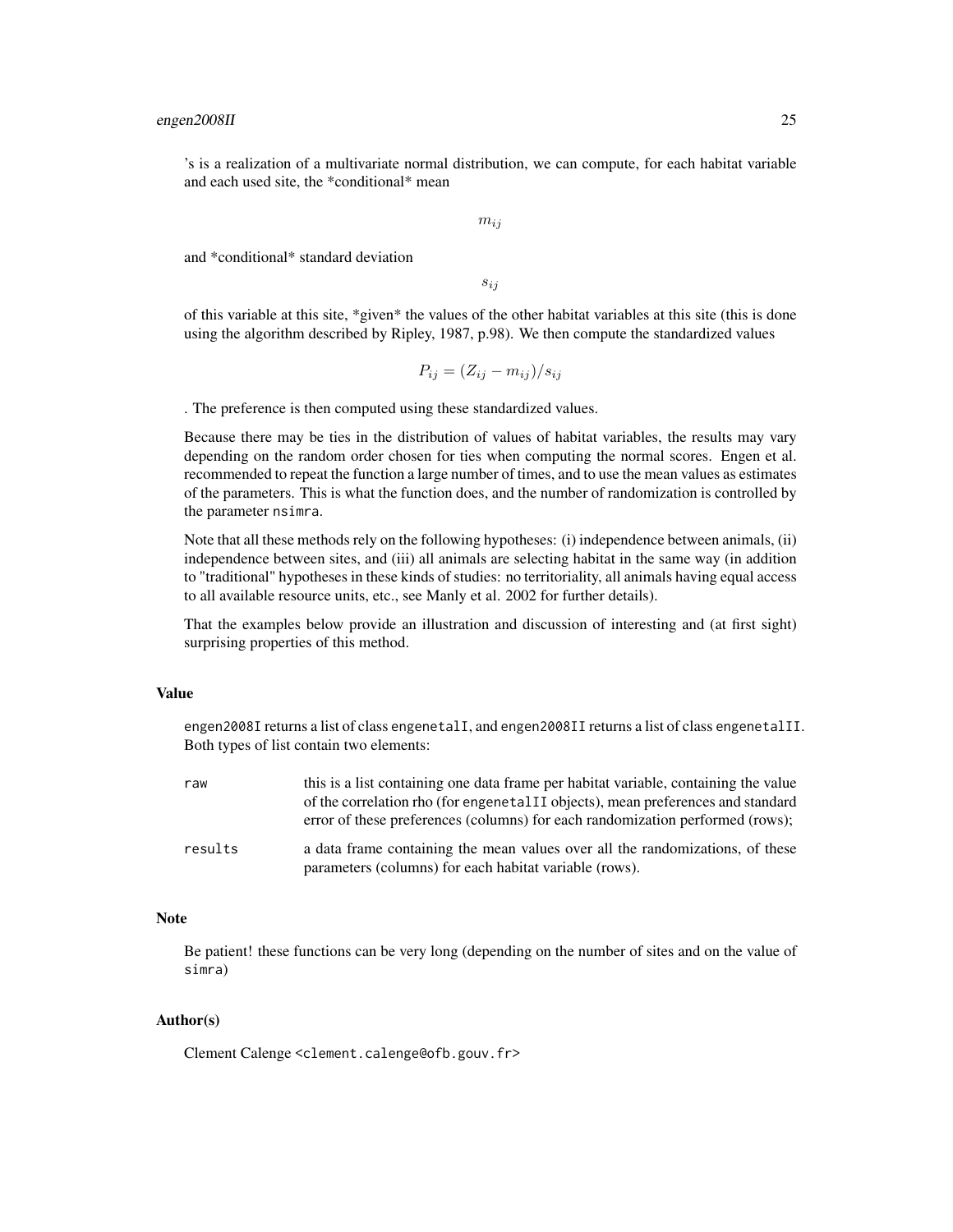's is a realization of a multivariate normal distribution, we can compute, for each habitat variable and each used site, the *conditional* mean

$$m_{ij}$$

and *conditional* standard deviation

$$s_{ij}$$

of this variable at this site, *given* the values of the other habitat variables at this site (this is done using the algorithm described by Ripley, 1987, p.98). We then compute the standardized values

$$P_{ij} = (Z_{ij} - m_{ij})/s_{ij}$$

. The preference is then computed using these standardized values.

Because there may be ties in the distribution of values of habitat variables, the results may vary depending on the random order chosen for ties when computing the normal scores. Engen et al. recommended to repeat the function a large number of times, and to use the mean values as estimates of the parameters. This is what the function does, and the number of randomization is controlled by the parameter `nsimra`.

Note that all these methods rely on the following hypotheses: (i) independence between animals, (ii) independence between sites, and (iii) all animals are selecting habitat in the same way (in addition to "traditional" hypotheses in these kinds of studies: no territoriality, all animals having equal access to all available resource units, etc., see Manly et al. 2002 for further details).

That the examples below provide an illustration and discussion of interesting and (at first sight) surprising properties of this method.

### Value

`engen2008I` returns a list of class `engenetalI`, and `engen2008II` returns a list of class `engenetalII`. Both types of list contain two elements:

`raw` this is a list containing one data frame per habitat variable, containing the value of the correlation rho (for `engenetalII` objects), mean preferences and standard error of these preferences (columns) for each randomization performed (rows);

`results` a data frame containing the mean values over all the randomizations, of these parameters (columns) for each habitat variable (rows).

### Note

Be patient! these functions can be very long (depending on the number of sites and on the value of `simra`)

### Author(s)

Clement Calenge <clement.calenge@ofb.gouv.fr>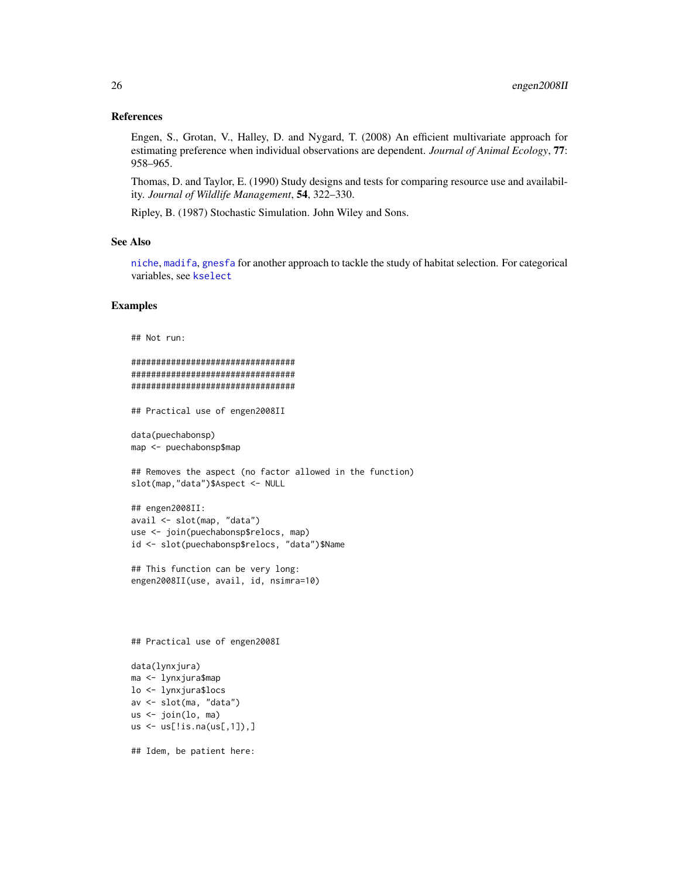### References

Engen, S., Grotan, V., Halley, D. and Nygard, T. (2008) An efficient multivariate approach for estimating preference when individual observations are dependent. *Journal of Animal Ecology*, **77**: 958–965.

Thomas, D. and Taylor, E. (1990) Study designs and tests for comparing resource use and availability. *Journal of Wildlife Management*, **54**, 322–330.

Ripley, B. (1987) Stochastic Simulation. John Wiley and Sons.

### See Also

`niche`, `madifa`, `gnesfa` for another approach to tackle the study of habitat selection. For categorical variables, see `kselect`

### Examples

```
## Not run:

#################################
#################################
#################################

## Practical use of engen2008II

data(puechabonsp)
map <- puechabonsp$map

## Removes the aspect (no factor allowed in the function)
slot(map,"data")$Aspect <- NULL

## engen2008II:
avail <- slot(map, "data")
use <- join(puechabonsp$relocs, map)
id <- slot(puechabonsp$relocs, "data")$Name

## This function can be very long:
engen2008II(use, avail, id, nsimra=10)




## Practical use of engen2008I

data(lynxjura)
ma <- lynxjura$map
lo <- lynxjura$locs
av <- slot(ma, "data")
us <- join(lo, ma)
us <- us[!is.na(us[,1]),]

## Idem, be patient here:
```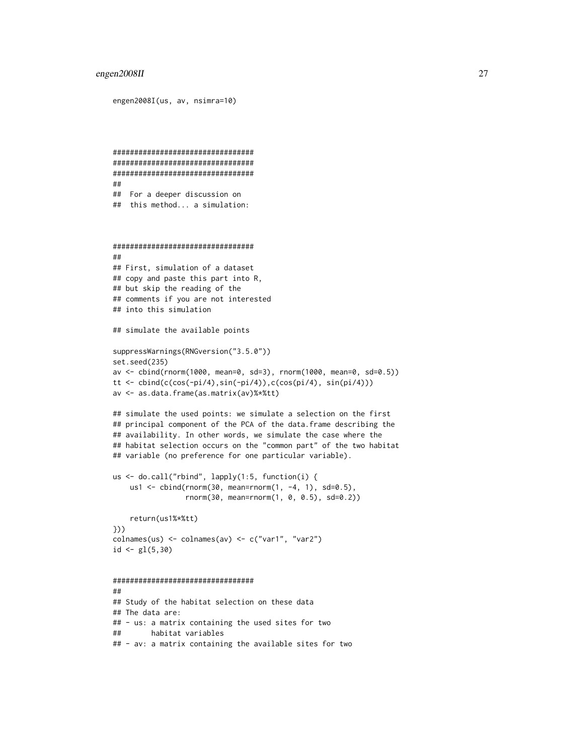```
engen2008I(us, av, nsimra=10)



#################################
#################################
#################################
##
##  For a deeper discussion on
##  this method... a simulation:



#################################
##
## First, simulation of a dataset
## copy and paste this part into R,
## but skip the reading of the
## comments if you are not interested
## into this simulation

## simulate the available points

suppressWarnings(RNGversion("3.5.0"))
set.seed(235)
av <- cbind(rnorm(1000, mean=0, sd=3), rnorm(1000, mean=0, sd=0.5))
tt <- cbind(c(cos(-pi/4),sin(-pi/4)),c(cos(pi/4), sin(pi/4)))
av <- as.data.frame(as.matrix(av)%*%tt)

## simulate the used points: we simulate a selection on the first
## principal component of the PCA of the data.frame describing the
## availability. In other words, we simulate the case where the
## habitat selection occurs on the "common part" of the two habitat
## variable (no preference for one particular variable).

us <- do.call("rbind", lapply(1:5, function(i) {
    us1 <- cbind(rnorm(30, mean=rnorm(1, -4, 1), sd=0.5),
                 rnorm(30, mean=rnorm(1, 0, 0.5), sd=0.2))

    return(us1%*%tt)
}))
colnames(us) <- colnames(av) <- c("var1", "var2")
id <- gl(5,30)


#################################
##
## Study of the habitat selection on these data
## The data are:
## - us: a matrix containing the used sites for two
##       habitat variables
## - av: a matrix containing the available sites for two
```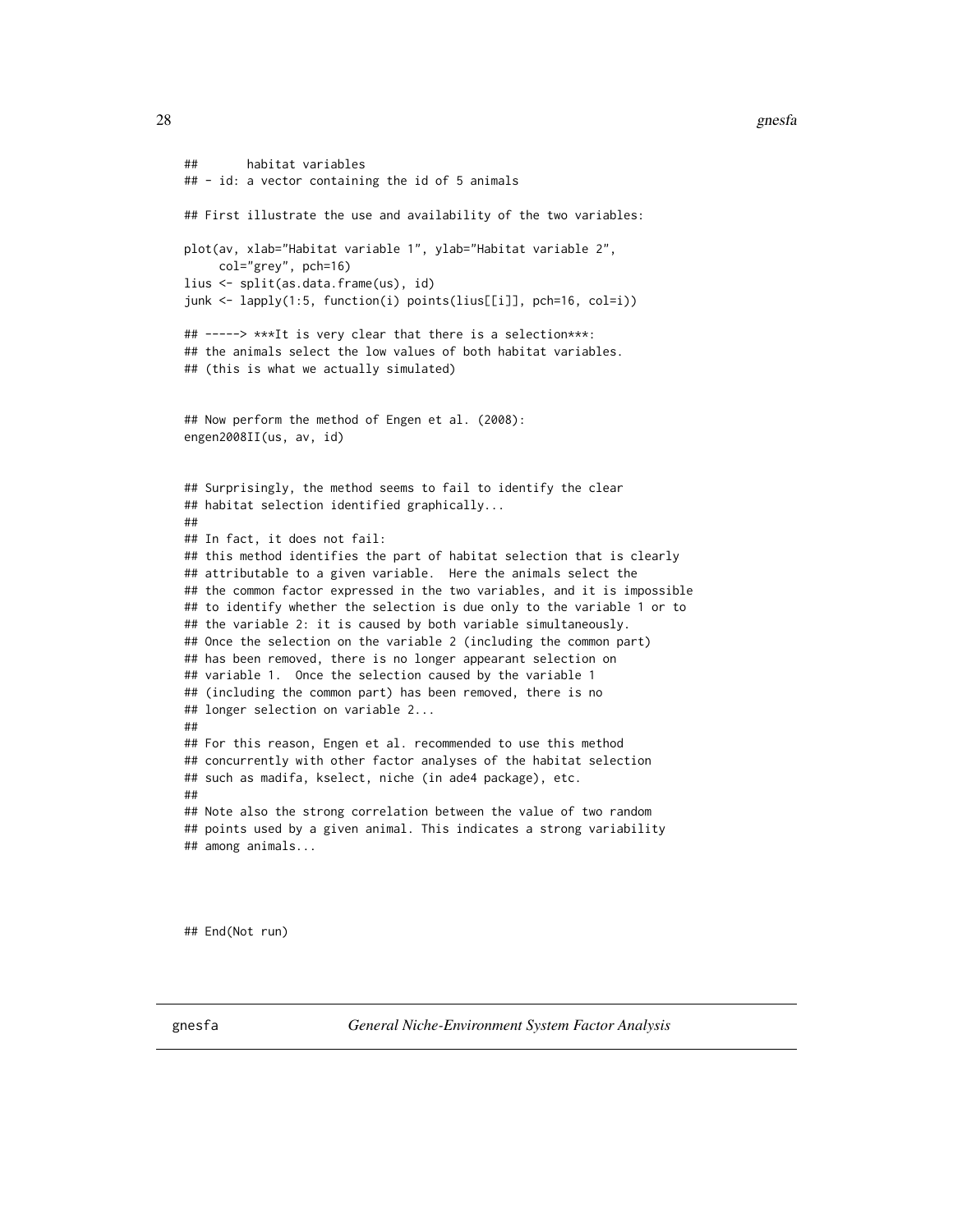```
##       habitat variables
## - id: a vector containing the id of 5 animals

## First illustrate the use and availability of the two variables:

plot(av, xlab="Habitat variable 1", ylab="Habitat variable 2",
     col="grey", pch=16)
lius <- split(as.data.frame(us), id)
junk <- lapply(1:5, function(i) points(lius[[i]], pch=16, col=i))

## -----> ***It is very clear that there is a selection***:
## the animals select the low values of both habitat variables.
## (this is what we actually simulated)


## Now perform the method of Engen et al. (2008):
engen2008II(us, av, id)


## Surprisingly, the method seems to fail to identify the clear
## habitat selection identified graphically...
##
## In fact, it does not fail:
## this method identifies the part of habitat selection that is clearly
## attributable to a given variable.  Here the animals select the
## the common factor expressed in the two variables, and it is impossible
## to identify whether the selection is due only to the variable 1 or to
## the variable 2: it is caused by both variable simultaneously.
## Once the selection on the variable 2 (including the common part)
## has been removed, there is no longer appearant selection on
## variable 1.  Once the selection caused by the variable 1
## (including the common part) has been removed, there is no
## longer selection on variable 2...
##
## For this reason, Engen et al. recommended to use this method
## concurrently with other factor analyses of the habitat selection
## such as madifa, kselect, niche (in ade4 package), etc.
##
## Note also the strong correlation between the value of two random
## points used by a given animal. This indicates a strong variability
## among animals...




## End(Not run)
```

---

gnesfa — *General Niche-Environment System Factor Analysis*

---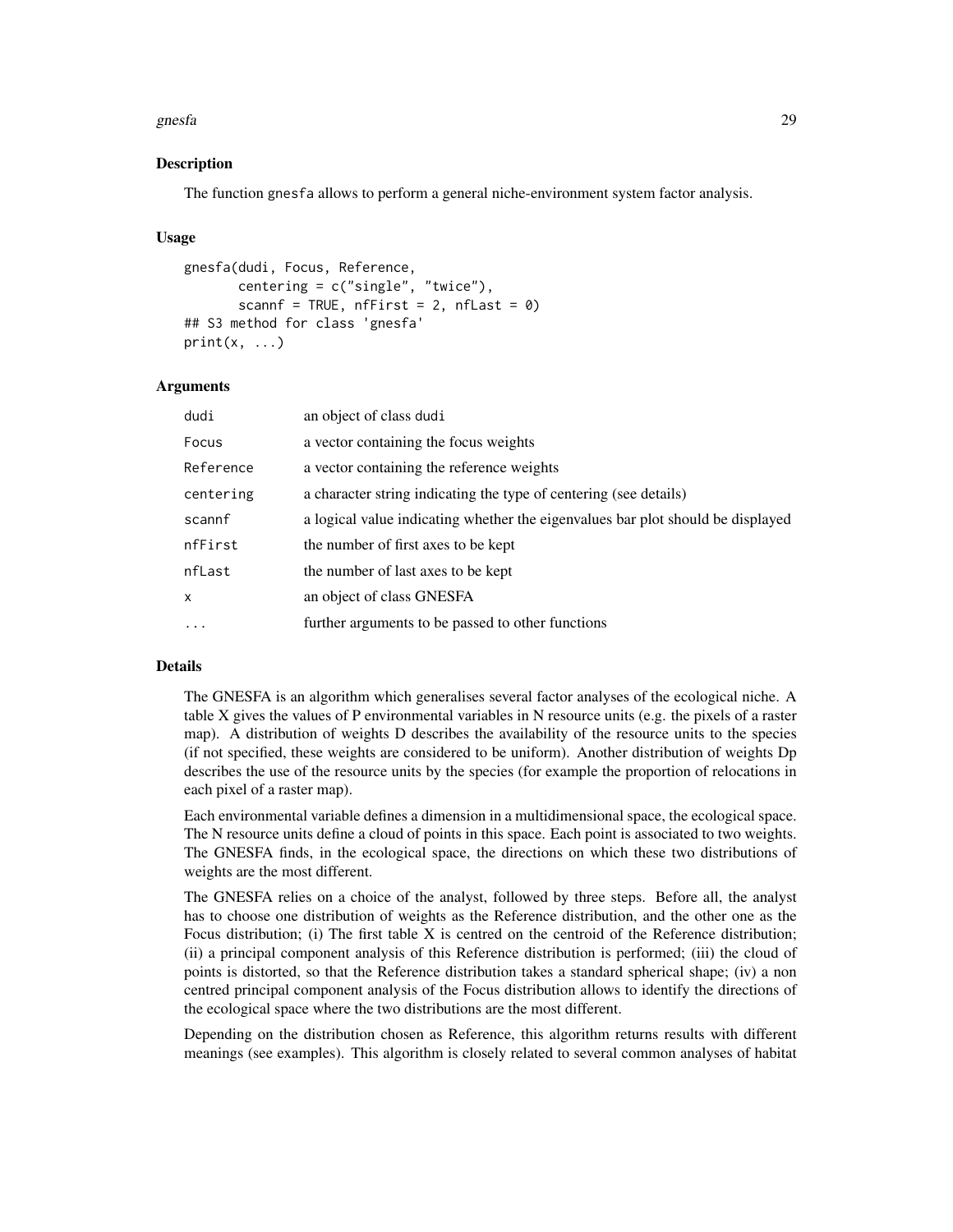## Description

The function gnesfa allows to perform a general niche-environment system factor analysis.

## Usage

```
gnesfa(dudi, Focus, Reference,
       centering = c("single", "twice"),
       scannf = TRUE, nfFirst = 2, nfLast = 0)
## S3 method for class 'gnesfa'
print(x, ...)
```

## Arguments

| | |
|---|---|
| dudi | an object of class dudi |
| Focus | a vector containing the focus weights |
| Reference | a vector containing the reference weights |
| centering | a character string indicating the type of centering (see details) |
| scannf | a logical value indicating whether the eigenvalues bar plot should be displayed |
| nfFirst | the number of first axes to be kept |
| nfLast | the number of last axes to be kept |
| x | an object of class GNESFA |
| ... | further arguments to be passed to other functions |

## Details

The GNESFA is an algorithm which generalises several factor analyses of the ecological niche. A table X gives the values of P environmental variables in N resource units (e.g. the pixels of a raster map). A distribution of weights D describes the availability of the resource units to the species (if not specified, these weights are considered to be uniform). Another distribution of weights Dp describes the use of the resource units by the species (for example the proportion of relocations in each pixel of a raster map).

Each environmental variable defines a dimension in a multidimensional space, the ecological space. The N resource units define a cloud of points in this space. Each point is associated to two weights. The GNESFA finds, in the ecological space, the directions on which these two distributions of weights are the most different.

The GNESFA relies on a choice of the analyst, followed by three steps. Before all, the analyst has to choose one distribution of weights as the Reference distribution, and the other one as the Focus distribution; (i) The first table X is centred on the centroid of the Reference distribution; (ii) a principal component analysis of this Reference distribution is performed; (iii) the cloud of points is distorted, so that the Reference distribution takes a standard spherical shape; (iv) a non centred principal component analysis of the Focus distribution allows to identify the directions of the ecological space where the two distributions are the most different.

Depending on the distribution chosen as Reference, this algorithm returns results with different meanings (see examples). This algorithm is closely related to several common analyses of habitat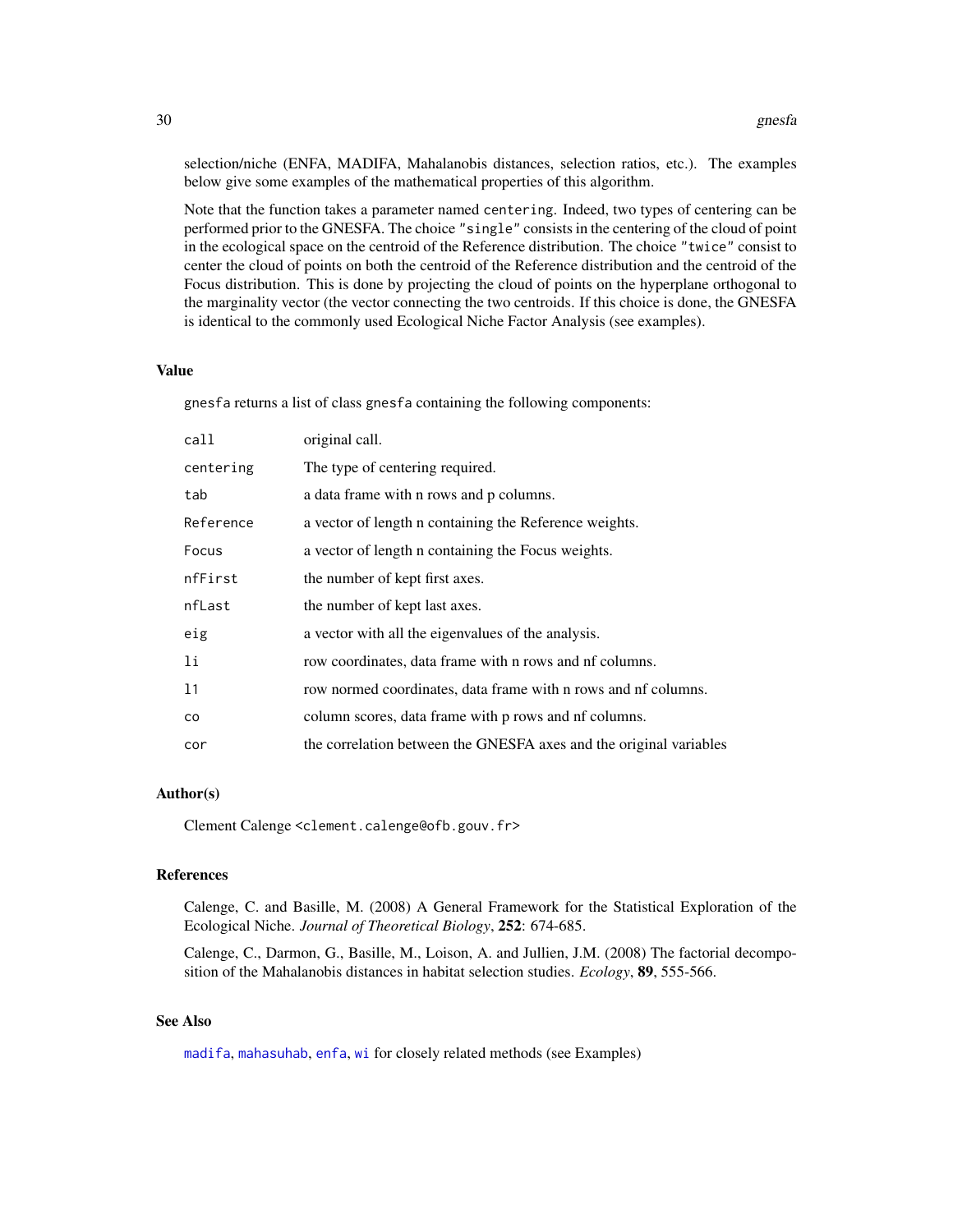selection/niche (ENFA, MADIFA, Mahalanobis distances, selection ratios, etc.). The examples below give some examples of the mathematical properties of this algorithm.

Note that the function takes a parameter named `centering`. Indeed, two types of centering can be performed prior to the GNESFA. The choice `"single"` consists in the centering of the cloud of point in the ecological space on the centroid of the Reference distribution. The choice `"twice"` consist to center the cloud of points on both the centroid of the Reference distribution and the centroid of the Focus distribution. This is done by projecting the cloud of points on the hyperplane orthogonal to the marginality vector (the vector connecting the two centroids. If this choice is done, the GNESFA is identical to the commonly used Ecological Niche Factor Analysis (see examples).

## Value

`gnesfa` returns a list of class `gnesfa` containing the following components:

| | |
|---|---|
| `call` | original call. |
| `centering` | The type of centering required. |
| `tab` | a data frame with n rows and p columns. |
| `Reference` | a vector of length n containing the Reference weights. |
| `Focus` | a vector of length n containing the Focus weights. |
| `nfFirst` | the number of kept first axes. |
| `nfLast` | the number of kept last axes. |
| `eig` | a vector with all the eigenvalues of the analysis. |
| `li` | row coordinates, data frame with n rows and nf columns. |
| `l1` | row normed coordinates, data frame with n rows and nf columns. |
| `co` | column scores, data frame with p rows and nf columns. |
| `cor` | the correlation between the GNESFA axes and the original variables |

## Author(s)

Clement Calenge <clement.calenge@ofb.gouv.fr>

## References

Calenge, C. and Basille, M. (2008) A General Framework for the Statistical Exploration of the Ecological Niche. *Journal of Theoretical Biology*, **252**: 674-685.

Calenge, C., Darmon, G., Basille, M., Loison, A. and Jullien, J.M. (2008) The factorial decomposition of the Mahalanobis distances in habitat selection studies. *Ecology*, **89**, 555-566.

## See Also

`madifa`, `mahasuhab`, `enfa`, `wi` for closely related methods (see Examples)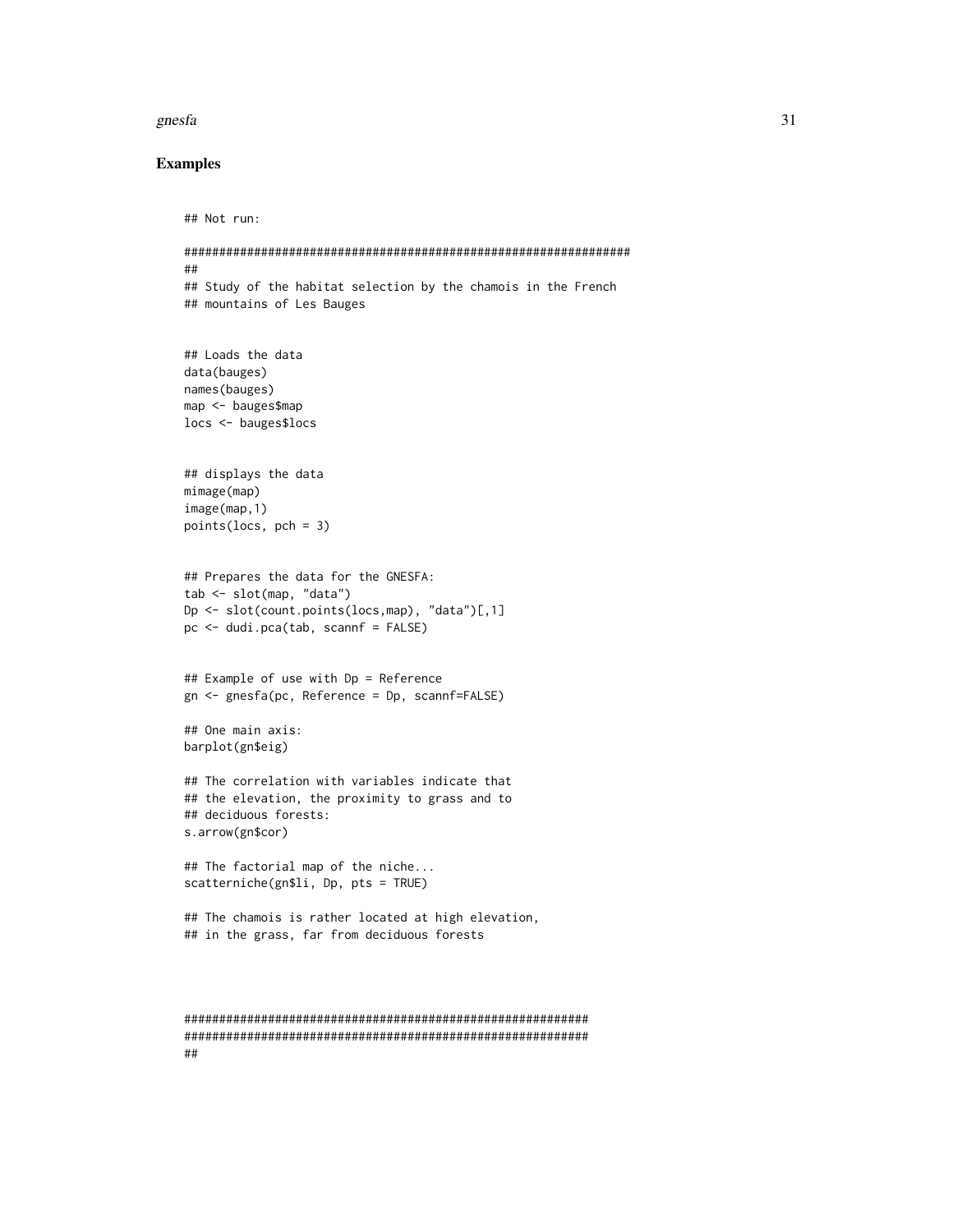## Examples

```
## Not run:

################################################################
##
## Study of the habitat selection by the chamois in the French
## mountains of Les Bauges


## Loads the data
data(bauges)
names(bauges)
map <- bauges$map
locs <- bauges$locs


## displays the data
mimage(map)
image(map,1)
points(locs, pch = 3)


## Prepares the data for the GNESFA:
tab <- slot(map, "data")
Dp <- slot(count.points(locs,map), "data")[,1]
pc <- dudi.pca(tab, scannf = FALSE)


## Example of use with Dp = Reference
gn <- gnesfa(pc, Reference = Dp, scannf=FALSE)

## One main axis:
barplot(gn$eig)

## The correlation with variables indicate that
## the elevation, the proximity to grass and to
## deciduous forests:
s.arrow(gn$cor)

## The factorial map of the niche...
scatterniche(gn$li, Dp, pts = TRUE)

## The chamois is rather located at high elevation,
## in the grass, far from deciduous forests



##########################################################
##########################################################
##
```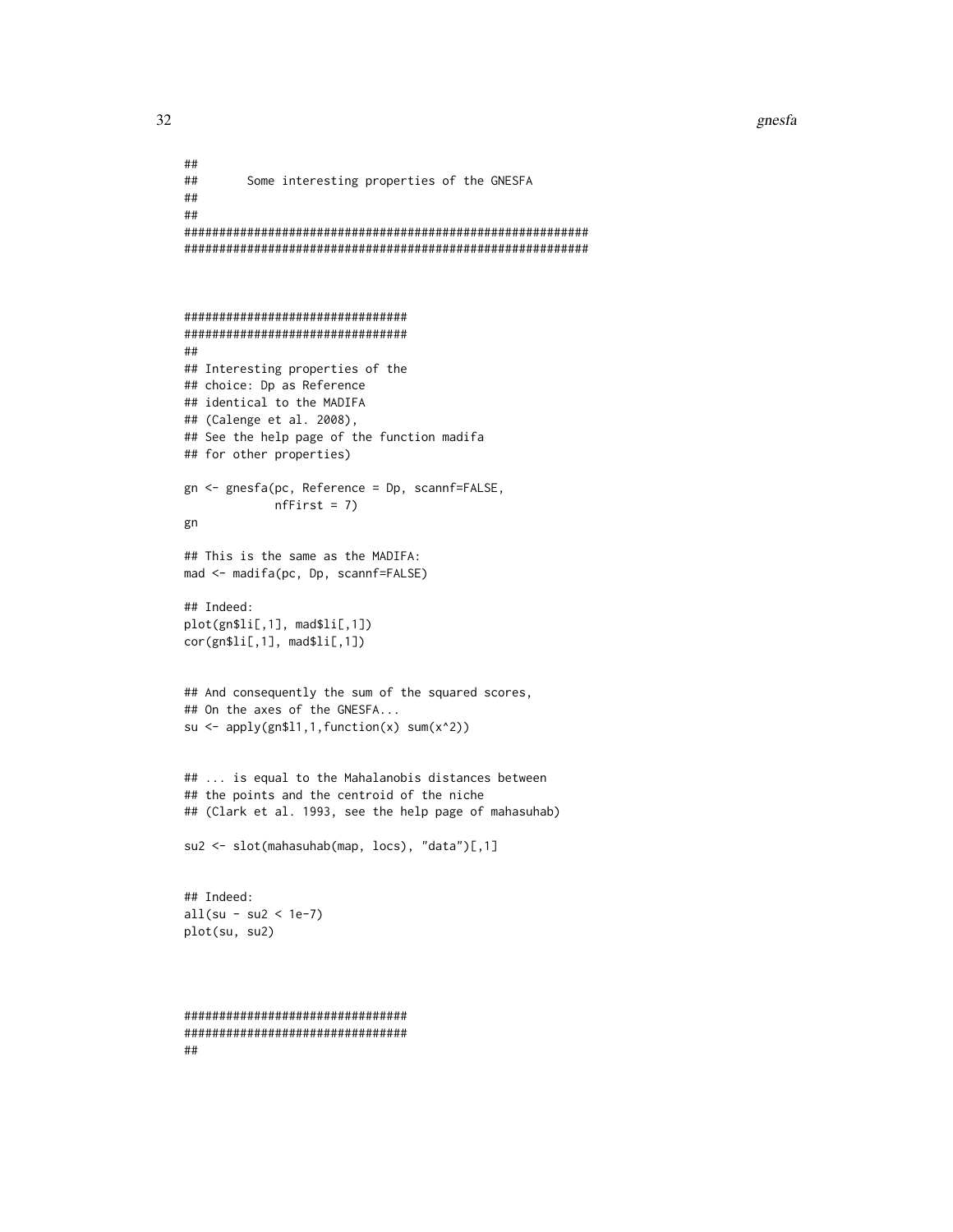```
##
##       Some interesting properties of the GNESFA
##
##
##########################################################
##########################################################



################################
################################
##
## Interesting properties of the
## choice: Dp as Reference
## identical to the MADIFA
## (Calenge et al. 2008),
## See the help page of the function madifa
## for other properties)

gn <- gnesfa(pc, Reference = Dp, scannf=FALSE,
             nfFirst = 7)
gn

## This is the same as the MADIFA:
mad <- madifa(pc, Dp, scannf=FALSE)

## Indeed:
plot(gn$li[,1], mad$li[,1])
cor(gn$li[,1], mad$li[,1])


## And consequently the sum of the squared scores,
## On the axes of the GNESFA...
su <- apply(gn$l1,1,function(x) sum(x^2))


## ... is equal to the Mahalanobis distances between
## the points and the centroid of the niche
## (Clark et al. 1993, see the help page of mahasuhab)

su2 <- slot(mahasuhab(map, locs), "data")[,1]


## Indeed:
all(su - su2 < 1e-7)
plot(su, su2)



################################
################################
##
```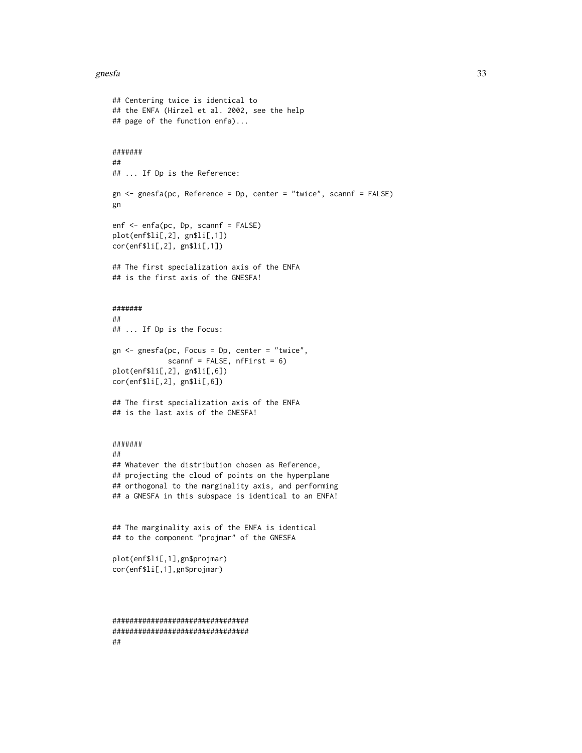```
## Centering twice is identical to
## the ENFA (Hirzel et al. 2002, see the help
## page of the function enfa)...


#######
##
## ... If Dp is the Reference:

gn <- gnesfa(pc, Reference = Dp, center = "twice", scannf = FALSE)
gn

enf <- enfa(pc, Dp, scannf = FALSE)
plot(enf$li[,2], gn$li[,1])
cor(enf$li[,2], gn$li[,1])

## The first specialization axis of the ENFA
## is the first axis of the GNESFA!


#######
##
## ... If Dp is the Focus:

gn <- gnesfa(pc, Focus = Dp, center = "twice",
             scannf = FALSE, nfFirst = 6)
plot(enf$li[,2], gn$li[,6])
cor(enf$li[,2], gn$li[,6])

## The first specialization axis of the ENFA
## is the last axis of the GNESFA!


#######
##
## Whatever the distribution chosen as Reference,
## projecting the cloud of points on the hyperplane
## orthogonal to the marginality axis, and performing
## a GNESFA in this subspace is identical to an ENFA!


## The marginality axis of the ENFA is identical
## to the component "projmar" of the GNESFA

plot(enf$li[,1],gn$projmar)
cor(enf$li[,1],gn$projmar)



################################
################################
##
```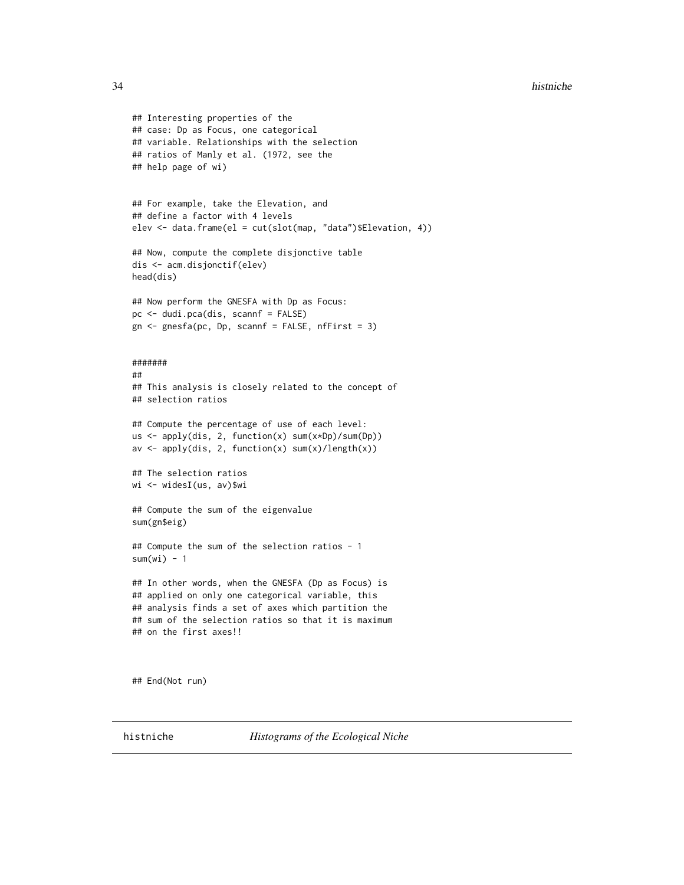```
## Interesting properties of the
## case: Dp as Focus, one categorical
## variable. Relationships with the selection
## ratios of Manly et al. (1972, see the
## help page of wi)


## For example, take the Elevation, and
## define a factor with 4 levels
elev <- data.frame(el = cut(slot(map, "data")$Elevation, 4))

## Now, compute the complete disjonctive table
dis <- acm.disjonctif(elev)
head(dis)

## Now perform the GNESFA with Dp as Focus:
pc <- dudi.pca(dis, scannf = FALSE)
gn <- gnesfa(pc, Dp, scannf = FALSE, nfFirst = 3)


#######
##
## This analysis is closely related to the concept of
## selection ratios

## Compute the percentage of use of each level:
us <- apply(dis, 2, function(x) sum(x*Dp)/sum(Dp))
av <- apply(dis, 2, function(x) sum(x)/length(x))

## The selection ratios
wi <- widesI(us, av)$wi

## Compute the sum of the eigenvalue
sum(gn$eig)

## Compute the sum of the selection ratios - 1
sum(wi) - 1

## In other words, when the GNESFA (Dp as Focus) is
## applied on only one categorical variable, this
## analysis finds a set of axes which partition the
## sum of the selection ratios so that it is maximum
## on the first axes!!



## End(Not run)
```

---

histniche *Histograms of the Ecological Niche*

---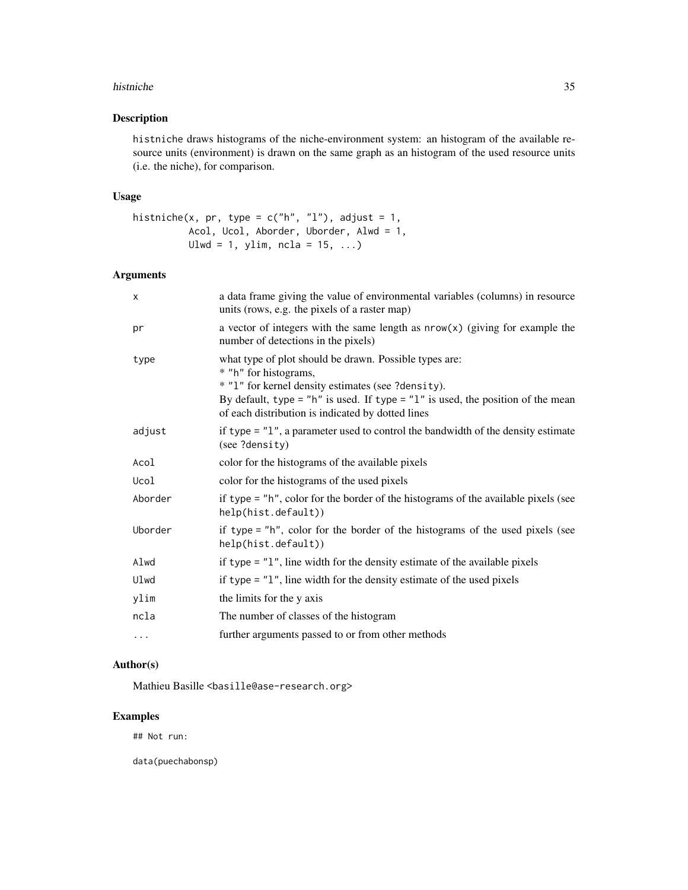## Description

histniche draws histograms of the niche-environment system: an histogram of the available resource units (environment) is drawn on the same graph as an histogram of the used resource units (i.e. the niche), for comparison.

## Usage

```
histniche(x, pr, type = c("h", "l"), adjust = 1,
          Acol, Ucol, Aborder, Uborder, Alwd = 1,
          Ulwd = 1, ylim, ncla = 15, ...)
```

## Arguments

| Argument | Description |
|---|---|
| x | a data frame giving the value of environmental variables (columns) in resource units (rows, e.g. the pixels of a raster map) |
| pr | a vector of integers with the same length as nrow(x) (giving for example the number of detections in the pixels) |
| type | what type of plot should be drawn. Possible types are:<br>* "h" for histograms,<br>* "l" for kernel density estimates (see ?density).<br>By default, type = "h" is used. If type = "l" is used, the position of the mean of each distribution is indicated by dotted lines |
| adjust | if type = "l", a parameter used to control the bandwidth of the density estimate (see ?density) |
| Acol | color for the histograms of the available pixels |
| Ucol | color for the histograms of the used pixels |
| Aborder | if type = "h", color for the border of the histograms of the available pixels (see help(hist.default)) |
| Uborder | if type = "h", color for the border of the histograms of the used pixels (see help(hist.default)) |
| Alwd | if type = "l", line width for the density estimate of the available pixels |
| Ulwd | if type = "l", line width for the density estimate of the used pixels |
| ylim | the limits for the y axis |
| ncla | The number of classes of the histogram |
| ... | further arguments passed to or from other methods |

## Author(s)

Mathieu Basille <basille@ase-research.org>

## Examples

```
## Not run:

data(puechabonsp)
```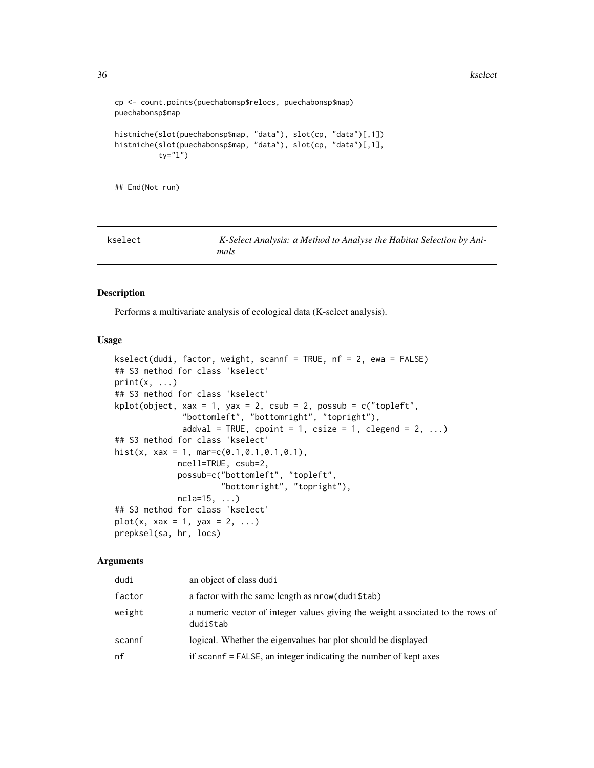```
cp <- count.points(puechabonsp$relocs, puechabonsp$map)
puechabonsp$map

histniche(slot(puechabonsp$map, "data"), slot(cp, "data")[,1])
histniche(slot(puechabonsp$map, "data"), slot(cp, "data")[,1],
          ty="l")


## End(Not run)
```

# kselect — *K-Select Analysis: a Method to Analyse the Habitat Selection by Animals*

## Description

Performs a multivariate analysis of ecological data (K-select analysis).

## Usage

```
kselect(dudi, factor, weight, scannf = TRUE, nf = 2, ewa = FALSE)
## S3 method for class 'kselect'
print(x, ...)
## S3 method for class 'kselect'
kplot(object, xax = 1, yax = 2, csub = 2, possub = c("topleft",
              "bottomleft", "bottomright", "topright"),
              addval = TRUE, cpoint = 1, csize = 1, clegend = 2, ...)
## S3 method for class 'kselect'
hist(x, xax = 1, mar=c(0.1,0.1,0.1,0.1),
             ncell=TRUE, csub=2,
             possub=c("bottomleft", "topleft",
                      "bottomright", "topright"),
             ncla=15, ...)
## S3 method for class 'kselect'
plot(x, xax = 1, yax = 2, ...)
prepksel(sa, hr, locs)
```

## Arguments

| | |
|---|---|
| dudi | an object of class dudi |
| factor | a factor with the same length as nrow(dudi$tab) |
| weight | a numeric vector of integer values giving the weight associated to the rows of dudi$tab |
| scannf | logical. Whether the eigenvalues bar plot should be displayed |
| nf | if scannf = FALSE, an integer indicating the number of kept axes |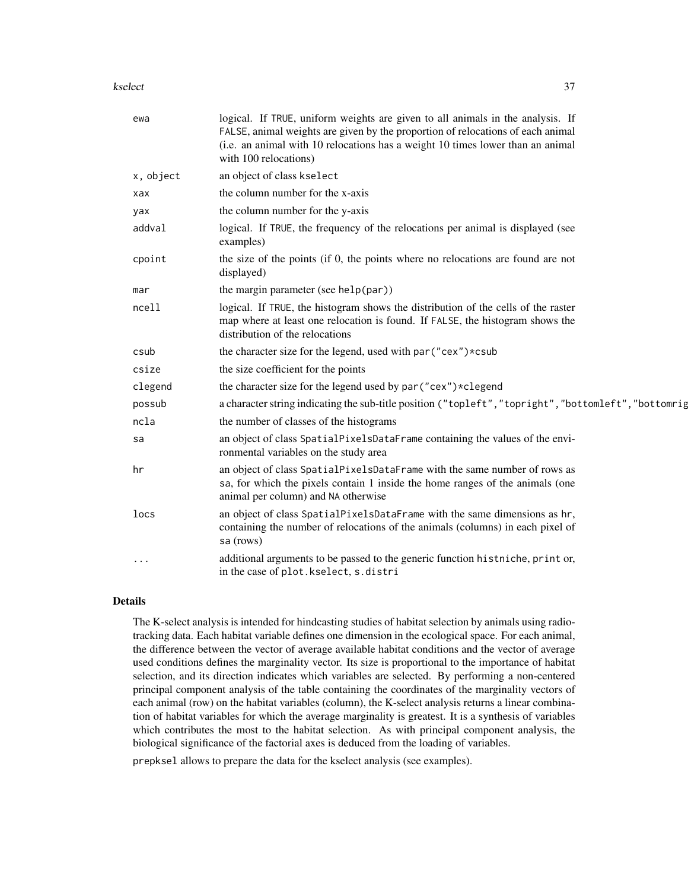| | |
|---|---|
| ewa | logical. If TRUE, uniform weights are given to all animals in the analysis. If FALSE, animal weights are given by the proportion of relocations of each animal (i.e. an animal with 10 relocations has a weight 10 times lower than an animal with 100 relocations) |
| x, object | an object of class kselect |
| xax | the column number for the x-axis |
| yax | the column number for the y-axis |
| addval | logical. If TRUE, the frequency of the relocations per animal is displayed (see examples) |
| cpoint | the size of the points (if 0, the points where no relocations are found are not displayed) |
| mar | the margin parameter (see help(par)) |
| ncell | logical. If TRUE, the histogram shows the distribution of the cells of the raster map where at least one relocation is found. If FALSE, the histogram shows the distribution of the relocations |
| csub | the character size for the legend, used with par("cex")*csub |
| csize | the size coefficient for the points |
| clegend | the character size for the legend used by par("cex")*clegend |
| possub | a character string indicating the sub-title position ("topleft","topright","bottomleft","bottomrig |
| ncla | the number of classes of the histograms |
| sa | an object of class SpatialPixelsDataFrame containing the values of the environmental variables on the study area |
| hr | an object of class SpatialPixelsDataFrame with the same number of rows as sa, for which the pixels contain 1 inside the home ranges of the animals (one animal per column) and NA otherwise |
| locs | an object of class SpatialPixelsDataFrame with the same dimensions as hr, containing the number of relocations of the animals (columns) in each pixel of sa (rows) |
| ... | additional arguments to be passed to the generic function histniche, print or, in the case of plot.kselect, s.distri |

## Details

The K-select analysis is intended for hindcasting studies of habitat selection by animals using radio-tracking data. Each habitat variable defines one dimension in the ecological space. For each animal, the difference between the vector of average available habitat conditions and the vector of average used conditions defines the marginality vector. Its size is proportional to the importance of habitat selection, and its direction indicates which variables are selected. By performing a non-centered principal component analysis of the table containing the coordinates of the marginality vectors of each animal (row) on the habitat variables (column), the K-select analysis returns a linear combination of habitat variables for which the average marginality is greatest. It is a synthesis of variables which contributes the most to the habitat selection. As with principal component analysis, the biological significance of the factorial axes is deduced from the loading of variables.

prepksel allows to prepare the data for the kselect analysis (see examples).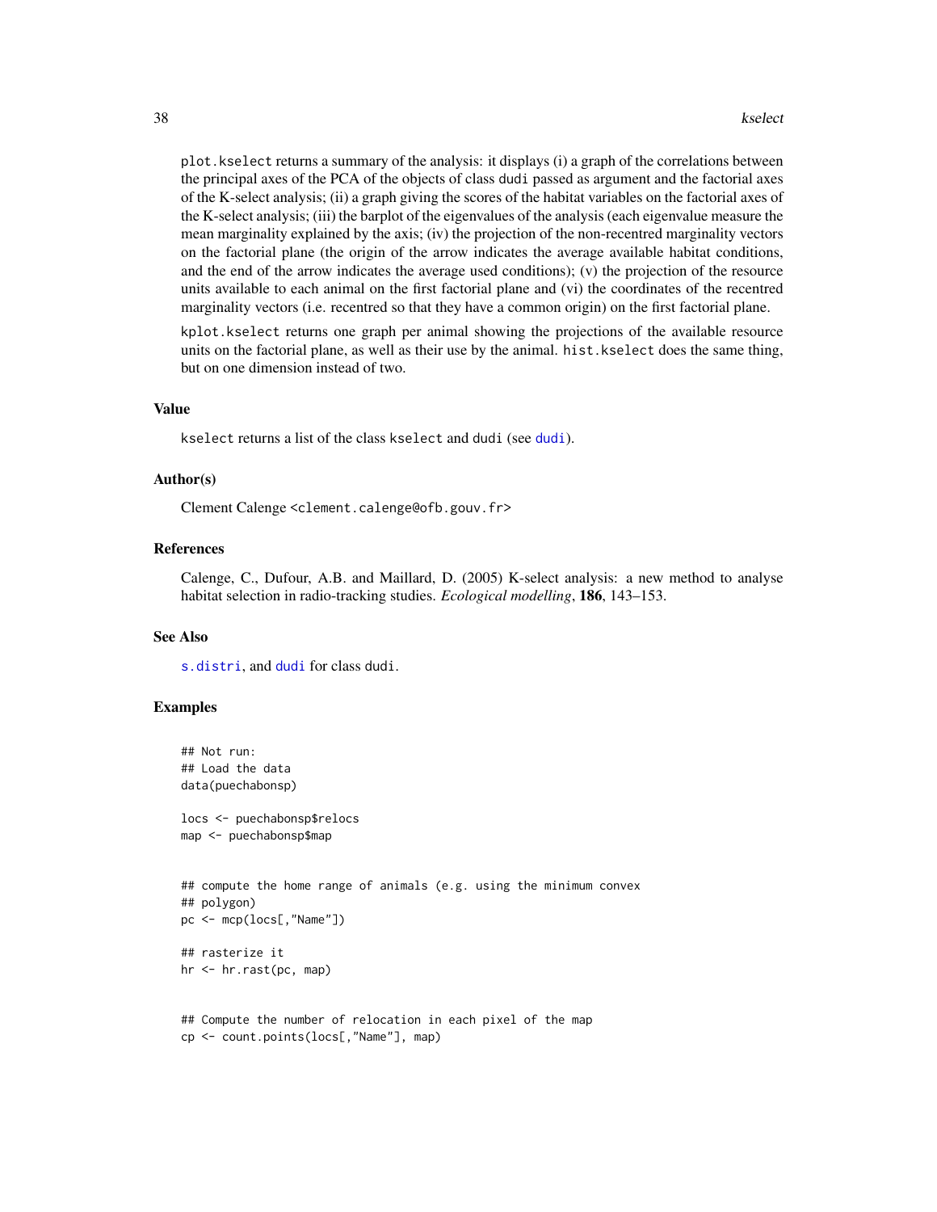plot.kselect returns a summary of the analysis: it displays (i) a graph of the correlations between the principal axes of the PCA of the objects of class dudi passed as argument and the factorial axes of the K-select analysis; (ii) a graph giving the scores of the habitat variables on the factorial axes of the K-select analysis; (iii) the barplot of the eigenvalues of the analysis (each eigenvalue measure the mean marginality explained by the axis; (iv) the projection of the non-recentred marginality vectors on the factorial plane (the origin of the arrow indicates the average available habitat conditions, and the end of the arrow indicates the average used conditions); (v) the projection of the resource units available to each animal on the first factorial plane and (vi) the coordinates of the recentred marginality vectors (i.e. recentred so that they have a common origin) on the first factorial plane.

kplot.kselect returns one graph per animal showing the projections of the available resource units on the factorial plane, as well as their use by the animal. hist.kselect does the same thing, but on one dimension instead of two.

## Value

kselect returns a list of the class kselect and dudi (see dudi).

## Author(s)

Clement Calenge <clement.calenge@ofb.gouv.fr>

## References

Calenge, C., Dufour, A.B. and Maillard, D. (2005) K-select analysis: a new method to analyse habitat selection in radio-tracking studies. *Ecological modelling*, **186**, 143–153.

## See Also

s.distri, and dudi for class dudi.

## Examples

```
## Not run:
## Load the data
data(puechabonsp)

locs <- puechabonsp$relocs
map <- puechabonsp$map


## compute the home range of animals (e.g. using the minimum convex
## polygon)
pc <- mcp(locs[,"Name"])

## rasterize it
hr <- hr.rast(pc, map)


## Compute the number of relocation in each pixel of the map
cp <- count.points(locs[,"Name"], map)
```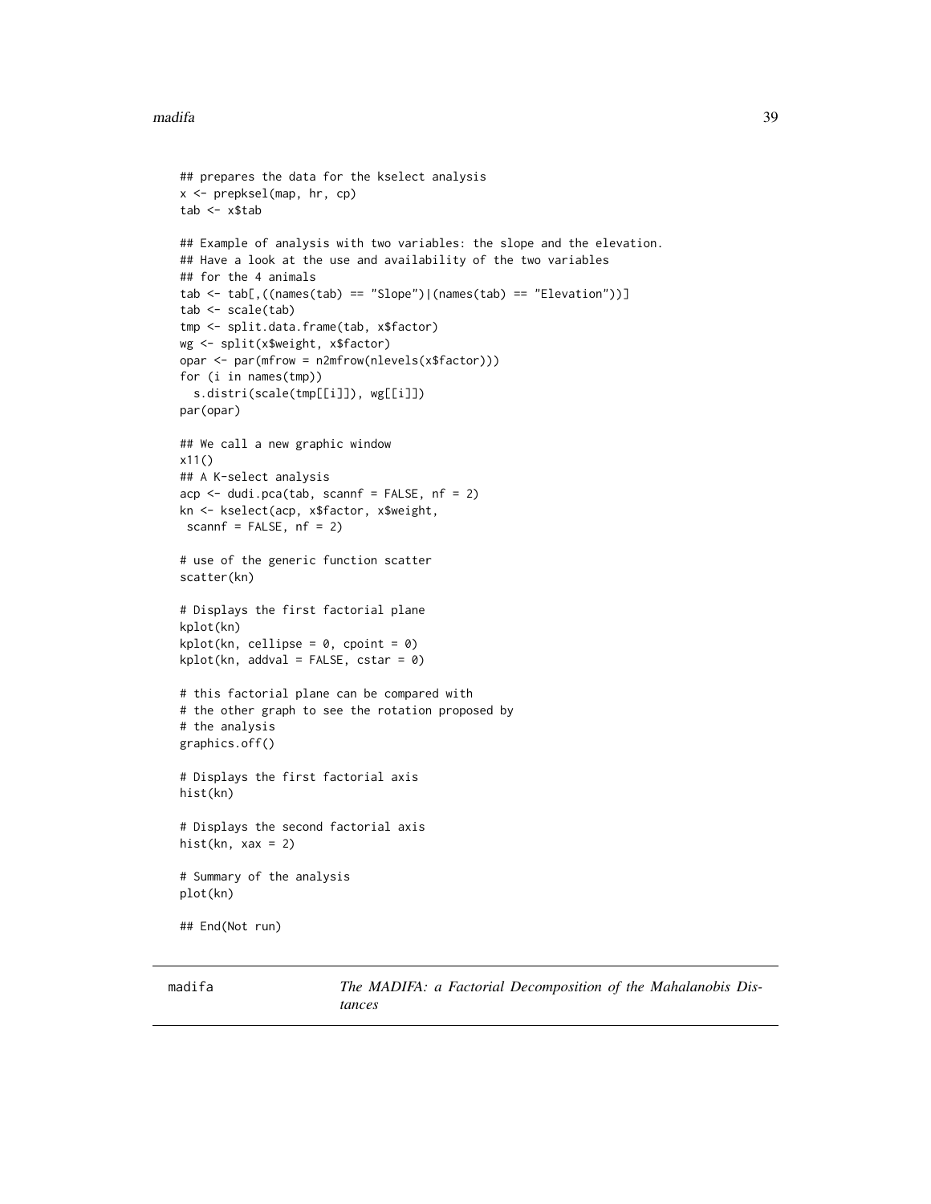```
## prepares the data for the kselect analysis
x <- prepksel(map, hr, cp)
tab <- x$tab

## Example of analysis with two variables: the slope and the elevation.
## Have a look at the use and availability of the two variables
## for the 4 animals
tab <- tab[,((names(tab) == "Slope")|(names(tab) == "Elevation"))]
tab <- scale(tab)
tmp <- split.data.frame(tab, x$factor)
wg <- split(x$weight, x$factor)
opar <- par(mfrow = n2mfrow(nlevels(x$factor)))
for (i in names(tmp))
  s.distri(scale(tmp[[i]]), wg[[i]])
par(opar)

## We call a new graphic window
x11()
## A K-select analysis
acp <- dudi.pca(tab, scannf = FALSE, nf = 2)
kn <- kselect(acp, x$factor, x$weight,
 scannf = FALSE, nf = 2)

# use of the generic function scatter
scatter(kn)

# Displays the first factorial plane
kplot(kn)
kplot(kn, cellipse = 0, cpoint = 0)
kplot(kn, addval = FALSE, cstar = 0)

# this factorial plane can be compared with
# the other graph to see the rotation proposed by
# the analysis
graphics.off()

# Displays the first factorial axis
hist(kn)

# Displays the second factorial axis
hist(kn, xax = 2)

# Summary of the analysis
plot(kn)

## End(Not run)
```

---

madifa — *The MADIFA: a Factorial Decomposition of the Mahalanobis Distances*

---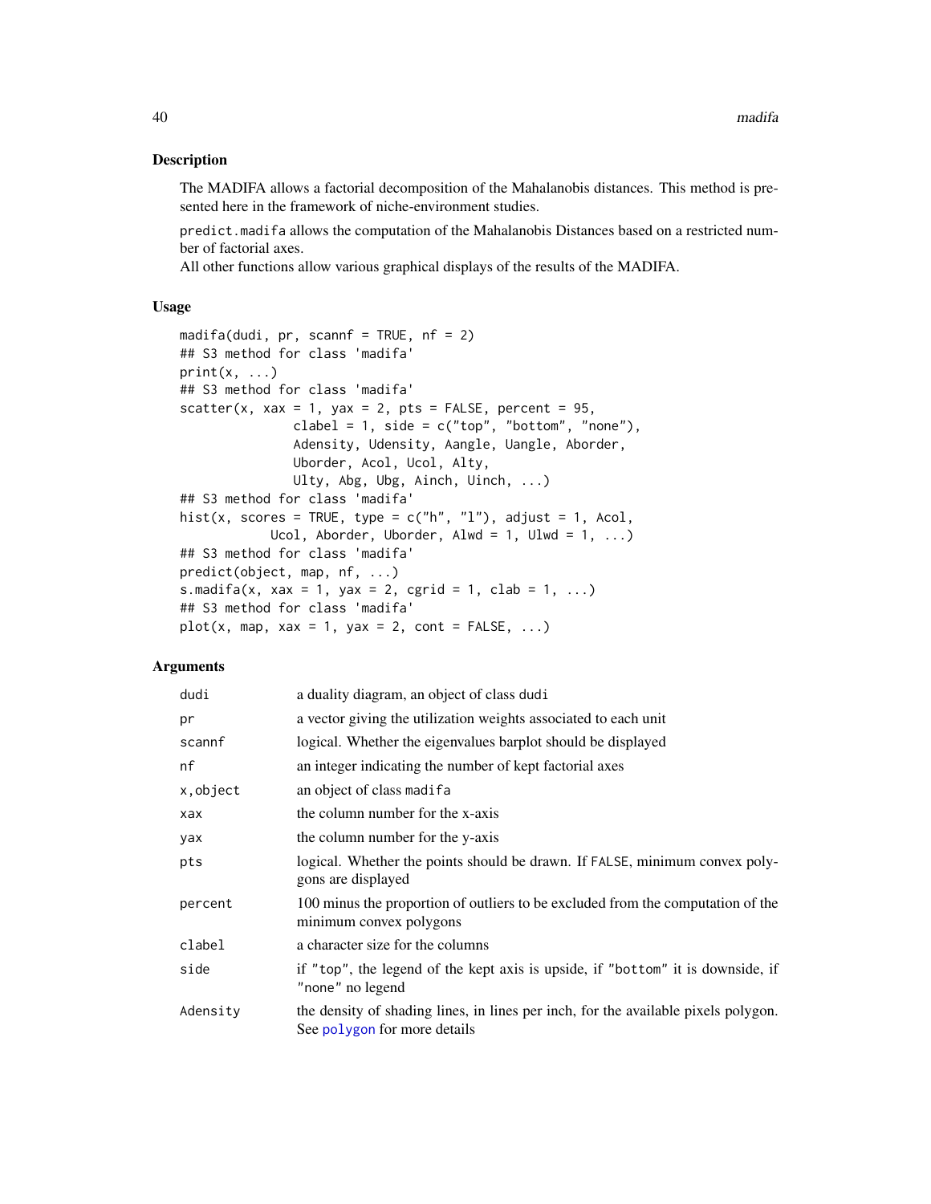## Description

The MADIFA allows a factorial decomposition of the Mahalanobis distances. This method is presented here in the framework of niche-environment studies.

`predict.madifa` allows the computation of the Mahalanobis Distances based on a restricted number of factorial axes.
All other functions allow various graphical displays of the results of the MADIFA.

## Usage

```
madifa(dudi, pr, scannf = TRUE, nf = 2)
## S3 method for class 'madifa'
print(x, ...)
## S3 method for class 'madifa'
scatter(x, xax = 1, yax = 2, pts = FALSE, percent = 95,
               clabel = 1, side = c("top", "bottom", "none"),
               Adensity, Udensity, Aangle, Uangle, Aborder,
               Uborder, Acol, Ucol, Alty,
               Ulty, Abg, Ubg, Ainch, Uinch, ...)
## S3 method for class 'madifa'
hist(x, scores = TRUE, type = c("h", "l"), adjust = 1, Acol,
           Ucol, Aborder, Uborder, Alwd = 1, Ulwd = 1, ...)
## S3 method for class 'madifa'
predict(object, map, nf, ...)
s.madifa(x, xax = 1, yax = 2, cgrid = 1, clab = 1, ...)
## S3 method for class 'madifa'
plot(x, map, xax = 1, yax = 2, cont = FALSE, ...)
```

## Arguments

| | |
|---|---|
| `dudi` | a duality diagram, an object of class `dudi` |
| `pr` | a vector giving the utilization weights associated to each unit |
| `scannf` | logical. Whether the eigenvalues barplot should be displayed |
| `nf` | an integer indicating the number of kept factorial axes |
| `x,object` | an object of class `madifa` |
| `xax` | the column number for the x-axis |
| `yax` | the column number for the y-axis |
| `pts` | logical. Whether the points should be drawn. If `FALSE`, minimum convex polygons are displayed |
| `percent` | 100 minus the proportion of outliers to be excluded from the computation of the minimum convex polygons |
| `clabel` | a character size for the columns |
| `side` | if `"top"`, the legend of the kept axis is upside, if `"bottom"` it is downside, if `"none"` no legend |
| `Adensity` | the density of shading lines, in lines per inch, for the available pixels polygon. See `polygon` for more details |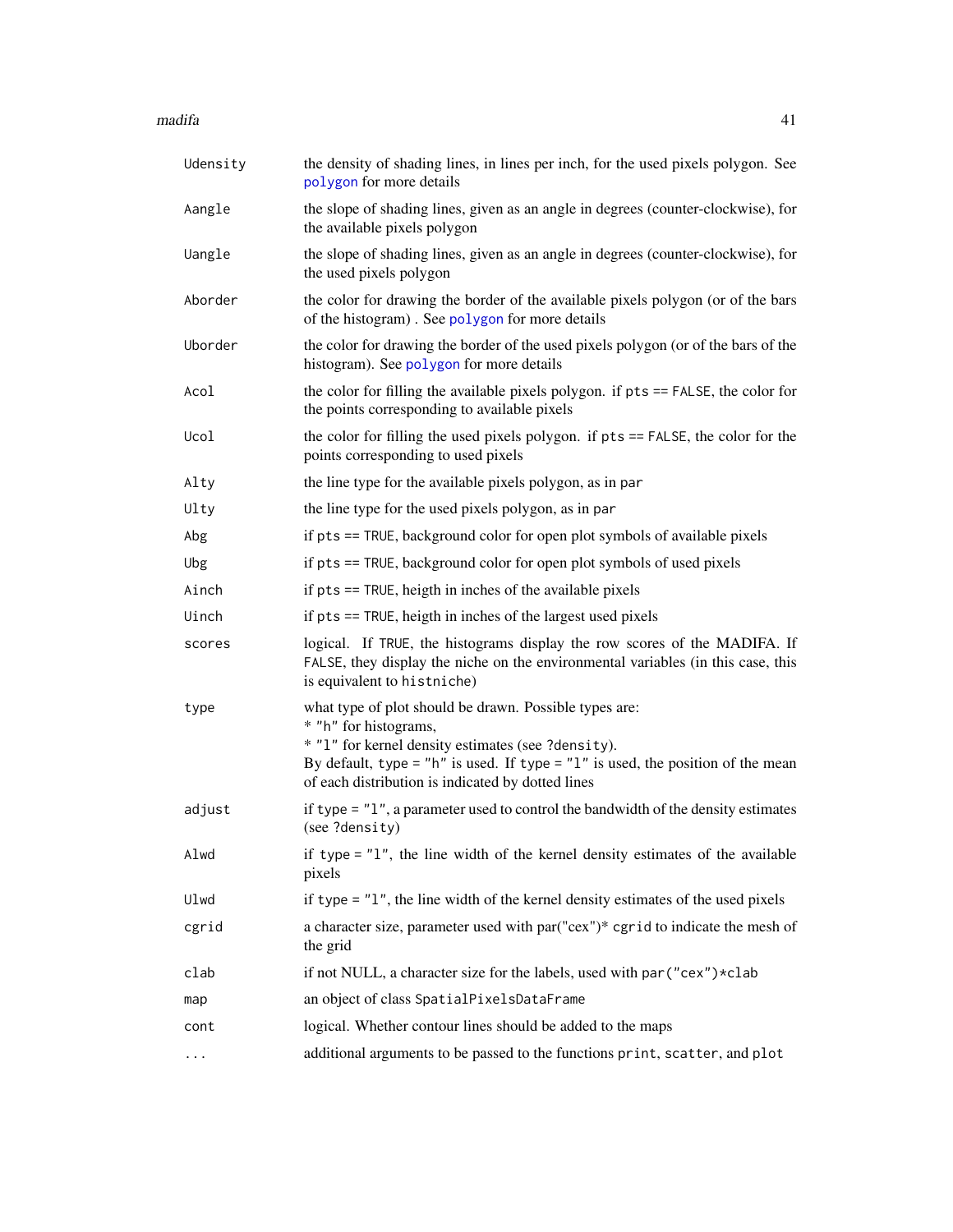| | |
|---|---|
| `Udensity` | the density of shading lines, in lines per inch, for the used pixels polygon. See `polygon` for more details |
| `Aangle` | the slope of shading lines, given as an angle in degrees (counter-clockwise), for the available pixels polygon |
| `Uangle` | the slope of shading lines, given as an angle in degrees (counter-clockwise), for the used pixels polygon |
| `Aborder` | the color for drawing the border of the available pixels polygon (or of the bars of the histogram) . See `polygon` for more details |
| `Uborder` | the color for drawing the border of the used pixels polygon (or of the bars of the histogram). See `polygon` for more details |
| `Acol` | the color for filling the available pixels polygon. if `pts == FALSE`, the color for the points corresponding to available pixels |
| `Ucol` | the color for filling the used pixels polygon. if `pts == FALSE`, the color for the points corresponding to used pixels |
| `Alty` | the line type for the available pixels polygon, as in `par` |
| `Ulty` | the line type for the used pixels polygon, as in `par` |
| `Abg` | if `pts == TRUE`, background color for open plot symbols of available pixels |
| `Ubg` | if `pts == TRUE`, background color for open plot symbols of used pixels |
| `Ainch` | if `pts == TRUE`, heigth in inches of the available pixels |
| `Uinch` | if `pts == TRUE`, heigth in inches of the largest used pixels |
| `scores` | logical. If `TRUE`, the histograms display the row scores of the MADIFA. If `FALSE`, they display the niche on the environmental variables (in this case, this is equivalent to `histniche`) |
| `type` | what type of plot should be drawn. Possible types are:<br>* `"h"` for histograms,<br>* `"l"` for kernel density estimates (see `?density`).<br>By default, `type = "h"` is used. If `type = "l"` is used, the position of the mean of each distribution is indicated by dotted lines |
| `adjust` | if `type = "l"`, a parameter used to control the bandwidth of the density estimates (see `?density`) |
| `Alwd` | if `type = "l"`, the line width of the kernel density estimates of the available pixels |
| `Ulwd` | if `type = "l"`, the line width of the kernel density estimates of the used pixels |
| `cgrid` | a character size, parameter used with par("cex")* `cgrid` to indicate the mesh of the grid |
| `clab` | if not NULL, a character size for the labels, used with `par("cex")*clab` |
| `map` | an object of class `SpatialPixelsDataFrame` |
| `cont` | logical. Whether contour lines should be added to the maps |
| `...` | additional arguments to be passed to the functions `print`, `scatter`, and `plot` |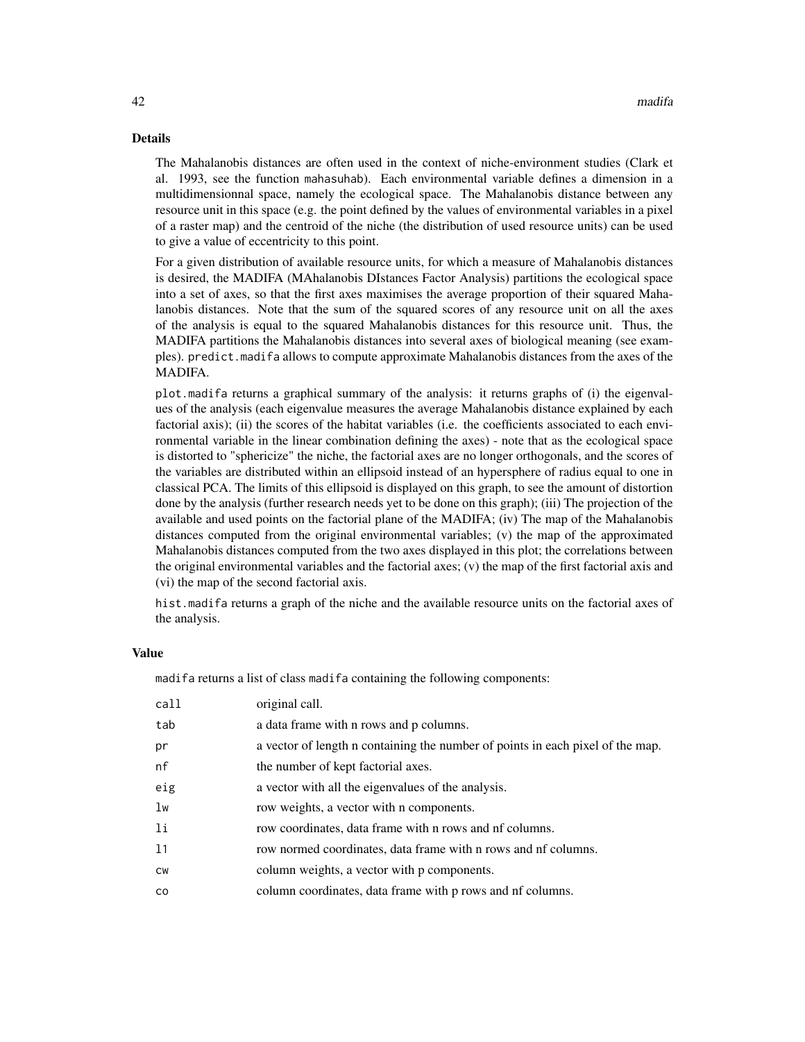## Details

The Mahalanobis distances are often used in the context of niche-environment studies (Clark et al. 1993, see the function `mahasuhab`). Each environmental variable defines a dimension in a multidimensionnal space, namely the ecological space. The Mahalanobis distance between any resource unit in this space (e.g. the point defined by the values of environmental variables in a pixel of a raster map) and the centroid of the niche (the distribution of used resource units) can be used to give a value of eccentricity to this point.

For a given distribution of available resource units, for which a measure of Mahalanobis distances is desired, the MADIFA (MAhalanobis DIstances Factor Analysis) partitions the ecological space into a set of axes, so that the first axes maximises the average proportion of their squared Mahalanobis distances. Note that the sum of the squared scores of any resource unit on all the axes of the analysis is equal to the squared Mahalanobis distances for this resource unit. Thus, the MADIFA partitions the Mahalanobis distances into several axes of biological meaning (see examples). `predict.madifa` allows to compute approximate Mahalanobis distances from the axes of the MADIFA.

`plot.madifa` returns a graphical summary of the analysis: it returns graphs of (i) the eigenvalues of the analysis (each eigenvalue measures the average Mahalanobis distance explained by each factorial axis); (ii) the scores of the habitat variables (i.e. the coefficients associated to each environmental variable in the linear combination defining the axes) - note that as the ecological space is distorted to "sphericize" the niche, the factorial axes are no longer orthogonals, and the scores of the variables are distributed within an ellipsoid instead of an hypersphere of radius equal to one in classical PCA. The limits of this ellipsoid is displayed on this graph, to see the amount of distortion done by the analysis (further research needs yet to be done on this graph); (iii) The projection of the available and used points on the factorial plane of the MADIFA; (iv) The map of the Mahalanobis distances computed from the original environmental variables; (v) the map of the approximated Mahalanobis distances computed from the two axes displayed in this plot; the correlations between the original environmental variables and the factorial axes; (v) the map of the first factorial axis and (vi) the map of the second factorial axis.

`hist.madifa` returns a graph of the niche and the available resource units on the factorial axes of the analysis.

## Value

`madifa` returns a list of class `madifa` containing the following components:

| | |
|---|---|
| `call` | original call. |
| `tab` | a data frame with n rows and p columns. |
| `pr` | a vector of length n containing the number of points in each pixel of the map. |
| `nf` | the number of kept factorial axes. |
| `eig` | a vector with all the eigenvalues of the analysis. |
| `lw` | row weights, a vector with n components. |
| `li` | row coordinates, data frame with n rows and nf columns. |
| `l1` | row normed coordinates, data frame with n rows and nf columns. |
| `cw` | column weights, a vector with p components. |
| `co` | column coordinates, data frame with p rows and nf columns. |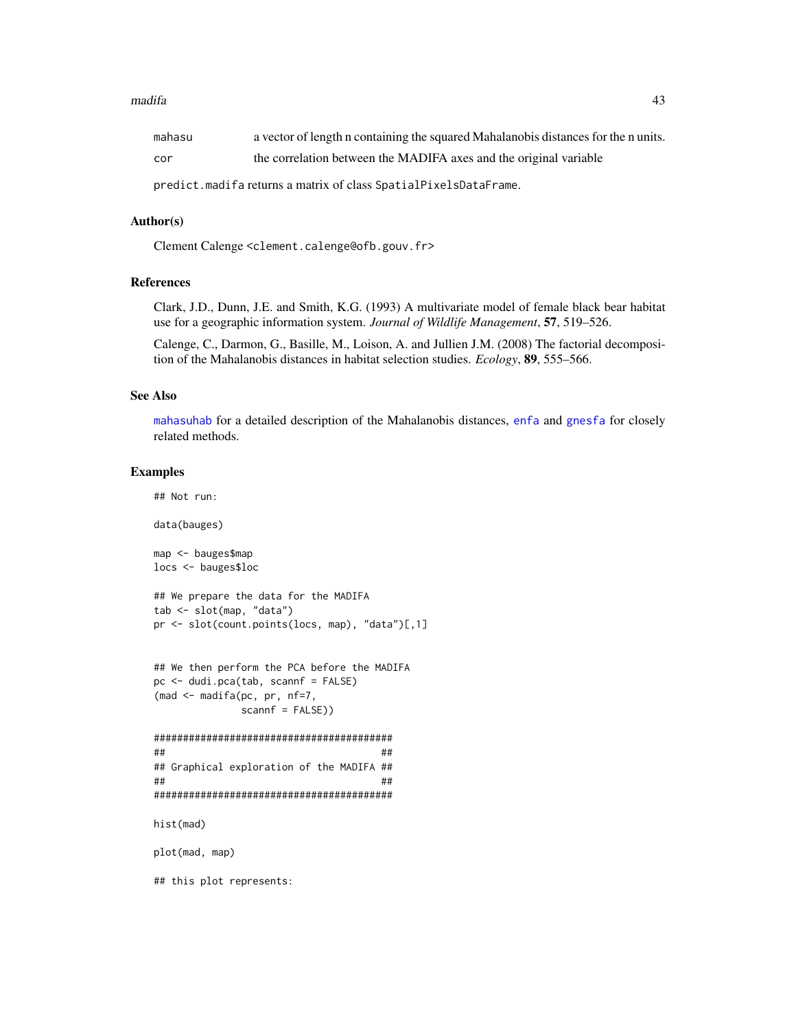| | |
|---|---|
| `mahasu` | a vector of length n containing the squared Mahalanobis distances for the n units. |
| `cor` | the correlation between the MADIFA axes and the original variable |

`predict.madifa` returns a matrix of class `SpatialPixelsDataFrame`.

## Author(s)

Clement Calenge <clement.calenge@ofb.gouv.fr>

## References

Clark, J.D., Dunn, J.E. and Smith, K.G. (1993) A multivariate model of female black bear habitat use for a geographic information system. *Journal of Wildlife Management*, **57**, 519–526.

Calenge, C., Darmon, G., Basille, M., Loison, A. and Jullien J.M. (2008) The factorial decomposition of the Mahalanobis distances in habitat selection studies. *Ecology*, **89**, 555–566.

## See Also

`mahasuhab` for a detailed description of the Mahalanobis distances, `enfa` and `gnesfa` for closely related methods.

## Examples

```
## Not run:

data(bauges)

map <- bauges$map
locs <- bauges$loc

## We prepare the data for the MADIFA
tab <- slot(map, "data")
pr <- slot(count.points(locs, map), "data")[,1]


## We then perform the PCA before the MADIFA
pc <- dudi.pca(tab, scannf = FALSE)
(mad <- madifa(pc, pr, nf=7,
               scannf = FALSE))

##########################################
##                                      ##
## Graphical exploration of the MADIFA ##
##                                      ##
##########################################

hist(mad)

plot(mad, map)

## this plot represents:
```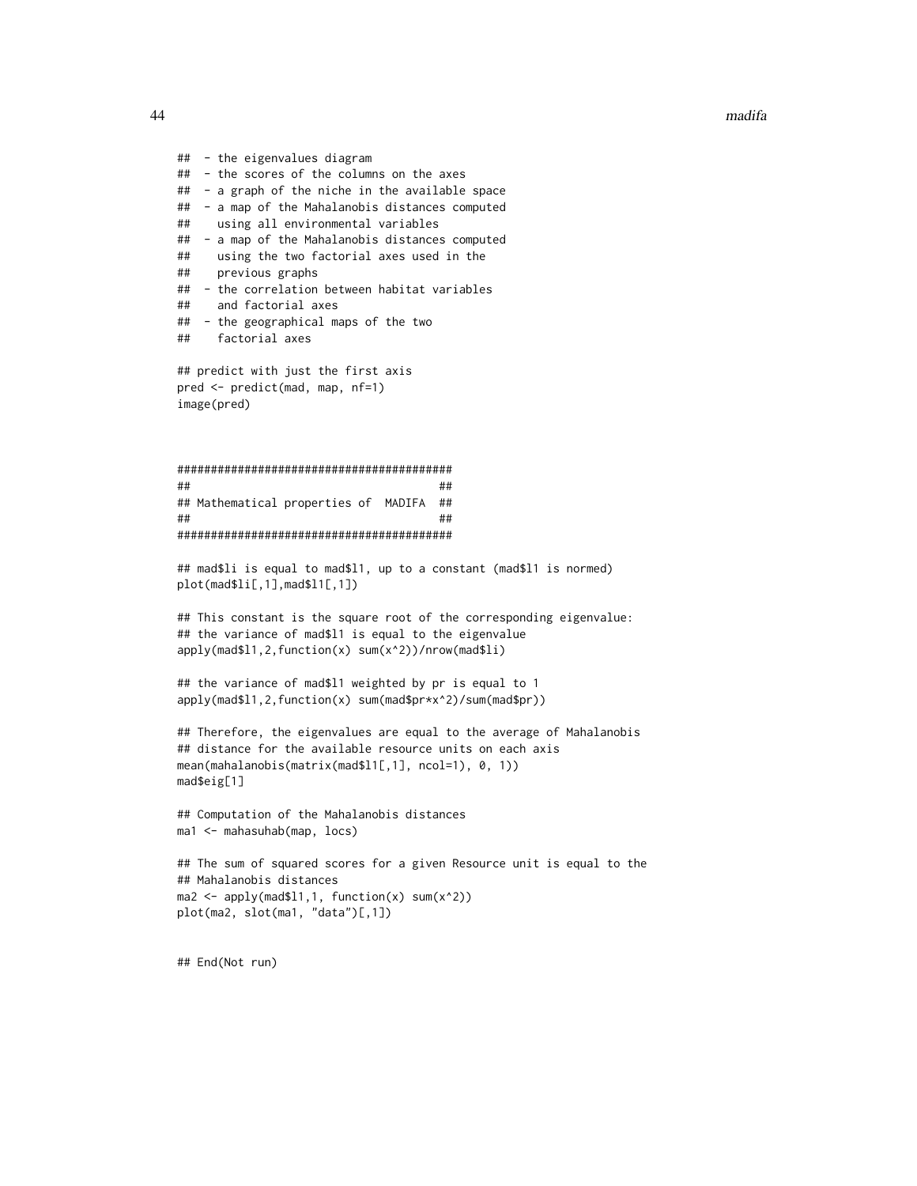```
##  - the eigenvalues diagram
##  - the scores of the columns on the axes
##  - a graph of the niche in the available space
##  - a map of the Mahalanobis distances computed
##    using all environmental variables
##  - a map of the Mahalanobis distances computed
##    using the two factorial axes used in the
##    previous graphs
##  - the correlation between habitat variables
##    and factorial axes
##  - the geographical maps of the two
##    factorial axes

## predict with just the first axis
pred <- predict(mad, map, nf=1)
image(pred)



#########################################
##                                     ##
## Mathematical properties of  MADIFA  ##
##                                     ##
#########################################

## mad$li is equal to mad$l1, up to a constant (mad$l1 is normed)
plot(mad$li[,1],mad$l1[,1])

## This constant is the square root of the corresponding eigenvalue:
## the variance of mad$l1 is equal to the eigenvalue
apply(mad$l1,2,function(x) sum(x^2))/nrow(mad$li)

## the variance of mad$l1 weighted by pr is equal to 1
apply(mad$l1,2,function(x) sum(mad$pr*x^2)/sum(mad$pr))

## Therefore, the eigenvalues are equal to the average of Mahalanobis
## distance for the available resource units on each axis
mean(mahalanobis(matrix(mad$l1[,1], ncol=1), 0, 1))
mad$eig[1]

## Computation of the Mahalanobis distances
ma1 <- mahasuhab(map, locs)

## The sum of squared scores for a given Resource unit is equal to the
## Mahalanobis distances
ma2 <- apply(mad$l1,1, function(x) sum(x^2))
plot(ma2, slot(ma1, "data")[,1])


## End(Not run)
```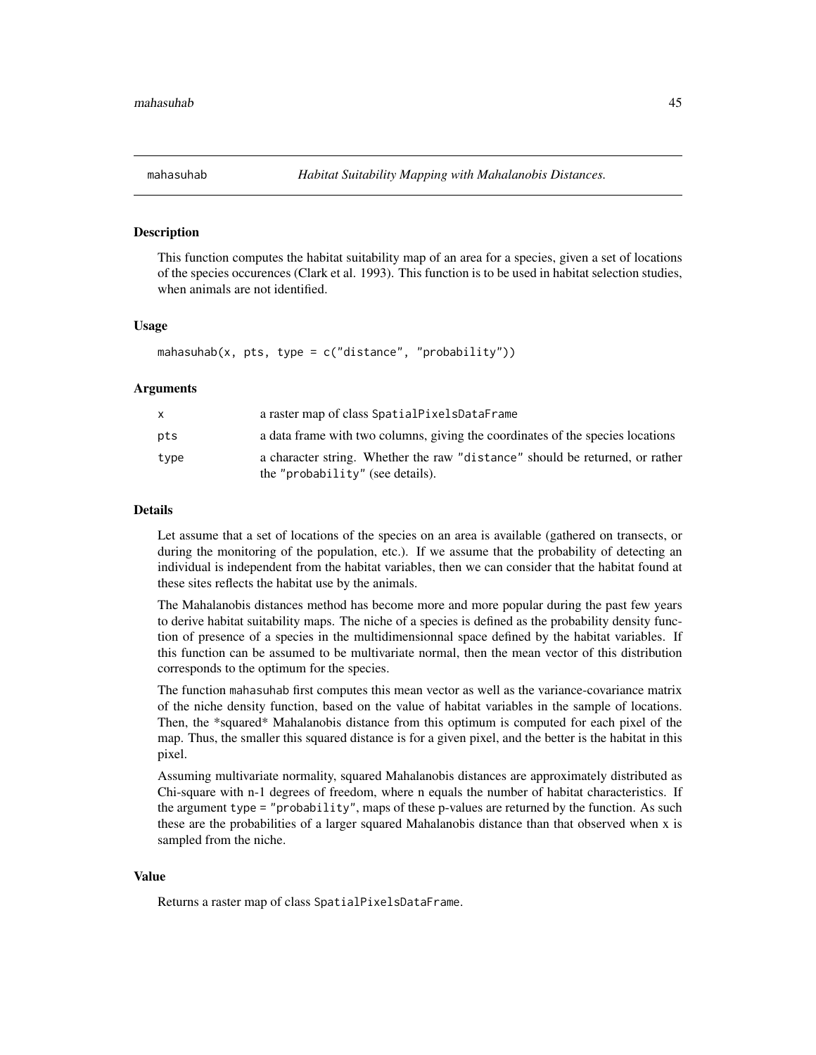mahasuhab *Habitat Suitability Mapping with Mahalanobis Distances.*

### Description

This function computes the habitat suitability map of an area for a species, given a set of locations of the species occurences (Clark et al. 1993). This function is to be used in habitat selection studies, when animals are not identified.

### Usage

```
mahasuhab(x, pts, type = c("distance", "probability"))
```

### Arguments

| | |
|---|---|
| x | a raster map of class SpatialPixelsDataFrame |
| pts | a data frame with two columns, giving the coordinates of the species locations |
| type | a character string. Whether the raw "distance" should be returned, or rather the "probability" (see details). |

### Details

Let assume that a set of locations of the species on an area is available (gathered on transects, or during the monitoring of the population, etc.). If we assume that the probability of detecting an individual is independent from the habitat variables, then we can consider that the habitat found at these sites reflects the habitat use by the animals.

The Mahalanobis distances method has become more and more popular during the past few years to derive habitat suitability maps. The niche of a species is defined as the probability density function of presence of a species in the multidimensionnal space defined by the habitat variables. If this function can be assumed to be multivariate normal, then the mean vector of this distribution corresponds to the optimum for the species.

The function mahasuhab first computes this mean vector as well as the variance-covariance matrix of the niche density function, based on the value of habitat variables in the sample of locations. Then, the *squared* Mahalanobis distance from this optimum is computed for each pixel of the map. Thus, the smaller this squared distance is for a given pixel, and the better is the habitat in this pixel.

Assuming multivariate normality, squared Mahalanobis distances are approximately distributed as Chi-square with n-1 degrees of freedom, where n equals the number of habitat characteristics. If the argument type = "probability", maps of these p-values are returned by the function. As such these are the probabilities of a larger squared Mahalanobis distance than that observed when x is sampled from the niche.

### Value

Returns a raster map of class SpatialPixelsDataFrame.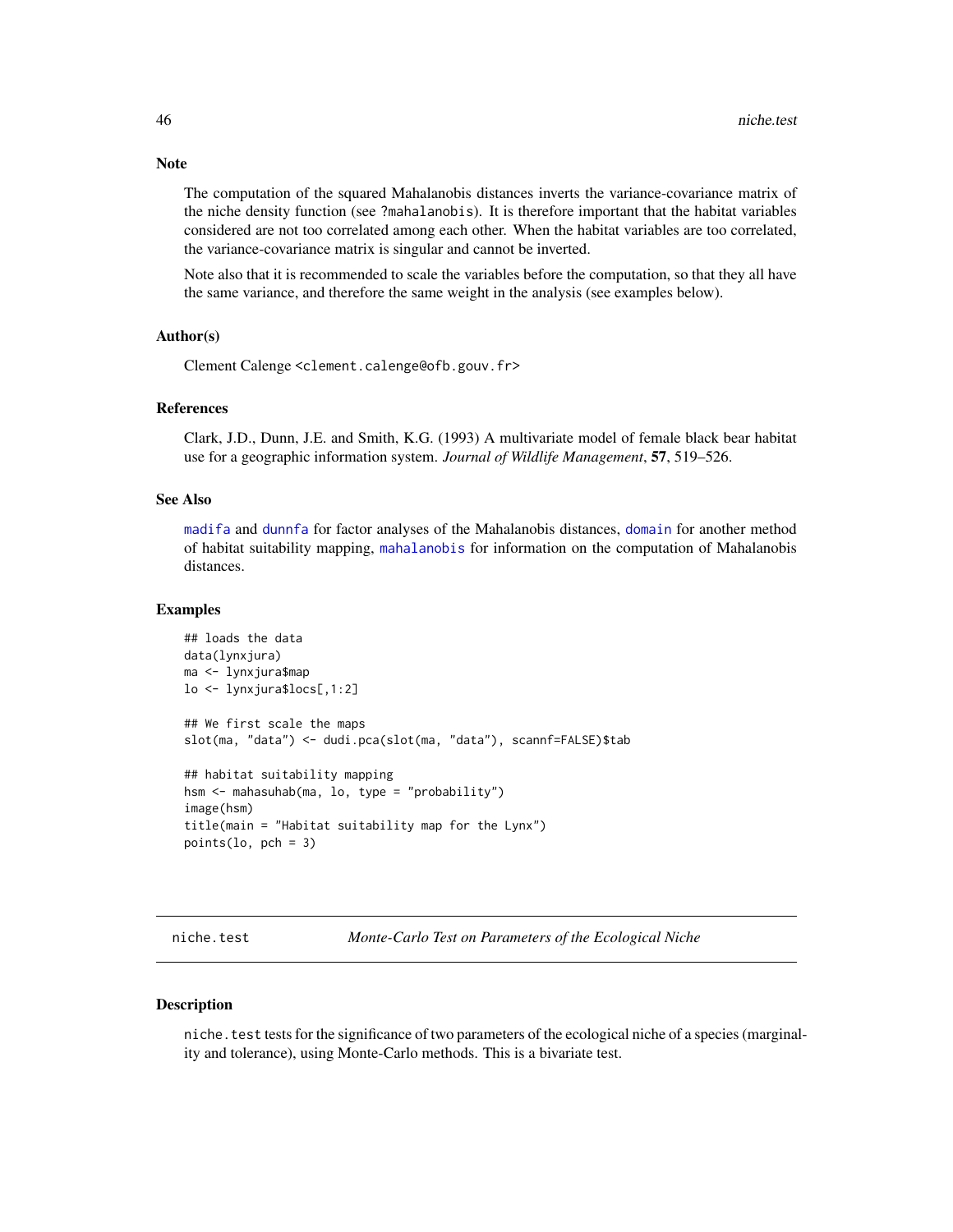## Note

The computation of the squared Mahalanobis distances inverts the variance-covariance matrix of the niche density function (see ?mahalanobis). It is therefore important that the habitat variables considered are not too correlated among each other. When the habitat variables are too correlated, the variance-covariance matrix is singular and cannot be inverted.

Note also that it is recommended to scale the variables before the computation, so that they all have the same variance, and therefore the same weight in the analysis (see examples below).

## Author(s)

Clement Calenge <clement.calenge@ofb.gouv.fr>

## References

Clark, J.D., Dunn, J.E. and Smith, K.G. (1993) A multivariate model of female black bear habitat use for a geographic information system. *Journal of Wildlife Management*, **57**, 519–526.

## See Also

madifa and dunnfa for factor analyses of the Mahalanobis distances, domain for another method of habitat suitability mapping, mahalanobis for information on the computation of Mahalanobis distances.

## Examples

```
## loads the data
data(lynxjura)
ma <- lynxjura$map
lo <- lynxjura$locs[,1:2]

## We first scale the maps
slot(ma, "data") <- dudi.pca(slot(ma, "data"), scannf=FALSE)$tab

## habitat suitability mapping
hsm <- mahasuhab(ma, lo, type = "probability")
image(hsm)
title(main = "Habitat suitability map for the Lynx")
points(lo, pch = 3)
```

---

niche.test *Monte-Carlo Test on Parameters of the Ecological Niche*

---

## Description

niche.test tests for the significance of two parameters of the ecological niche of a species (marginality and tolerance), using Monte-Carlo methods. This is a bivariate test.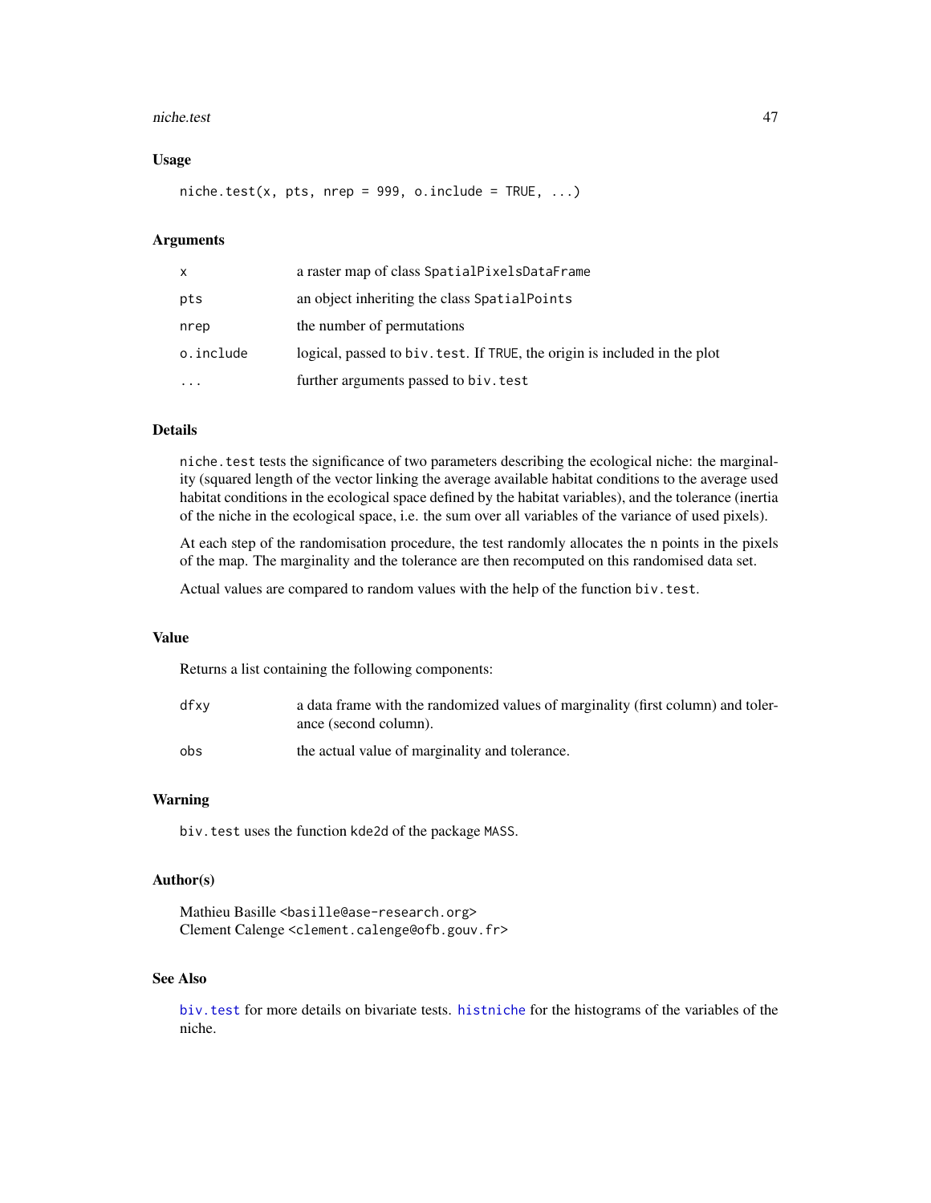### Usage

```
niche.test(x, pts, nrep = 999, o.include = TRUE, ...)
```

### Arguments

| | |
|---|---|
| `x` | a raster map of class `SpatialPixelsDataFrame` |
| `pts` | an object inheriting the class `SpatialPoints` |
| `nrep` | the number of permutations |
| `o.include` | logical, passed to `biv.test`. If `TRUE`, the origin is included in the plot |
| `...` | further arguments passed to `biv.test` |

### Details

`niche.test` tests the significance of two parameters describing the ecological niche: the marginality (squared length of the vector linking the average available habitat conditions to the average used habitat conditions in the ecological space defined by the habitat variables), and the tolerance (inertia of the niche in the ecological space, i.e. the sum over all variables of the variance of used pixels).

At each step of the randomisation procedure, the test randomly allocates the n points in the pixels of the map. The marginality and the tolerance are then recomputed on this randomised data set.

Actual values are compared to random values with the help of the function `biv.test`.

### Value

Returns a list containing the following components:

| | |
|---|---|
| `dfxy` | a data frame with the randomized values of marginality (first column) and tolerance (second column). |
| `obs` | the actual value of marginality and tolerance. |

### Warning

`biv.test` uses the function `kde2d` of the package `MASS`.

### Author(s)

Mathieu Basille <basille@ase-research.org>
Clement Calenge <clement.calenge@ofb.gouv.fr>

### See Also

`biv.test` for more details on bivariate tests. `histniche` for the histograms of the variables of the niche.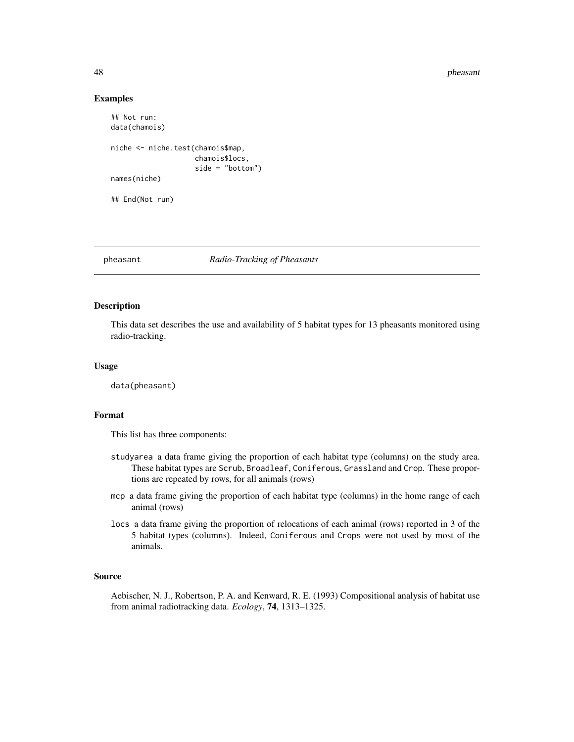### Examples

```
## Not run:
data(chamois)

niche <- niche.test(chamois$map,
                    chamois$locs,
                    side = "bottom")
names(niche)

## End(Not run)
```

---

## pheasant *Radio-Tracking of Pheasants*

---

### Description

This data set describes the use and availability of 5 habitat types for 13 pheasants monitored using radio-tracking.

### Usage

```
data(pheasant)
```

### Format

This list has three components:

- `studyarea` a data frame giving the proportion of each habitat type (columns) on the study area. These habitat types are `Scrub`, `Broadleaf`, `Coniferous`, `Grassland` and `Crop`. These proportions are repeated by rows, for all animals (rows)
- `mcp` a data frame giving the proportion of each habitat type (columns) in the home range of each animal (rows)
- `locs` a data frame giving the proportion of relocations of each animal (rows) reported in 3 of the 5 habitat types (columns). Indeed, `Coniferous` and `Crops` were not used by most of the animals.

### Source

Aebischer, N. J., Robertson, P. A. and Kenward, R. E. (1993) Compositional analysis of habitat use from animal radiotracking data. *Ecology*, **74**, 1313–1325.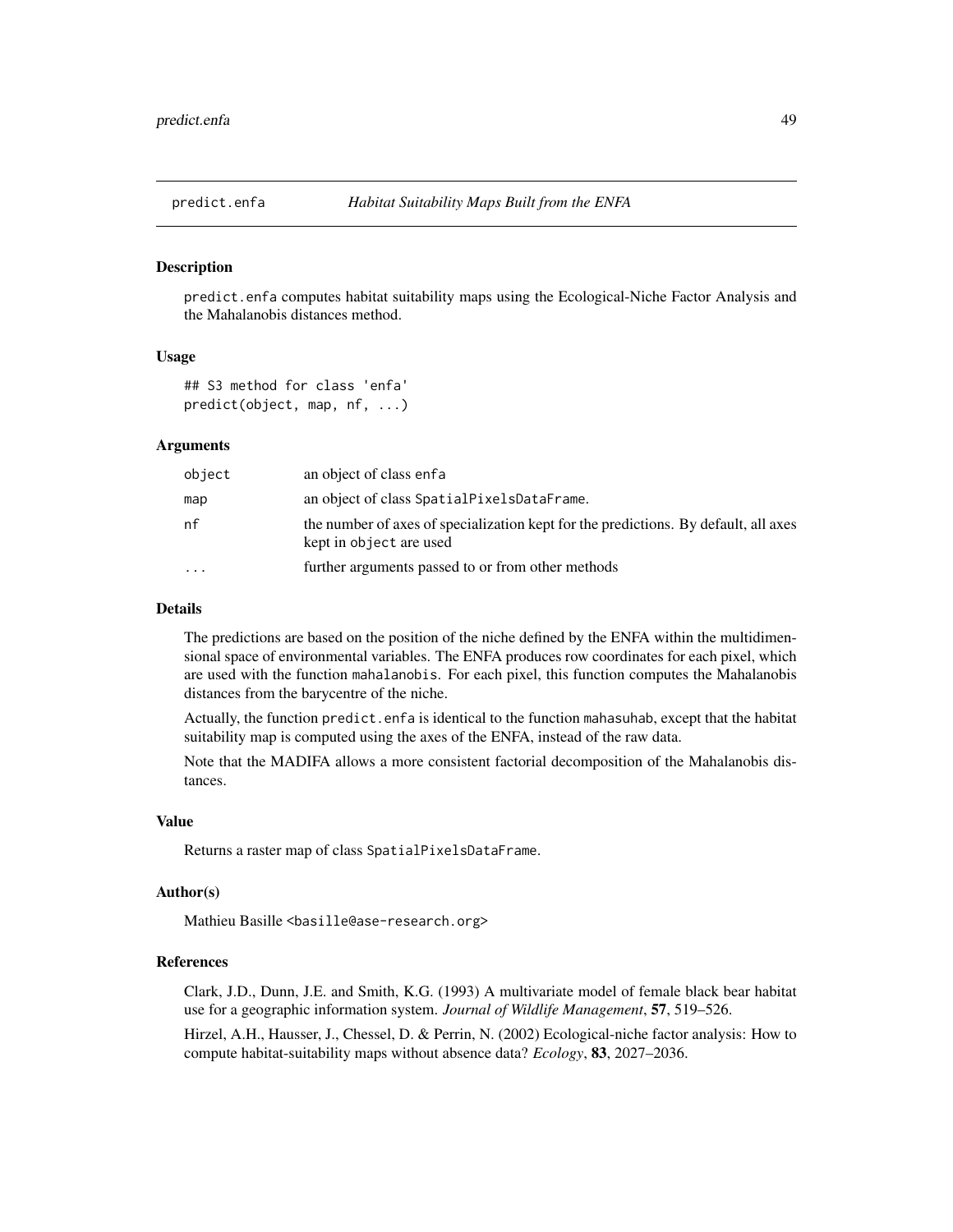# predict.enfa — *Habitat Suitability Maps Built from the ENFA*

## Description

`predict.enfa` computes habitat suitability maps using the Ecological-Niche Factor Analysis and the Mahalanobis distances method.

## Usage

```
## S3 method for class 'enfa'
predict(object, map, nf, ...)
```

## Arguments

| | |
|---|---|
| `object` | an object of class `enfa` |
| `map` | an object of class `SpatialPixelsDataFrame`. |
| `nf` | the number of axes of specialization kept for the predictions. By default, all axes kept in `object` are used |
| `...` | further arguments passed to or from other methods |

## Details

The predictions are based on the position of the niche defined by the ENFA within the multidimensional space of environmental variables. The ENFA produces row coordinates for each pixel, which are used with the function `mahalanobis`. For each pixel, this function computes the Mahalanobis distances from the barycentre of the niche.

Actually, the function `predict.enfa` is identical to the function `mahasuhab`, except that the habitat suitability map is computed using the axes of the ENFA, instead of the raw data.

Note that the MADIFA allows a more consistent factorial decomposition of the Mahalanobis distances.

## Value

Returns a raster map of class `SpatialPixelsDataFrame`.

## Author(s)

Mathieu Basille <basille@ase-research.org>

## References

Clark, J.D., Dunn, J.E. and Smith, K.G. (1993) A multivariate model of female black bear habitat use for a geographic information system. *Journal of Wildlife Management*, **57**, 519–526.

Hirzel, A.H., Hausser, J., Chessel, D. & Perrin, N. (2002) Ecological-niche factor analysis: How to compute habitat-suitability maps without absence data? *Ecology*, **83**, 2027–2036.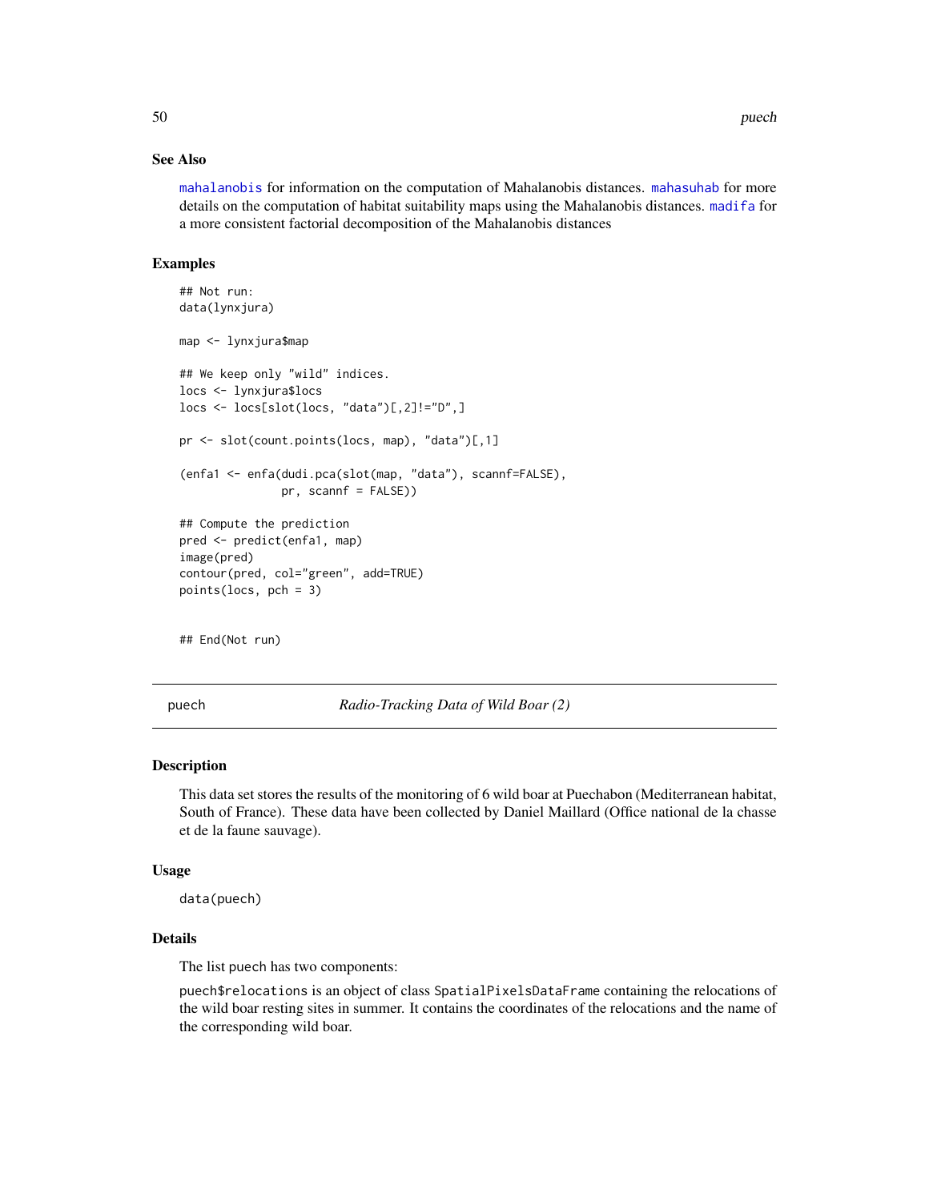### See Also

mahalanobis for information on the computation of Mahalanobis distances. mahasuhab for more details on the computation of habitat suitability maps using the Mahalanobis distances. madifa for a more consistent factorial decomposition of the Mahalanobis distances

### Examples

```
## Not run:
data(lynxjura)

map <- lynxjura$map

## We keep only "wild" indices.
locs <- lynxjura$locs
locs <- locs[slot(locs, "data")[,2]!="D",]

pr <- slot(count.points(locs, map), "data")[,1]

(enfa1 <- enfa(dudi.pca(slot(map, "data"), scannf=FALSE),
               pr, scannf = FALSE))

## Compute the prediction
pred <- predict(enfa1, map)
image(pred)
contour(pred, col="green", add=TRUE)
points(locs, pch = 3)


## End(Not run)
```

---

## puech — *Radio-Tracking Data of Wild Boar (2)*

### Description

This data set stores the results of the monitoring of 6 wild boar at Puechabon (Mediterranean habitat, South of France). These data have been collected by Daniel Maillard (Office national de la chasse et de la faune sauvage).

### Usage

```
data(puech)
```

### Details

The list puech has two components:

puech$relocations is an object of class SpatialPixelsDataFrame containing the relocations of the wild boar resting sites in summer. It contains the coordinates of the relocations and the name of the corresponding wild boar.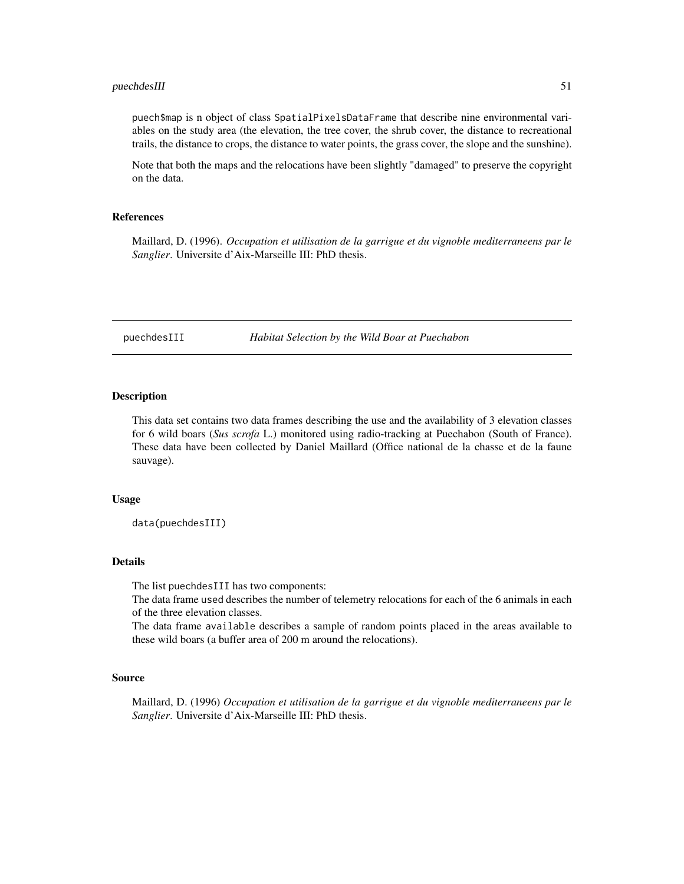puech$map is n object of class SpatialPixelsDataFrame that describe nine environmental variables on the study area (the elevation, the tree cover, the shrub cover, the distance to recreational trails, the distance to crops, the distance to water points, the grass cover, the slope and the sunshine).

Note that both the maps and the relocations have been slightly "damaged" to preserve the copyright on the data.

### References

Maillard, D. (1996). *Occupation et utilisation de la garrigue et du vignoble mediterraneens par le Sanglier*. Universite d'Aix-Marseille III: PhD thesis.

---

## puechdesIII — *Habitat Selection by the Wild Boar at Puechabon*

---

### Description

This data set contains two data frames describing the use and the availability of 3 elevation classes for 6 wild boars (*Sus scrofa* L.) monitored using radio-tracking at Puechabon (South of France). These data have been collected by Daniel Maillard (Office national de la chasse et de la faune sauvage).

### Usage

```
data(puechdesIII)
```

### Details

The list puechdesIII has two components:
The data frame used describes the number of telemetry relocations for each of the 6 animals in each of the three elevation classes.
The data frame available describes a sample of random points placed in the areas available to these wild boars (a buffer area of 200 m around the relocations).

### Source

Maillard, D. (1996) *Occupation et utilisation de la garrigue et du vignoble mediterraneens par le Sanglier*. Universite d'Aix-Marseille III: PhD thesis.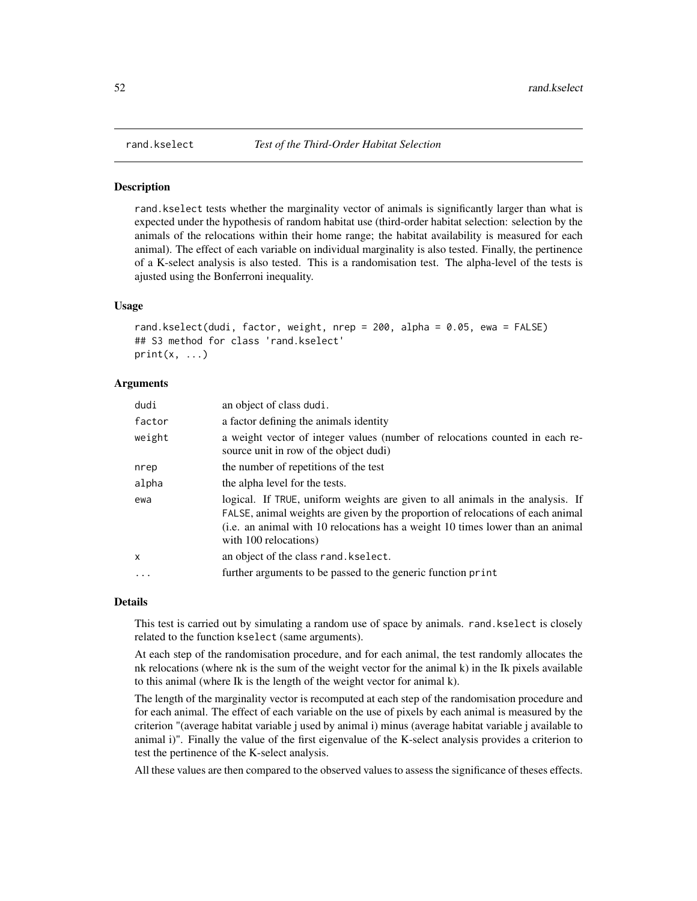# rand.kselect *Test of the Third-Order Habitat Selection*

## Description

rand.kselect tests whether the marginality vector of animals is significantly larger than what is expected under the hypothesis of random habitat use (third-order habitat selection: selection by the animals of the relocations within their home range; the habitat availability is measured for each animal). The effect of each variable on individual marginality is also tested. Finally, the pertinence of a K-select analysis is also tested. This is a randomisation test. The alpha-level of the tests is ajusted using the Bonferroni inequality.

## Usage

```
rand.kselect(dudi, factor, weight, nrep = 200, alpha = 0.05, ewa = FALSE)
## S3 method for class 'rand.kselect'
print(x, ...)
```

## Arguments

| | |
|---|---|
| dudi | an object of class dudi. |
| factor | a factor defining the animals identity |
| weight | a weight vector of integer values (number of relocations counted in each resource unit in row of the object dudi) |
| nrep | the number of repetitions of the test |
| alpha | the alpha level for the tests. |
| ewa | logical. If TRUE, uniform weights are given to all animals in the analysis. If FALSE, animal weights are given by the proportion of relocations of each animal (i.e. an animal with 10 relocations has a weight 10 times lower than an animal with 100 relocations) |
| x | an object of the class rand.kselect. |
| ... | further arguments to be passed to the generic function print |

## Details

This test is carried out by simulating a random use of space by animals. rand.kselect is closely related to the function kselect (same arguments).

At each step of the randomisation procedure, and for each animal, the test randomly allocates the nk relocations (where nk is the sum of the weight vector for the animal k) in the Ik pixels available to this animal (where Ik is the length of the weight vector for animal k).

The length of the marginality vector is recomputed at each step of the randomisation procedure and for each animal. The effect of each variable on the use of pixels by each animal is measured by the criterion "(average habitat variable j used by animal i) minus (average habitat variable j available to animal i)". Finally the value of the first eigenvalue of the K-select analysis provides a criterion to test the pertinence of the K-select analysis.

All these values are then compared to the observed values to assess the significance of theses effects.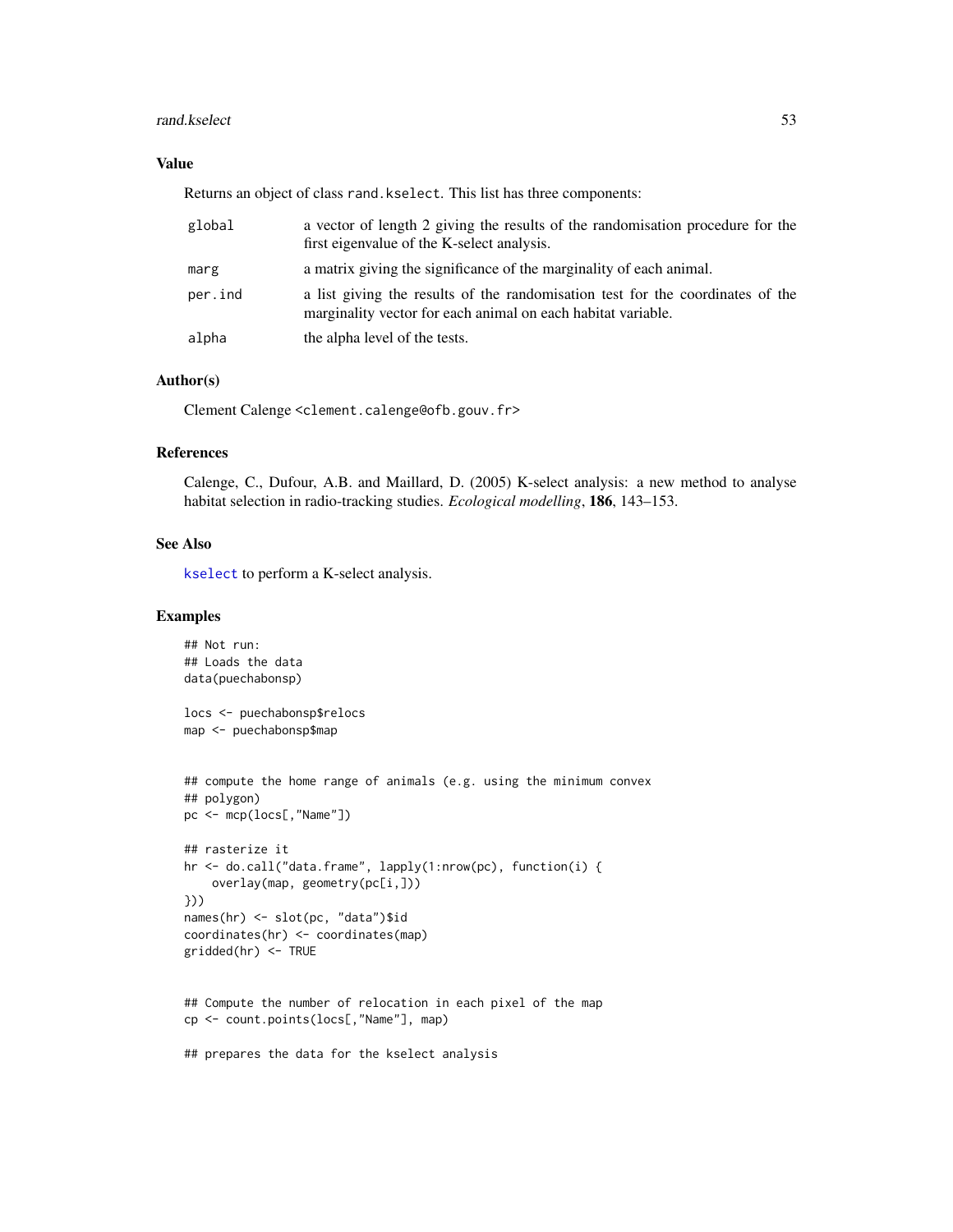### Value

Returns an object of class rand.kselect. This list has three components:

| | |
|---|---|
| global | a vector of length 2 giving the results of the randomisation procedure for the first eigenvalue of the K-select analysis. |
| marg | a matrix giving the significance of the marginality of each animal. |
| per.ind | a list giving the results of the randomisation test for the coordinates of the marginality vector for each animal on each habitat variable. |
| alpha | the alpha level of the tests. |

### Author(s)

Clement Calenge <clement.calenge@ofb.gouv.fr>

### References

Calenge, C., Dufour, A.B. and Maillard, D. (2005) K-select analysis: a new method to analyse habitat selection in radio-tracking studies. *Ecological modelling*, **186**, 143–153.

### See Also

kselect to perform a K-select analysis.

### Examples

```
## Not run:
## Loads the data
data(puechabonsp)

locs <- puechabonsp$relocs
map <- puechabonsp$map


## compute the home range of animals (e.g. using the minimum convex
## polygon)
pc <- mcp(locs[,"Name"])

## rasterize it
hr <- do.call("data.frame", lapply(1:nrow(pc), function(i) {
    overlay(map, geometry(pc[i,]))
}))
names(hr) <- slot(pc, "data")$id
coordinates(hr) <- coordinates(map)
gridded(hr) <- TRUE


## Compute the number of relocation in each pixel of the map
cp <- count.points(locs[,"Name"], map)

## prepares the data for the kselect analysis
```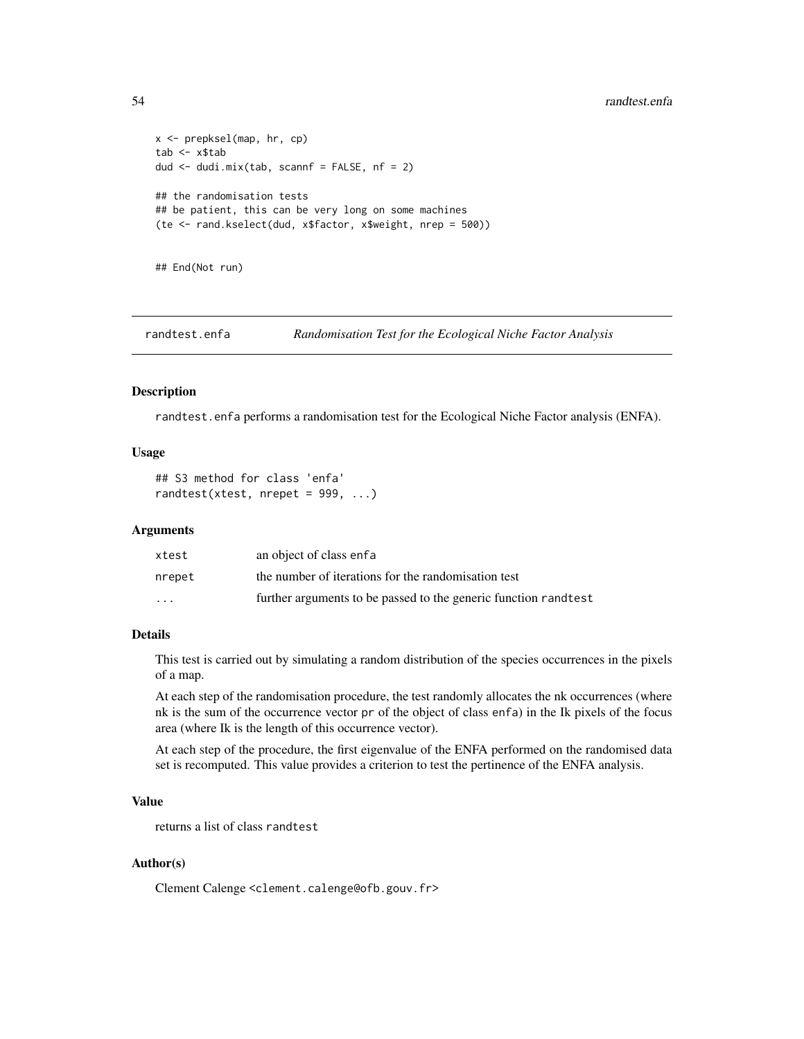```
x <- prepksel(map, hr, cp)
tab <- x$tab
dud <- dudi.mix(tab, scannf = FALSE, nf = 2)

## the randomisation tests
## be patient, this can be very long on some machines
(te <- rand.kselect(dud, x$factor, x$weight, nrep = 500))


## End(Not run)
```

## randtest.enfa    *Randomisation Test for the Ecological Niche Factor Analysis*

### Description

randtest.enfa performs a randomisation test for the Ecological Niche Factor analysis (ENFA).

### Usage

```
## S3 method for class 'enfa'
randtest(xtest, nrepet = 999, ...)
```

### Arguments

| | |
|---|---|
| xtest | an object of class enfa |
| nrepet | the number of iterations for the randomisation test |
| ... | further arguments to be passed to the generic function randtest |

### Details

This test is carried out by simulating a random distribution of the species occurrences in the pixels of a map.

At each step of the randomisation procedure, the test randomly allocates the nk occurrences (where nk is the sum of the occurrence vector pr of the object of class enfa) in the Ik pixels of the focus area (where Ik is the length of this occurrence vector).

At each step of the procedure, the first eigenvalue of the ENFA performed on the randomised data set is recomputed. This value provides a criterion to test the pertinence of the ENFA analysis.

### Value

returns a list of class randtest

### Author(s)

Clement Calenge <clement.calenge@ofb.gouv.fr>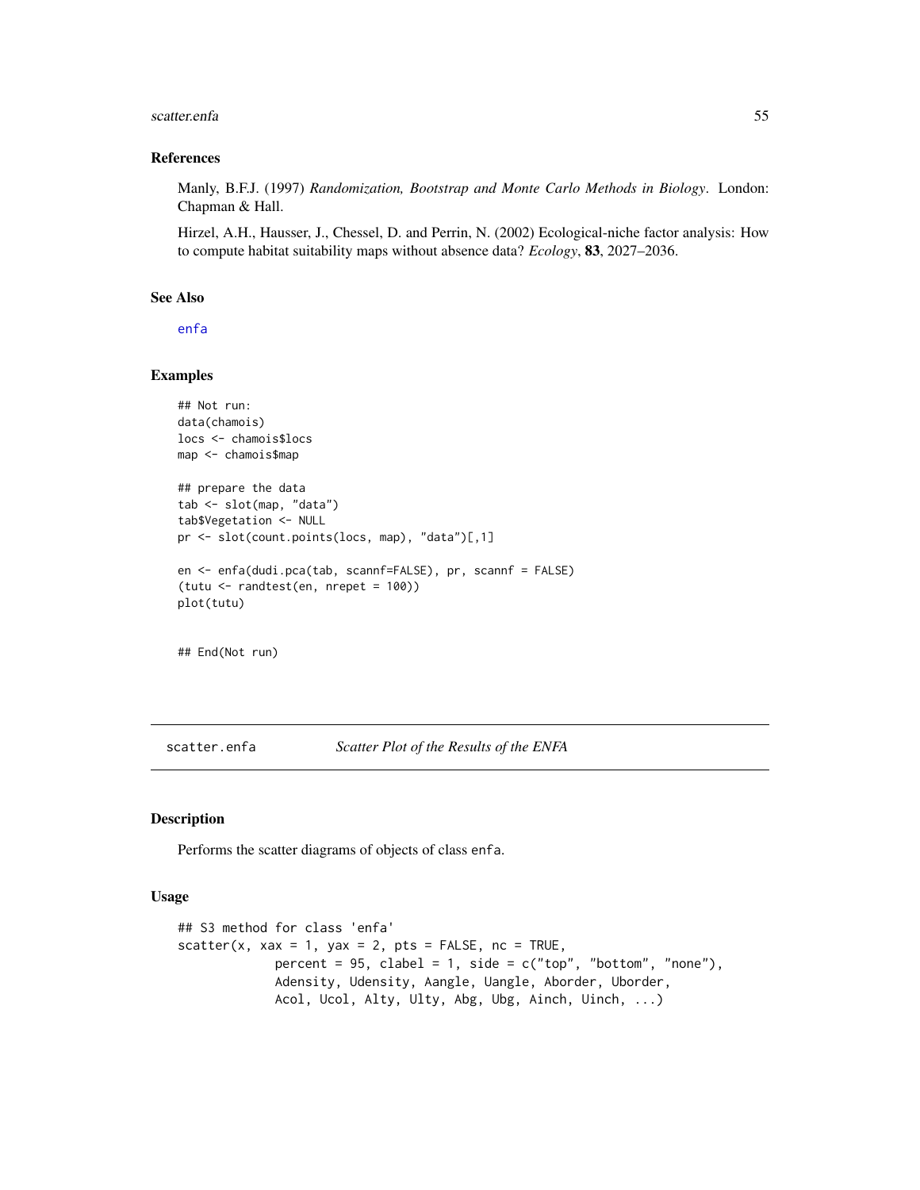## References

Manly, B.F.J. (1997) *Randomization, Bootstrap and Monte Carlo Methods in Biology*. London: Chapman & Hall.

Hirzel, A.H., Hausser, J., Chessel, D. and Perrin, N. (2002) Ecological-niche factor analysis: How to compute habitat suitability maps without absence data? *Ecology*, **83**, 2027–2036.

## See Also

enfa

## Examples

```
## Not run:
data(chamois)
locs <- chamois$locs
map <- chamois$map

## prepare the data
tab <- slot(map, "data")
tab$Vegetation <- NULL
pr <- slot(count.points(locs, map), "data")[,1]

en <- enfa(dudi.pca(tab, scannf=FALSE), pr, scannf = FALSE)
(tutu <- randtest(en, nrepet = 100))
plot(tutu)


## End(Not run)
```

---

# scatter.enfa — *Scatter Plot of the Results of the ENFA*

## Description

Performs the scatter diagrams of objects of class enfa.

## Usage

```
## S3 method for class 'enfa'
scatter(x, xax = 1, yax = 2, pts = FALSE, nc = TRUE,
            percent = 95, clabel = 1, side = c("top", "bottom", "none"),
            Adensity, Udensity, Aangle, Uangle, Aborder, Uborder,
            Acol, Ucol, Alty, Ulty, Abg, Ubg, Ainch, Uinch, ...)
```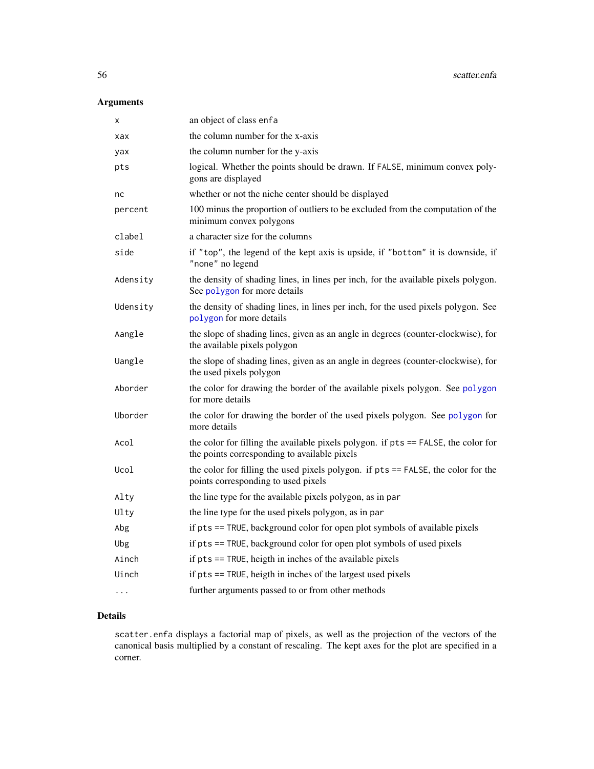## Arguments

| | |
|---|---|
| `x` | an object of class `enfa` |
| `xax` | the column number for the x-axis |
| `yax` | the column number for the y-axis |
| `pts` | logical. Whether the points should be drawn. If `FALSE`, minimum convex polygons are displayed |
| `nc` | whether or not the niche center should be displayed |
| `percent` | 100 minus the proportion of outliers to be excluded from the computation of the minimum convex polygons |
| `clabel` | a character size for the columns |
| `side` | if `"top"`, the legend of the kept axis is upside, if `"bottom"` it is downside, if `"none"` no legend |
| `Adensity` | the density of shading lines, in lines per inch, for the available pixels polygon. See `polygon` for more details |
| `Udensity` | the density of shading lines, in lines per inch, for the used pixels polygon. See `polygon` for more details |
| `Aangle` | the slope of shading lines, given as an angle in degrees (counter-clockwise), for the available pixels polygon |
| `Uangle` | the slope of shading lines, given as an angle in degrees (counter-clockwise), for the used pixels polygon |
| `Aborder` | the color for drawing the border of the available pixels polygon. See `polygon` for more details |
| `Uborder` | the color for drawing the border of the used pixels polygon. See `polygon` for more details |
| `Acol` | the color for filling the available pixels polygon. if `pts == FALSE`, the color for the points corresponding to available pixels |
| `Ucol` | the color for filling the used pixels polygon. if `pts == FALSE`, the color for the points corresponding to used pixels |
| `Alty` | the line type for the available pixels polygon, as in `par` |
| `Ulty` | the line type for the used pixels polygon, as in `par` |
| `Abg` | if `pts == TRUE`, background color for open plot symbols of available pixels |
| `Ubg` | if `pts == TRUE`, background color for open plot symbols of used pixels |
| `Ainch` | if `pts == TRUE`, heigth in inches of the available pixels |
| `Uinch` | if `pts == TRUE`, heigth in inches of the largest used pixels |
| `...` | further arguments passed to or from other methods |

## Details

`scatter.enfa` displays a factorial map of pixels, as well as the projection of the vectors of the canonical basis multiplied by a constant of rescaling. The kept axes for the plot are specified in a corner.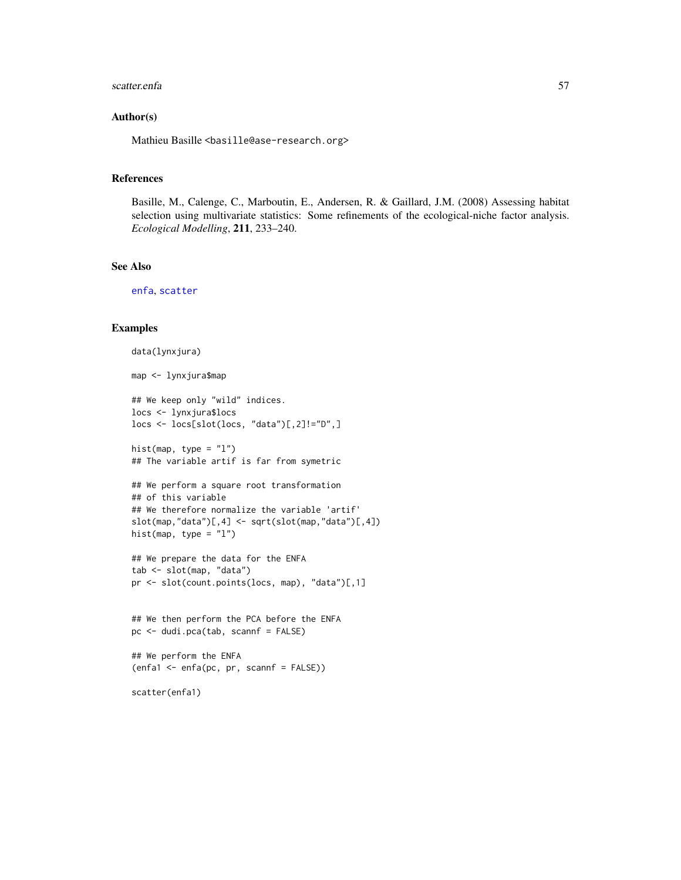## Author(s)

Mathieu Basille <basille@ase-research.org>

## References

Basille, M., Calenge, C., Marboutin, E., Andersen, R. & Gaillard, J.M. (2008) Assessing habitat selection using multivariate statistics: Some refinements of the ecological-niche factor analysis. *Ecological Modelling*, **211**, 233–240.

## See Also

enfa, scatter

## Examples

```
data(lynxjura)

map <- lynxjura$map

## We keep only "wild" indices.
locs <- lynxjura$locs
locs <- locs[slot(locs, "data")[,2]!="D",]

hist(map, type = "l")
## The variable artif is far from symetric

## We perform a square root transformation
## of this variable
## We therefore normalize the variable 'artif'
slot(map,"data")[,4] <- sqrt(slot(map,"data")[,4])
hist(map, type = "l")

## We prepare the data for the ENFA
tab <- slot(map, "data")
pr <- slot(count.points(locs, map), "data")[,1]


## We then perform the PCA before the ENFA
pc <- dudi.pca(tab, scannf = FALSE)

## We perform the ENFA
(enfa1 <- enfa(pc, pr, scannf = FALSE))

scatter(enfa1)
```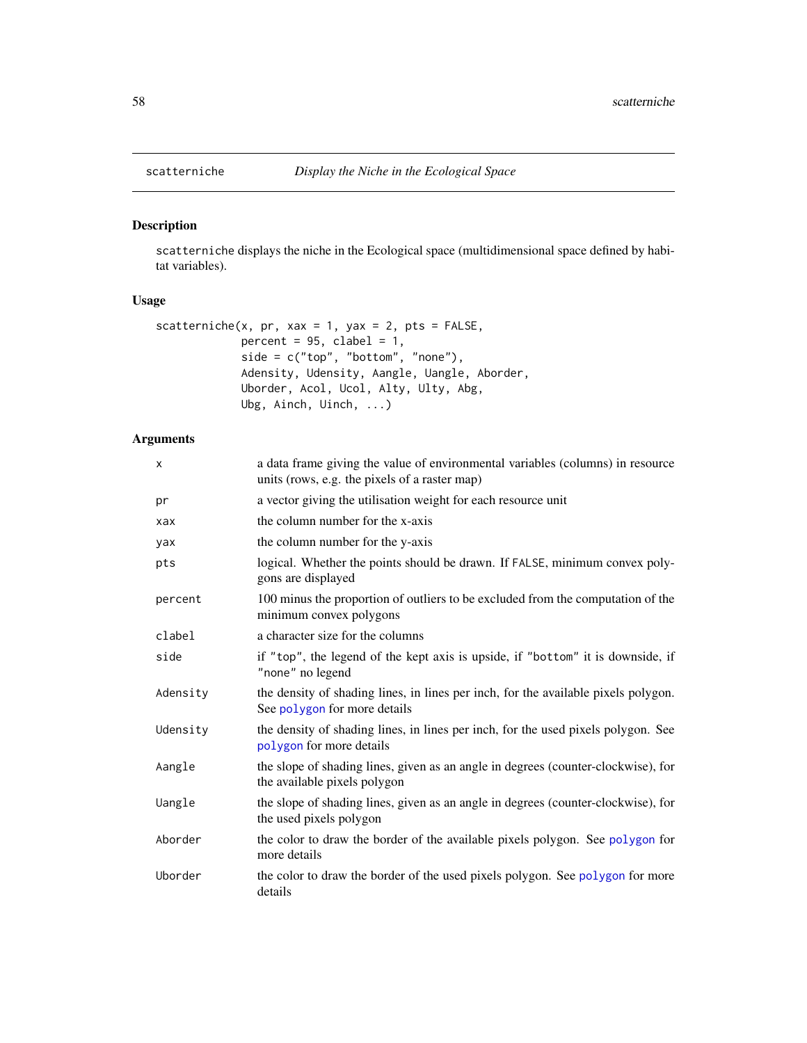# scatterniche — *Display the Niche in the Ecological Space*

## Description

scatterniche displays the niche in the Ecological space (multidimensional space defined by habitat variables).

## Usage

```
scatterniche(x, pr, xax = 1, yax = 2, pts = FALSE,
             percent = 95, clabel = 1,
             side = c("top", "bottom", "none"),
             Adensity, Udensity, Aangle, Uangle, Aborder,
             Uborder, Acol, Ucol, Alty, Ulty, Abg,
             Ubg, Ainch, Uinch, ...)
```

## Arguments

| | |
|---|---|
| `x` | a data frame giving the value of environmental variables (columns) in resource units (rows, e.g. the pixels of a raster map) |
| `pr` | a vector giving the utilisation weight for each resource unit |
| `xax` | the column number for the x-axis |
| `yax` | the column number for the y-axis |
| `pts` | logical. Whether the points should be drawn. If `FALSE`, minimum convex polygons are displayed |
| `percent` | 100 minus the proportion of outliers to be excluded from the computation of the minimum convex polygons |
| `clabel` | a character size for the columns |
| `side` | if `"top"`, the legend of the kept axis is upside, if `"bottom"` it is downside, if `"none"` no legend |
| `Adensity` | the density of shading lines, in lines per inch, for the available pixels polygon. See `polygon` for more details |
| `Udensity` | the density of shading lines, in lines per inch, for the used pixels polygon. See `polygon` for more details |
| `Aangle` | the slope of shading lines, given as an angle in degrees (counter-clockwise), for the available pixels polygon |
| `Uangle` | the slope of shading lines, given as an angle in degrees (counter-clockwise), for the used pixels polygon |
| `Aborder` | the color to draw the border of the available pixels polygon. See `polygon` for more details |
| `Uborder` | the color to draw the border of the used pixels polygon. See `polygon` for more details |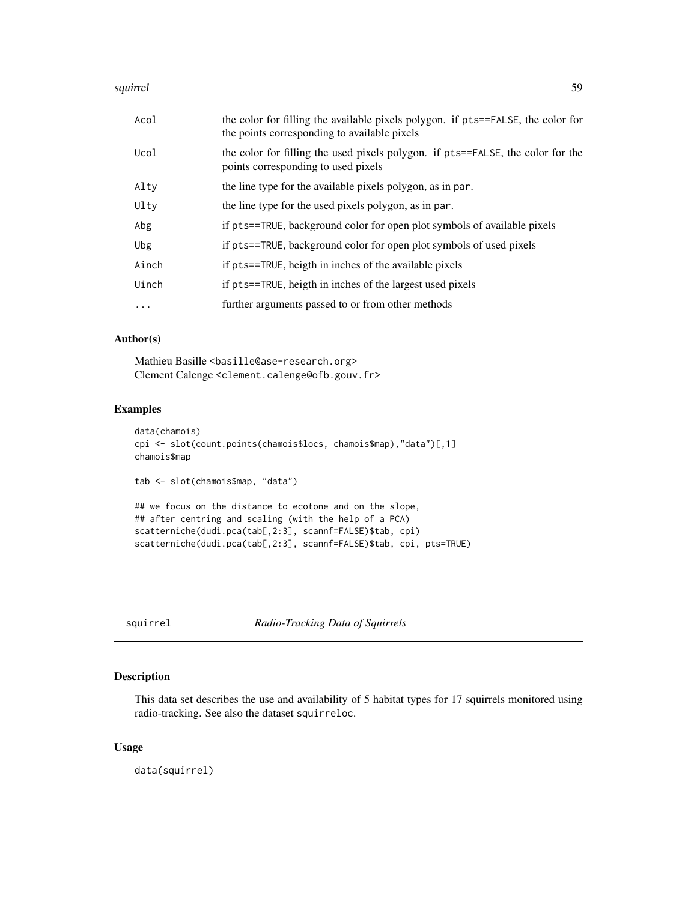| | |
|---|---|
| Acol | the color for filling the available pixels polygon. if pts==FALSE, the color for the points corresponding to available pixels |
| Ucol | the color for filling the used pixels polygon. if pts==FALSE, the color for the points corresponding to used pixels |
| Alty | the line type for the available pixels polygon, as in par. |
| Ulty | the line type for the used pixels polygon, as in par. |
| Abg | if pts==TRUE, background color for open plot symbols of available pixels |
| Ubg | if pts==TRUE, background color for open plot symbols of used pixels |
| Ainch | if pts==TRUE, heigth in inches of the available pixels |
| Uinch | if pts==TRUE, heigth in inches of the largest used pixels |
| ... | further arguments passed to or from other methods |

### Author(s)

Mathieu Basille <basille@ase-research.org>
Clement Calenge <clement.calenge@ofb.gouv.fr>

### Examples

```
data(chamois)
cpi <- slot(count.points(chamois$locs, chamois$map),"data")[,1]
chamois$map

tab <- slot(chamois$map, "data")

## we focus on the distance to ecotone and on the slope,
## after centring and scaling (with the help of a PCA)
scatterniche(dudi.pca(tab[,2:3], scannf=FALSE)$tab, cpi)
scatterniche(dudi.pca(tab[,2:3], scannf=FALSE)$tab, cpi, pts=TRUE)
```

---

## squirrel *Radio-Tracking Data of Squirrels*

---

### Description

This data set describes the use and availability of 5 habitat types for 17 squirrels monitored using radio-tracking. See also the dataset squirreloc.

### Usage

```
data(squirrel)
```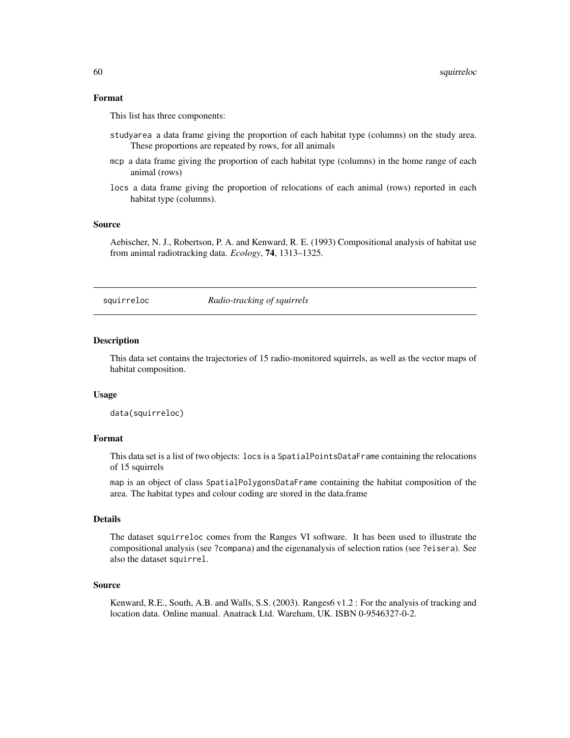### Format

This list has three components:

- `studyarea` a data frame giving the proportion of each habitat type (columns) on the study area. These proportions are repeated by rows, for all animals
- `mcp` a data frame giving the proportion of each habitat type (columns) in the home range of each animal (rows)
- `locs` a data frame giving the proportion of relocations of each animal (rows) reported in each habitat type (columns).

### Source

Aebischer, N. J., Robertson, P. A. and Kenward, R. E. (1993) Compositional analysis of habitat use from animal radiotracking data. *Ecology*, **74**, 1313–1325.

---

## squirreloc *Radio-tracking of squirrels*

---

### Description

This data set contains the trajectories of 15 radio-monitored squirrels, as well as the vector maps of habitat composition.

### Usage

```
data(squirreloc)
```

### Format

This data set is a list of two objects: `locs` is a `SpatialPointsDataFrame` containing the relocations of 15 squirrels

`map` is an object of class `SpatialPolygonsDataFrame` containing the habitat composition of the area. The habitat types and colour coding are stored in the data.frame

### Details

The dataset squirreloc comes from the Ranges VI software. It has been used to illustrate the compositional analysis (see `?compana`) and the eigenanalysis of selection ratios (see `?eisera`). See also the dataset `squirrel`.

### Source

Kenward, R.E., South, A.B. and Walls, S.S. (2003). Ranges6 v1.2 : For the analysis of tracking and location data. Online manual. Anatrack Ltd. Wareham, UK. ISBN 0-9546327-0-2.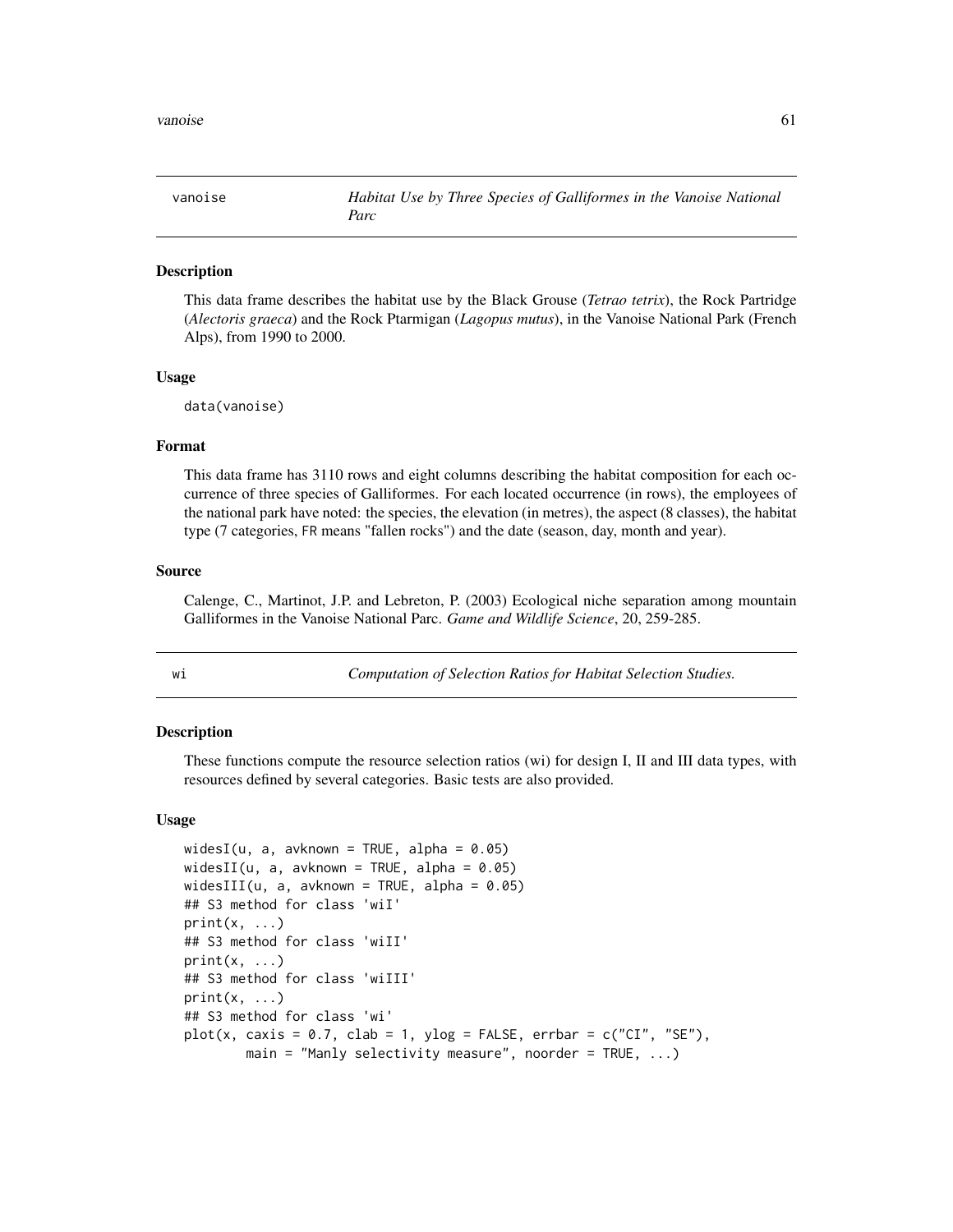vanoise *Habitat Use by Three Species of Galliformes in the Vanoise National Parc*

## Description

This data frame describes the habitat use by the Black Grouse (*Tetrao tetrix*), the Rock Partridge (*Alectoris graeca*) and the Rock Ptarmigan (*Lagopus mutus*), in the Vanoise National Park (French Alps), from 1990 to 2000.

## Usage

```
data(vanoise)
```

## Format

This data frame has 3110 rows and eight columns describing the habitat composition for each occurrence of three species of Galliformes. For each located occurrence (in rows), the employees of the national park have noted: the species, the elevation (in metres), the aspect (8 classes), the habitat type (7 categories, FR means "fallen rocks") and the date (season, day, month and year).

## Source

Calenge, C., Martinot, J.P. and Lebreton, P. (2003) Ecological niche separation among mountain Galliformes in the Vanoise National Parc. *Game and Wildlife Science*, 20, 259-285.

---

wi *Computation of Selection Ratios for Habitat Selection Studies.*

## Description

These functions compute the resource selection ratios (wi) for design I, II and III data types, with resources defined by several categories. Basic tests are also provided.

## Usage

```
widesI(u, a, avknown = TRUE, alpha = 0.05)
widesII(u, a, avknown = TRUE, alpha = 0.05)
widesIII(u, a, avknown = TRUE, alpha = 0.05)
## S3 method for class 'wiI'
print(x, ...)
## S3 method for class 'wiII'
print(x, ...)
## S3 method for class 'wiIII'
print(x, ...)
## S3 method for class 'wi'
plot(x, caxis = 0.7, clab = 1, ylog = FALSE, errbar = c("CI", "SE"),
        main = "Manly selectivity measure", noorder = TRUE, ...)
```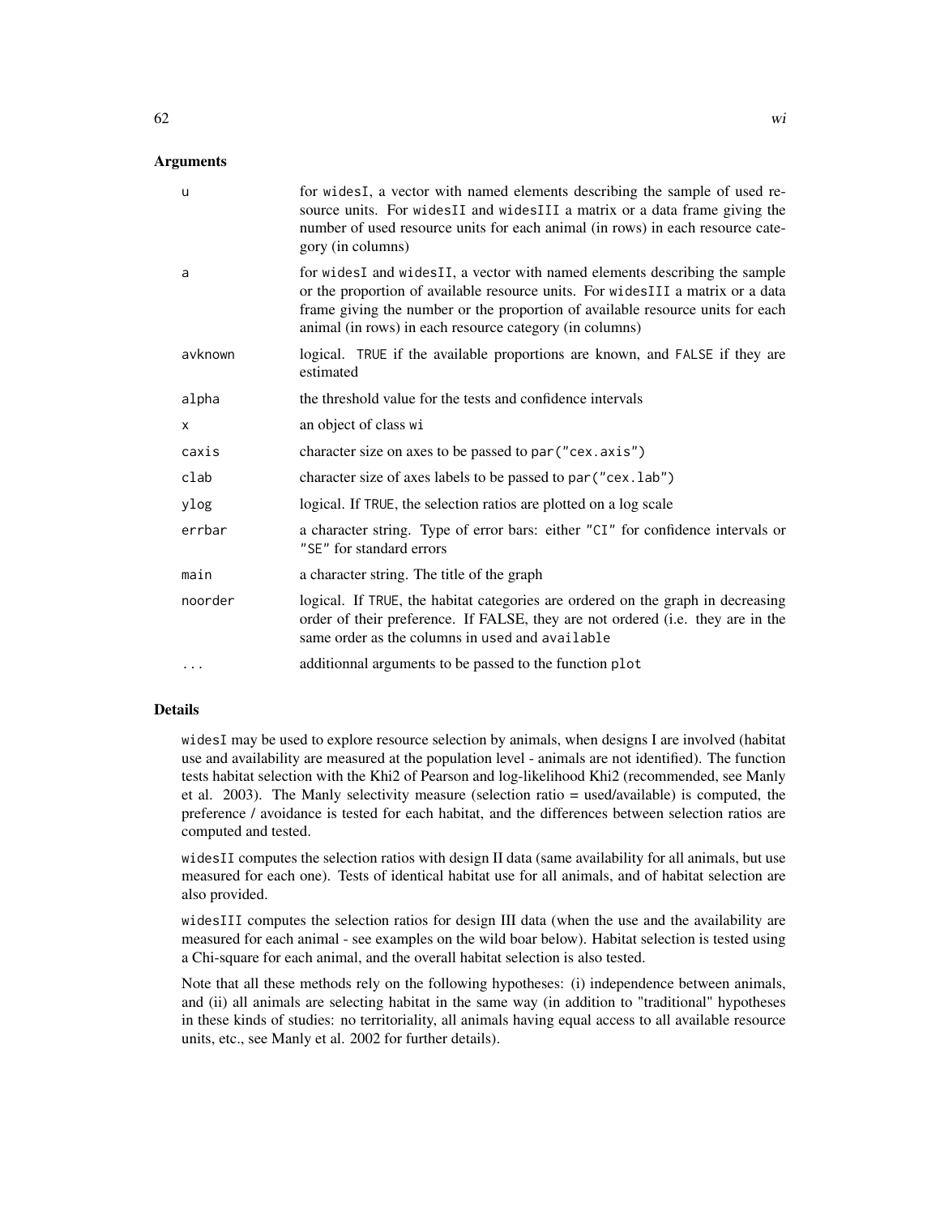## Arguments

| | |
|---|---|
| `u` | for `widesI`, a vector with named elements describing the sample of used resource units. For `widesII` and `widesIII` a matrix or a data frame giving the number of used resource units for each animal (in rows) in each resource category (in columns) |
| `a` | for `widesI` and `widesII`, a vector with named elements describing the sample or the proportion of available resource units. For `widesIII` a matrix or a data frame giving the number or the proportion of available resource units for each animal (in rows) in each resource category (in columns) |
| `avknown` | logical. `TRUE` if the available proportions are known, and `FALSE` if they are estimated |
| `alpha` | the threshold value for the tests and confidence intervals |
| `x` | an object of class `wi` |
| `caxis` | character size on axes to be passed to `par("cex.axis")` |
| `clab` | character size of axes labels to be passed to `par("cex.lab")` |
| `ylog` | logical. If `TRUE`, the selection ratios are plotted on a log scale |
| `errbar` | a character string. Type of error bars: either `"CI"` for confidence intervals or `"SE"` for standard errors |
| `main` | a character string. The title of the graph |
| `noorder` | logical. If `TRUE`, the habitat categories are ordered on the graph in decreasing order of their preference. If FALSE, they are not ordered (i.e. they are in the same order as the columns in `used` and `available` |
| `...` | additionnal arguments to be passed to the function `plot` |

## Details

`widesI` may be used to explore resource selection by animals, when designs I are involved (habitat use and availability are measured at the population level - animals are not identified). The function tests habitat selection with the Khi2 of Pearson and log-likelihood Khi2 (recommended, see Manly et al. 2003). The Manly selectivity measure (selection ratio = used/available) is computed, the preference / avoidance is tested for each habitat, and the differences between selection ratios are computed and tested.

`widesII` computes the selection ratios with design II data (same availability for all animals, but use measured for each one). Tests of identical habitat use for all animals, and of habitat selection are also provided.

`widesIII` computes the selection ratios for design III data (when the use and the availability are measured for each animal - see examples on the wild boar below). Habitat selection is tested using a Chi-square for each animal, and the overall habitat selection is also tested.

Note that all these methods rely on the following hypotheses: (i) independence between animals, and (ii) all animals are selecting habitat in the same way (in addition to "traditional" hypotheses in these kinds of studies: no territoriality, all animals having equal access to all available resource units, etc., see Manly et al. 2002 for further details).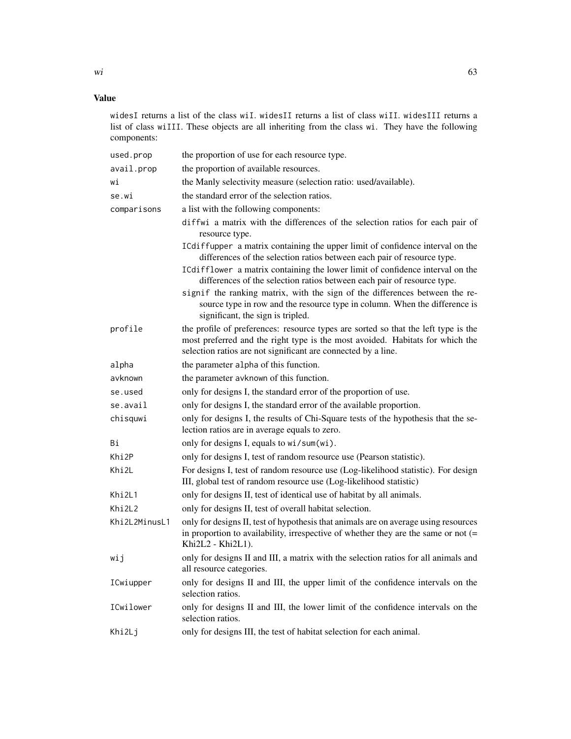## Value

`widesI` returns a list of the class `wiI`. `widesII` returns a list of class `wiII`. `widesIII` returns a list of class `wiIII`. These objects are all inheriting from the class `wi`. They have the following components:

- `used.prop`: the proportion of use for each resource type.
- `avail.prop`: the proportion of available resources.
- `wi`: the Manly selectivity measure (selection ratio: used/available).
- `se.wi`: the standard error of the selection ratios.
- `comparisons`: a list with the following components:
  - `diffwi` a matrix with the differences of the selection ratios for each pair of resource type.
  - `ICdiffupper` a matrix containing the upper limit of confidence interval on the differences of the selection ratios between each pair of resource type.
  - `ICdifflower` a matrix containing the lower limit of confidence interval on the differences of the selection ratios between each pair of resource type.
  - `signif` the ranking matrix, with the sign of the differences between the resource type in row and the resource type in column. When the difference is significant, the sign is tripled.
- `profile`: the profile of preferences: resource types are sorted so that the left type is the most preferred and the right type is the most avoided. Habitats for which the selection ratios are not significant are connected by a line.
- `alpha`: the parameter `alpha` of this function.
- `avknown`: the parameter `avknown` of this function.
- `se.used`: only for designs I, the standard error of the proportion of use.
- `se.avail`: only for designs I, the standard error of the available proportion.
- `chisquwi`: only for designs I, the results of Chi-Square tests of the hypothesis that the selection ratios are in average equals to zero.
- `Bi`: only for designs I, equals to `wi/sum(wi)`.
- `Khi2P`: only for designs I, test of random resource use (Pearson statistic).
- `Khi2L`: For designs I, test of random resource use (Log-likelihood statistic). For design III, global test of random resource use (Log-likelihood statistic)
- `Khi2L1`: only for designs II, test of identical use of habitat by all animals.
- `Khi2L2`: only for designs II, test of overall habitat selection.
- `Khi2L2MinusL1`: only for designs II, test of hypothesis that animals are on average using resources in proportion to availability, irrespective of whether they are the same or not (= Khi2L2 - Khi2L1).
- `wij`: only for designs II and III, a matrix with the selection ratios for all animals and all resource categories.
- `ICwiupper`: only for designs II and III, the upper limit of the confidence intervals on the selection ratios.
- `ICwilower`: only for designs II and III, the lower limit of the confidence intervals on the selection ratios.
- `Khi2Lj`: only for designs III, the test of habitat selection for each animal.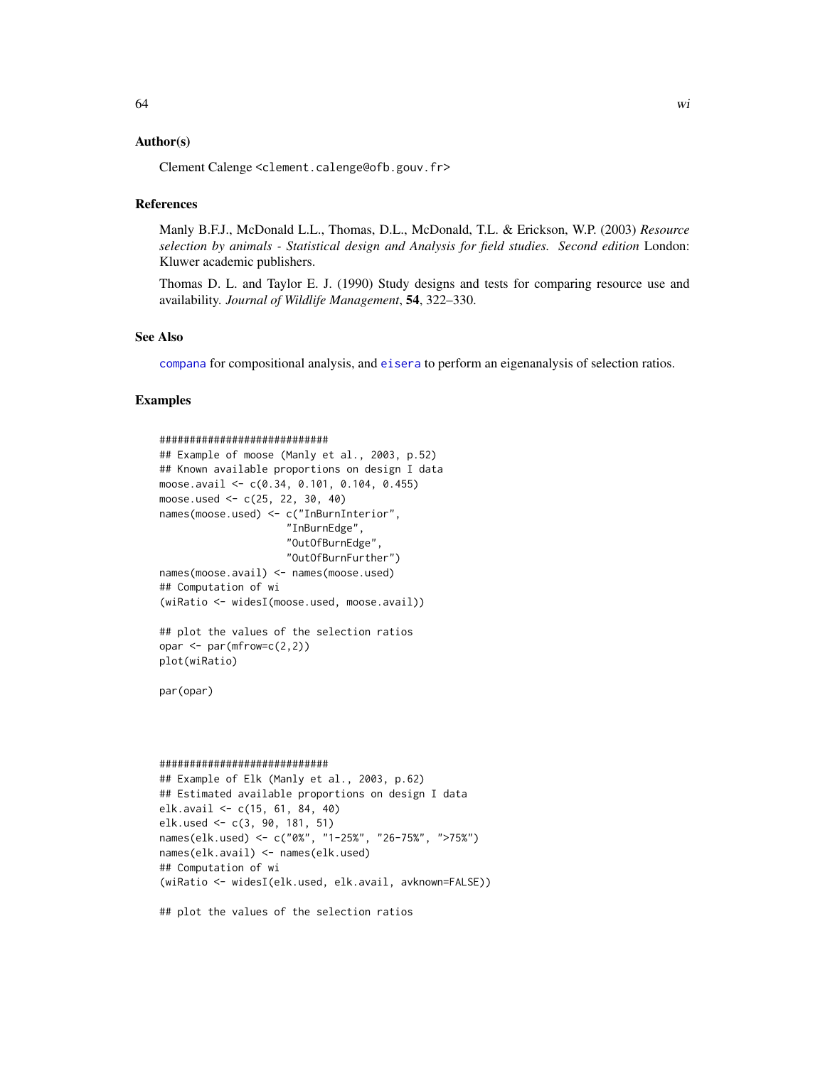### Author(s)

Clement Calenge <clement.calenge@ofb.gouv.fr>

### References

Manly B.F.J., McDonald L.L., Thomas, D.L., McDonald, T.L. & Erickson, W.P. (2003) *Resource selection by animals - Statistical design and Analysis for field studies. Second edition* London: Kluwer academic publishers.

Thomas D. L. and Taylor E. J. (1990) Study designs and tests for comparing resource use and availability. *Journal of Wildlife Management*, **54**, 322–330.

### See Also

`compana` for compositional analysis, and `eisera` to perform an eigenanalysis of selection ratios.

### Examples

```
############################
## Example of moose (Manly et al., 2003, p.52)
## Known available proportions on design I data
moose.avail <- c(0.34, 0.101, 0.104, 0.455)
moose.used <- c(25, 22, 30, 40)
names(moose.used) <- c("InBurnInterior",
                       "InBurnEdge",
                       "OutOfBurnEdge",
                       "OutOfBurnFurther")
names(moose.avail) <- names(moose.used)
## Computation of wi
(wiRatio <- widesI(moose.used, moose.avail))

## plot the values of the selection ratios
opar <- par(mfrow=c(2,2))
plot(wiRatio)

par(opar)



############################
## Example of Elk (Manly et al., 2003, p.62)
## Estimated available proportions on design I data
elk.avail <- c(15, 61, 84, 40)
elk.used <- c(3, 90, 181, 51)
names(elk.used) <- c("0%", "1-25%", "26-75%", ">75%")
names(elk.avail) <- names(elk.used)
## Computation of wi
(wiRatio <- widesI(elk.used, elk.avail, avknown=FALSE))

## plot the values of the selection ratios
```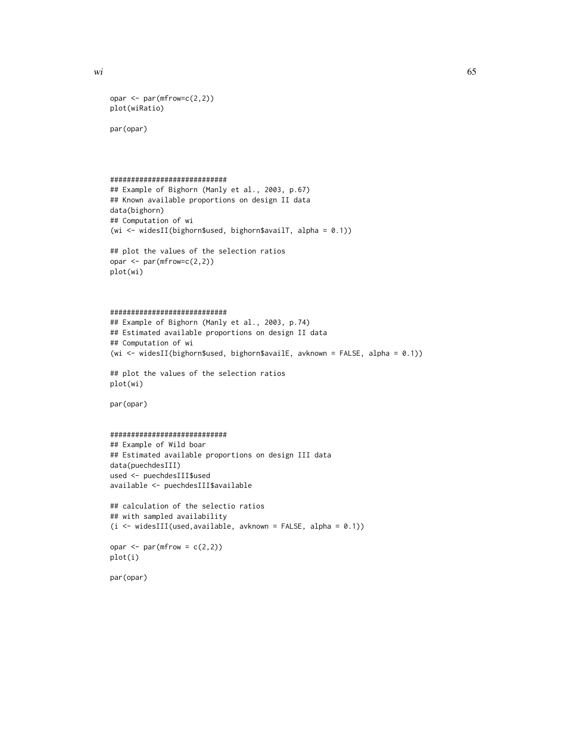```
opar <- par(mfrow=c(2,2))
plot(wiRatio)

par(opar)




############################
## Example of Bighorn (Manly et al., 2003, p.67)
## Known available proportions on design II data
data(bighorn)
## Computation of wi
(wi <- widesII(bighorn$used, bighorn$availT, alpha = 0.1))

## plot the values of the selection ratios
opar <- par(mfrow=c(2,2))
plot(wi)



############################
## Example of Bighorn (Manly et al., 2003, p.74)
## Estimated available proportions on design II data
## Computation of wi
(wi <- widesII(bighorn$used, bighorn$availE, avknown = FALSE, alpha = 0.1))

## plot the values of the selection ratios
plot(wi)

par(opar)


############################
## Example of Wild boar
## Estimated available proportions on design III data
data(puechdesIII)
used <- puechdesIII$used
available <- puechdesIII$available

## calculation of the selectio ratios
## with sampled availability
(i <- widesIII(used,available, avknown = FALSE, alpha = 0.1))

opar <- par(mfrow = c(2,2))
plot(i)

par(opar)
```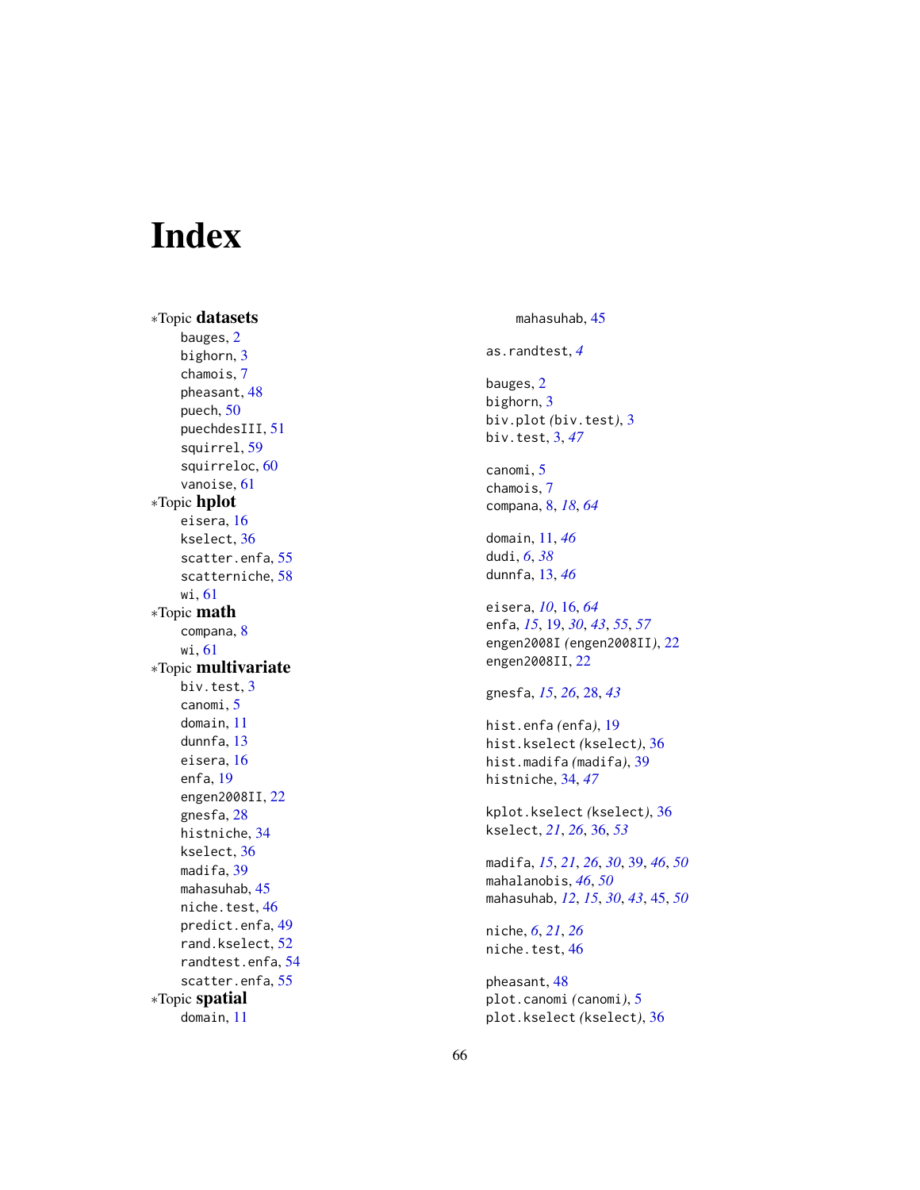# Index

*Topic **datasets**
- bauges, 2
- bighorn, 3
- chamois, 7
- pheasant, 48
- puech, 50
- puechdesIII, 51
- squirrel, 59
- squirreloc, 60
- vanoise, 61

*Topic **hplot**
- eisera, 16
- kselect, 36
- scatter.enfa, 55
- scatterniche, 58
- wi, 61

*Topic **math**
- compana, 8
- wi, 61

*Topic **multivariate**
- biv.test, 3
- canomi, 5
- domain, 11
- dunnfa, 13
- eisera, 16
- enfa, 19
- engen2008II, 22
- gnesfa, 28
- histniche, 34
- kselect, 36
- madifa, 39
- mahasuhab, 45
- niche.test, 46
- predict.enfa, 49
- rand.kselect, 52
- randtest.enfa, 54
- scatter.enfa, 55

*Topic **spatial**
- domain, 11
- mahasuhab, 45

as.randtest, *4*

bauges, 2
bighorn, 3
biv.plot (biv.test), 3
biv.test, 3, *47*

canomi, 5
chamois, 7
compana, 8, *18*, *64*

domain, 11, *46*
dudi, *6*, *38*
dunnfa, 13, *46*

eisera, *10*, 16, *64*
enfa, *15*, 19, *30*, *43*, *55*, *57*
engen2008I (engen2008II), 22
engen2008II, 22

gnesfa, *15*, *26*, 28, *43*

hist.enfa (enfa), 19
hist.kselect (kselect), 36
hist.madifa (madifa), 39
histniche, 34, *47*

kplot.kselect (kselect), 36
kselect, *21*, *26*, 36, *53*

madifa, *15*, *21*, *26*, *30*, 39, *46*, *50*
mahalanobis, *46*, *50*
mahasuhab, *12*, *15*, *30*, *43*, 45, *50*

niche, *6*, *21*, *26*
niche.test, 46

pheasant, 48
plot.canomi (canomi), 5
plot.kselect (kselect), 36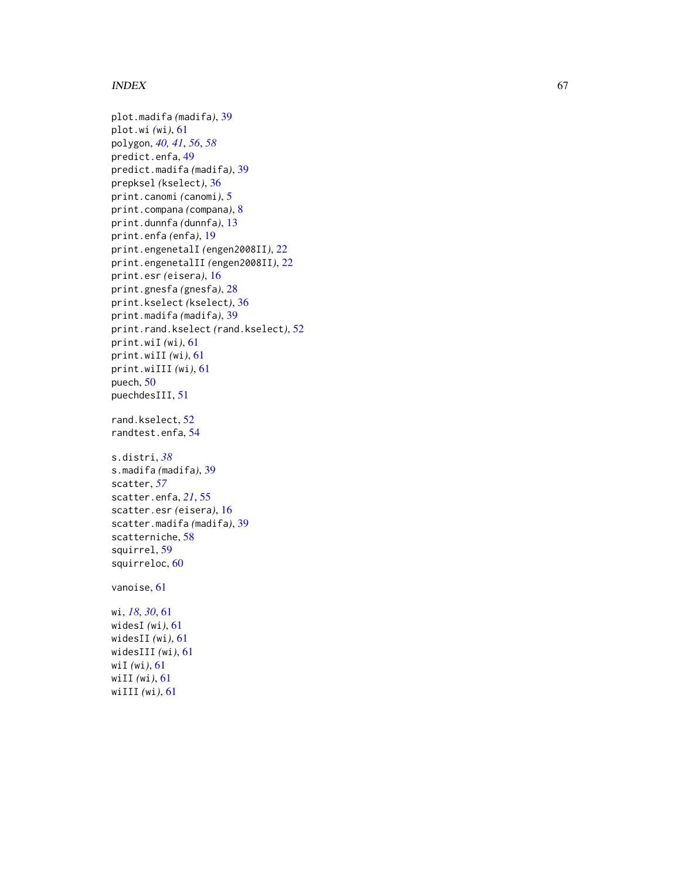plot.madifa *(madifa)*, 39
plot.wi *(wi)*, 61
polygon, *40, 41*, *56*, *58*
predict.enfa, 49
predict.madifa *(madifa)*, 39
prepksel *(kselect)*, 36
print.canomi *(canomi)*, 5
print.compana *(compana)*, 8
print.dunnfa *(dunnfa)*, 13
print.enfa *(enfa)*, 19
print.engenetalI *(engen2008II)*, 22
print.engenetalII *(engen2008II)*, 22
print.esr *(eisera)*, 16
print.gnesfa *(gnesfa)*, 28
print.kselect *(kselect)*, 36
print.madifa *(madifa)*, 39
print.rand.kselect *(rand.kselect)*, 52
print.wiI *(wi)*, 61
print.wiII *(wi)*, 61
print.wiIII *(wi)*, 61
puech, 50
puechdesIII, 51

rand.kselect, 52
randtest.enfa, 54

s.distri, *38*
s.madifa *(madifa)*, 39
scatter, *57*
scatter.enfa, *21*, 55
scatter.esr *(eisera)*, 16
scatter.madifa *(madifa)*, 39
scatterniche, 58
squirrel, 59
squirreloc, 60

vanoise, 61

wi, *18*, *30*, 61
widesI *(wi)*, 61
widesII *(wi)*, 61
widesIII *(wi)*, 61
wiI *(wi)*, 61
wiII *(wi)*, 61
wiIII *(wi)*, 61